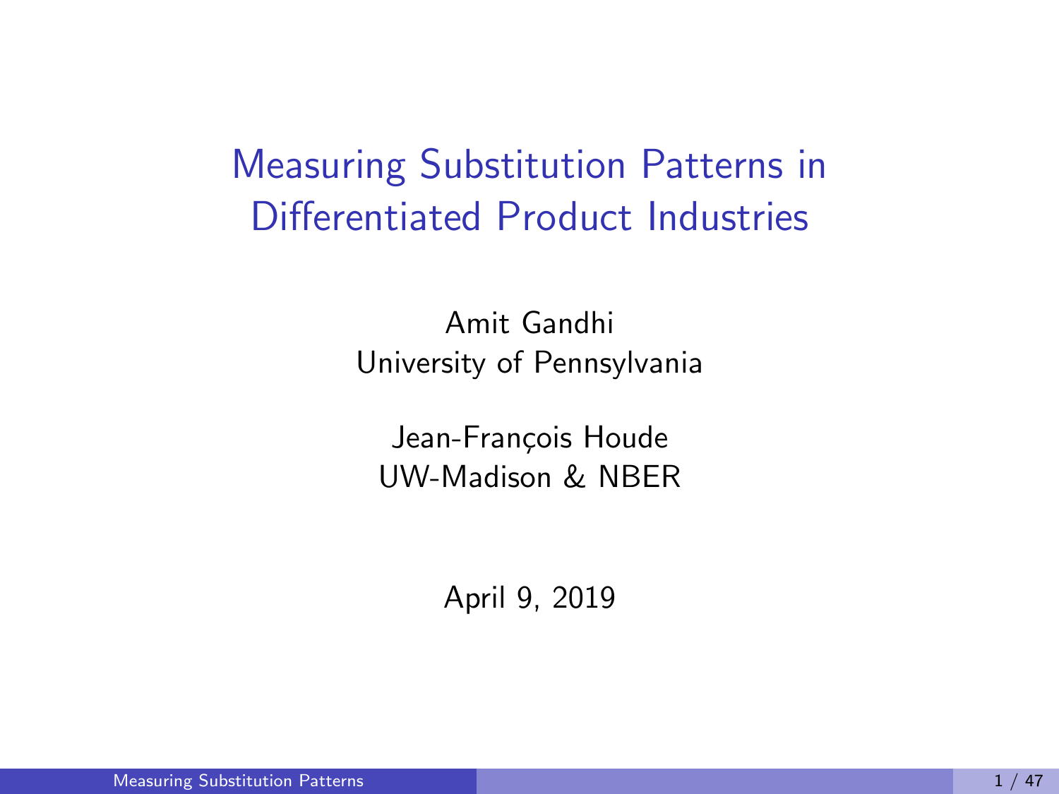# Measuring Substitution Patterns in Differentiated Product Industries

Amit Gandhi
University of Pennsylvania

Jean-François Houde
UW-Madison & NBER

April 9, 2019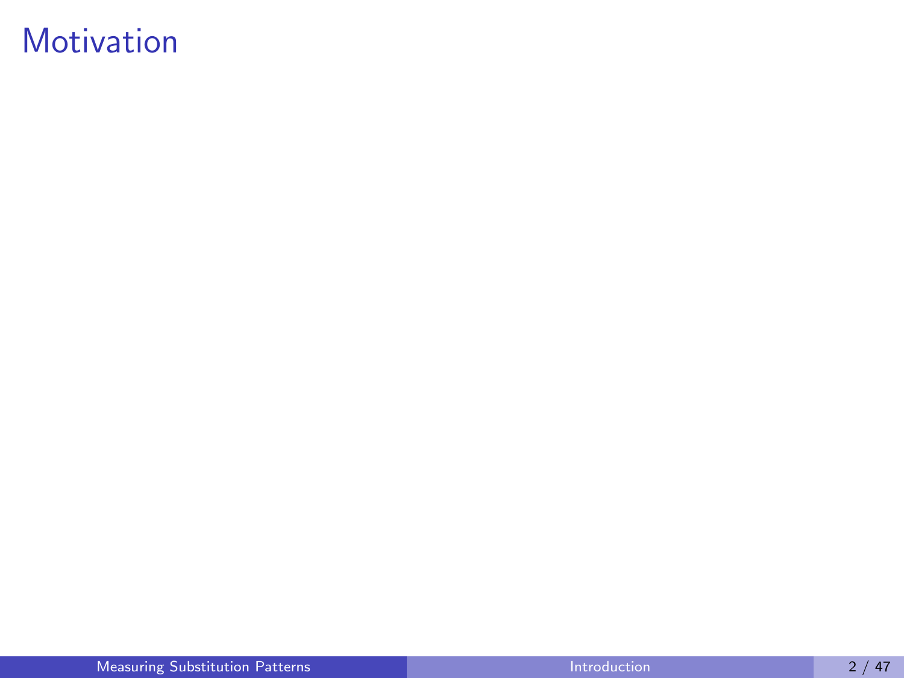# Motivation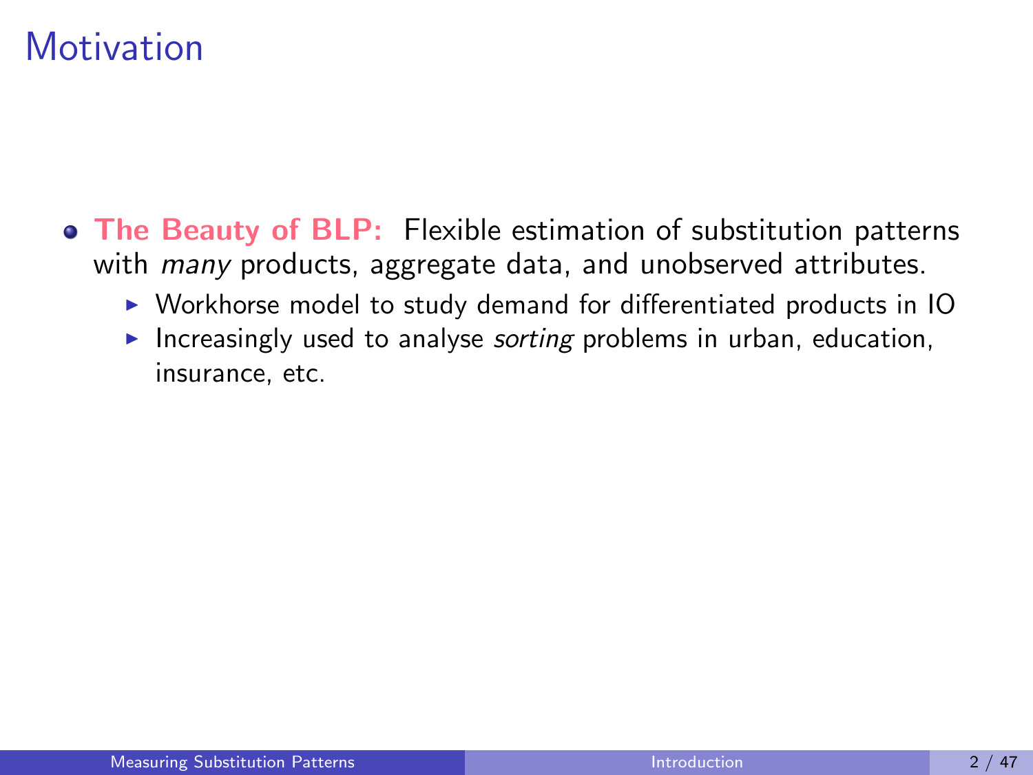# Motivation

- **The Beauty of BLP:** Flexible estimation of substitution patterns with *many* products, aggregate data, and unobserved attributes.
  - Workhorse model to study demand for differentiated products in IO
  - Increasingly used to analyse *sorting* problems in urban, education, insurance, etc.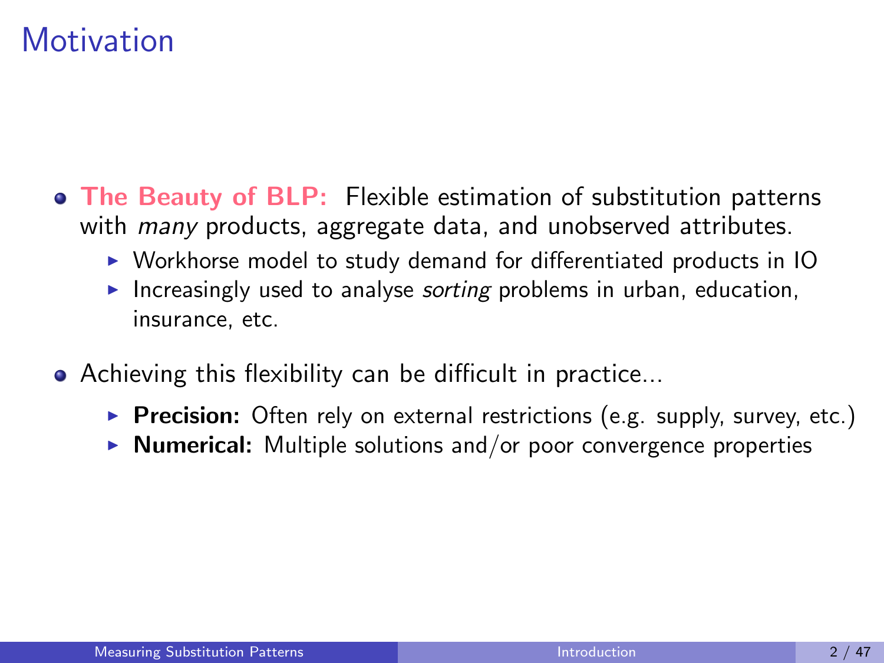# Motivation

- **The Beauty of BLP:** Flexible estimation of substitution patterns with *many* products, aggregate data, and unobserved attributes.
  - Workhorse model to study demand for differentiated products in IO
  - Increasingly used to analyse *sorting* problems in urban, education, insurance, etc.
- Achieving this flexibility can be difficult in practice...
  - **Precision:** Often rely on external restrictions (e.g. supply, survey, etc.)
  - **Numerical:** Multiple solutions and/or poor convergence properties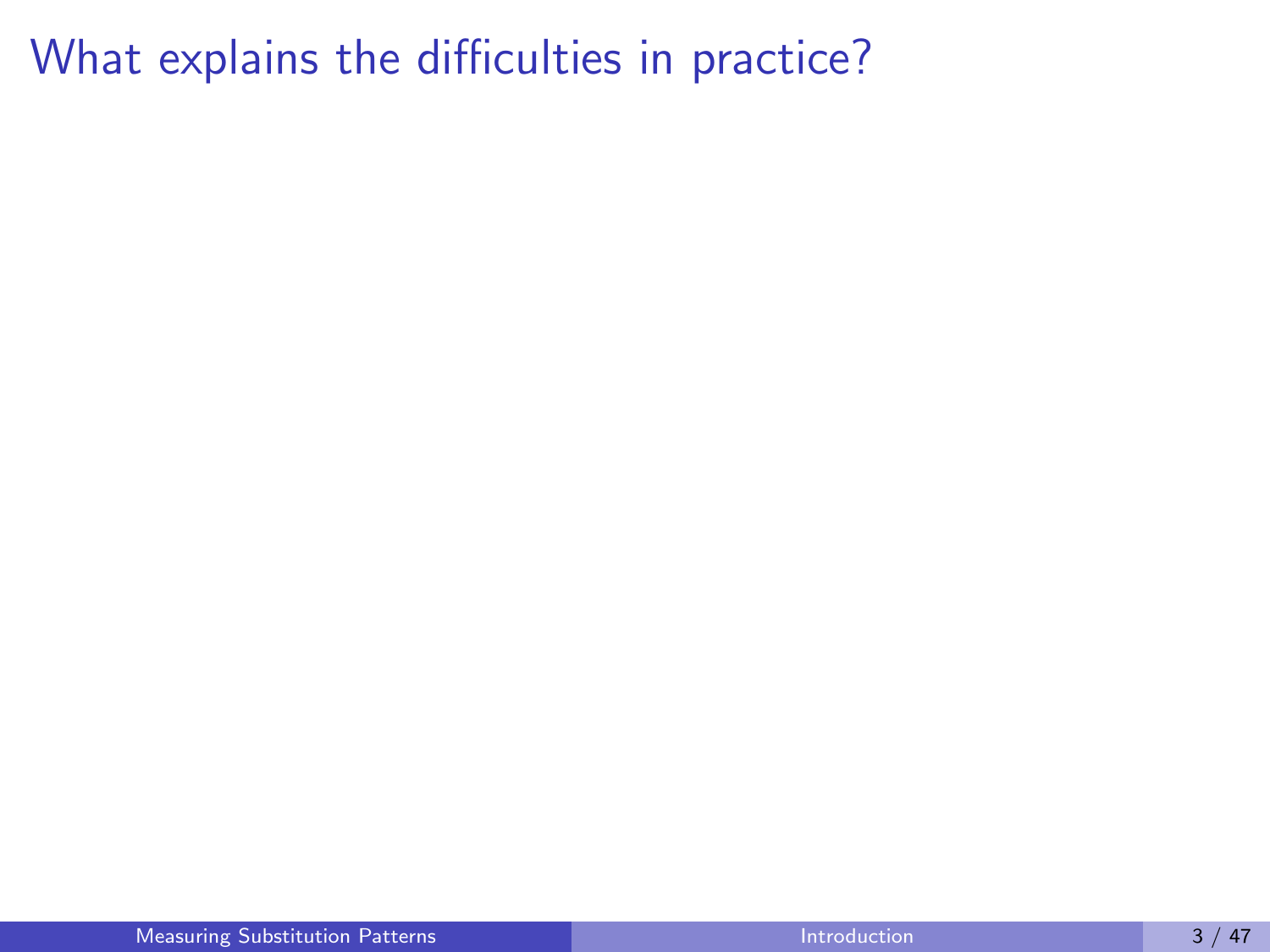# What explains the difficulties in practice?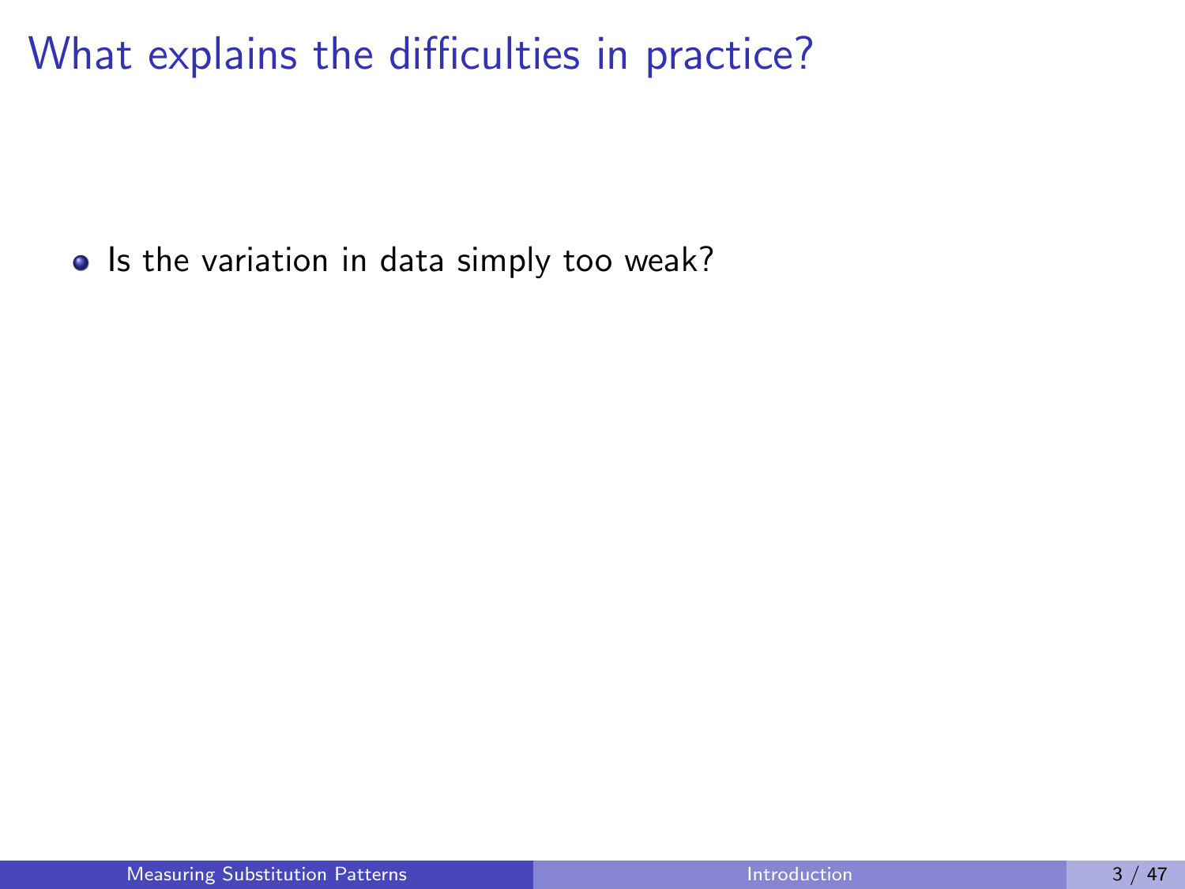# What explains the difficulties in practice?

- Is the variation in data simply too weak?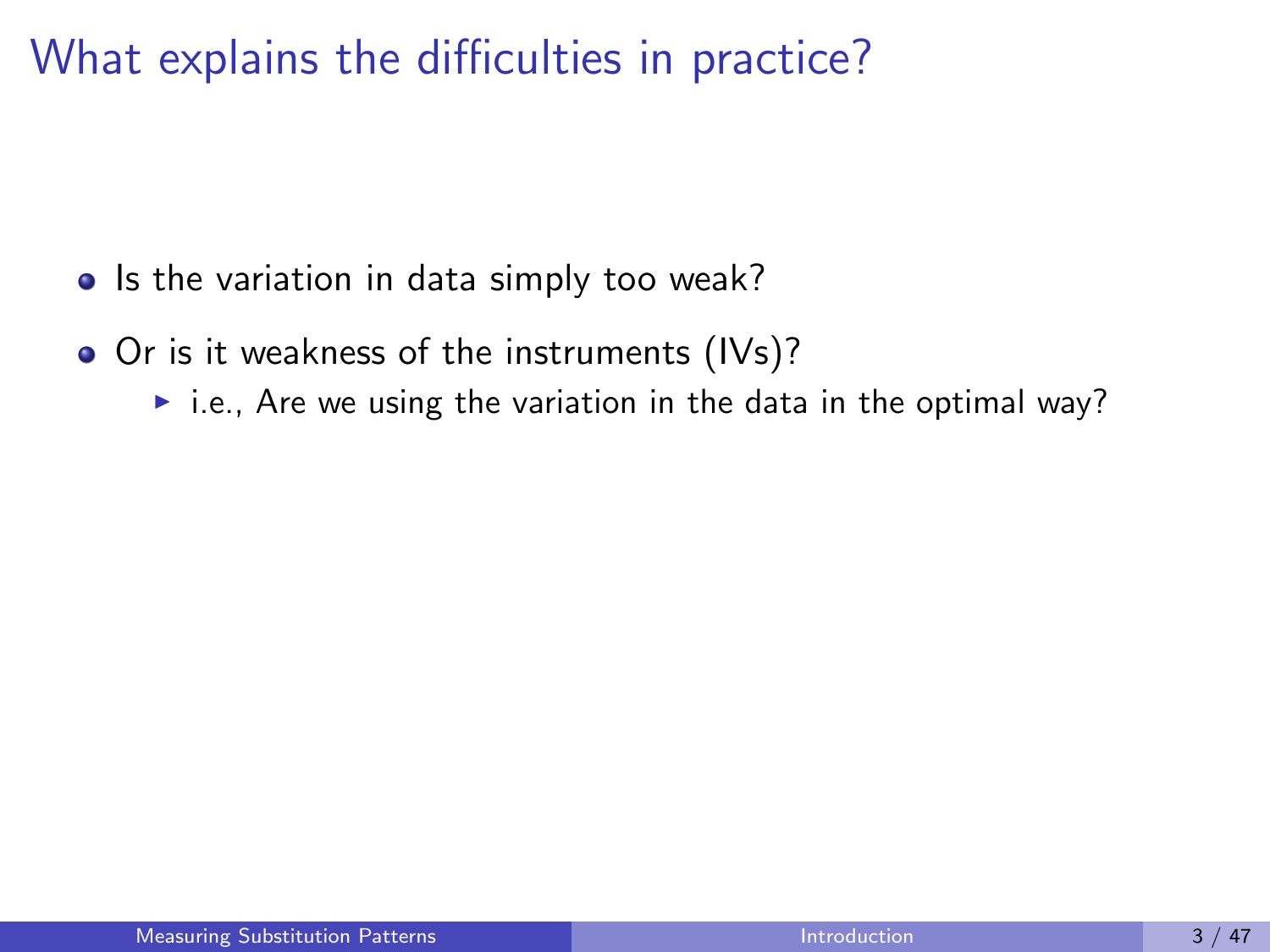# What explains the difficulties in practice?

- Is the variation in data simply too weak?
- Or is it weakness of the instruments (IVs)?
  - i.e., Are we using the variation in the data in the optimal way?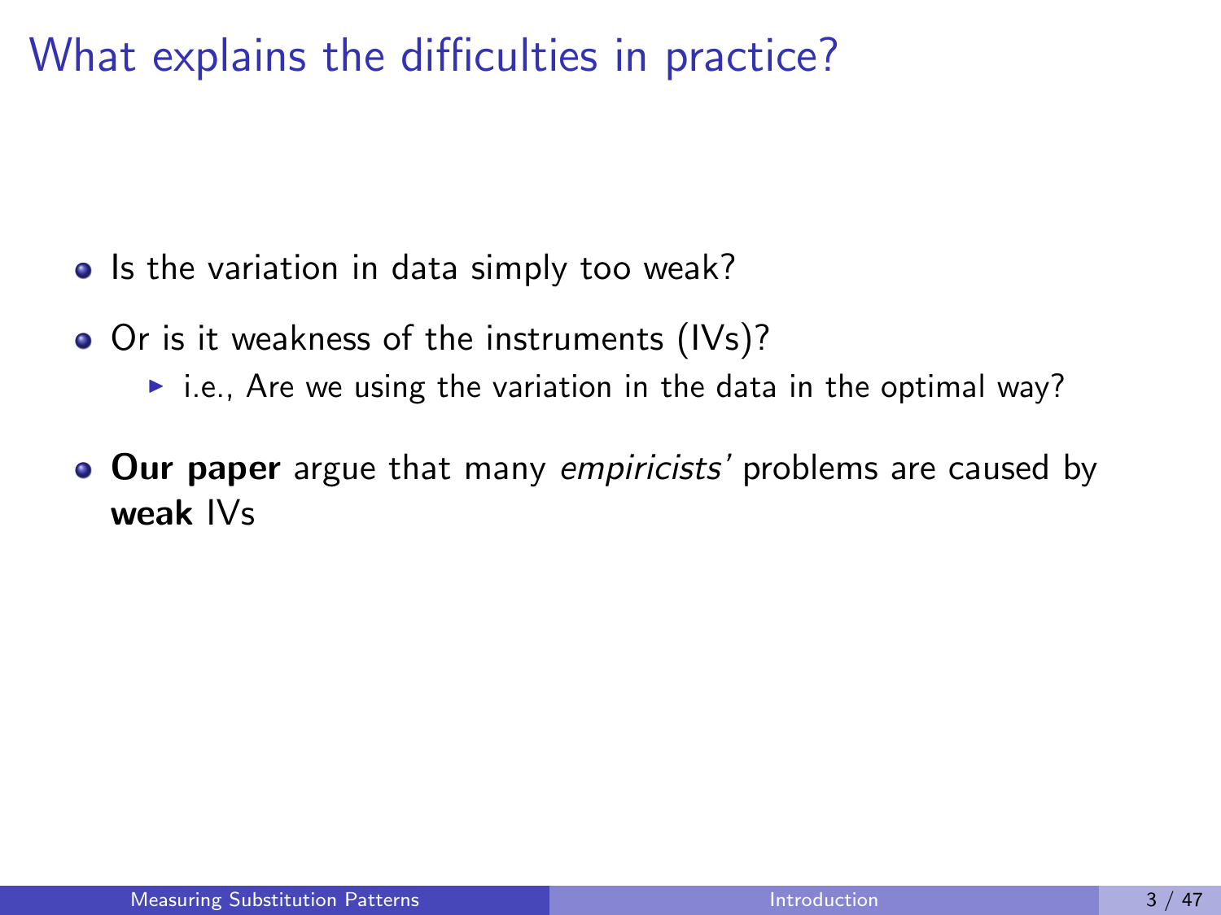# What explains the difficulties in practice?

- Is the variation in data simply too weak?
- Or is it weakness of the instruments (IVs)?
  - i.e., Are we using the variation in the data in the optimal way?
- **Our paper** argue that many *empiricists'* problems are caused by **weak** IVs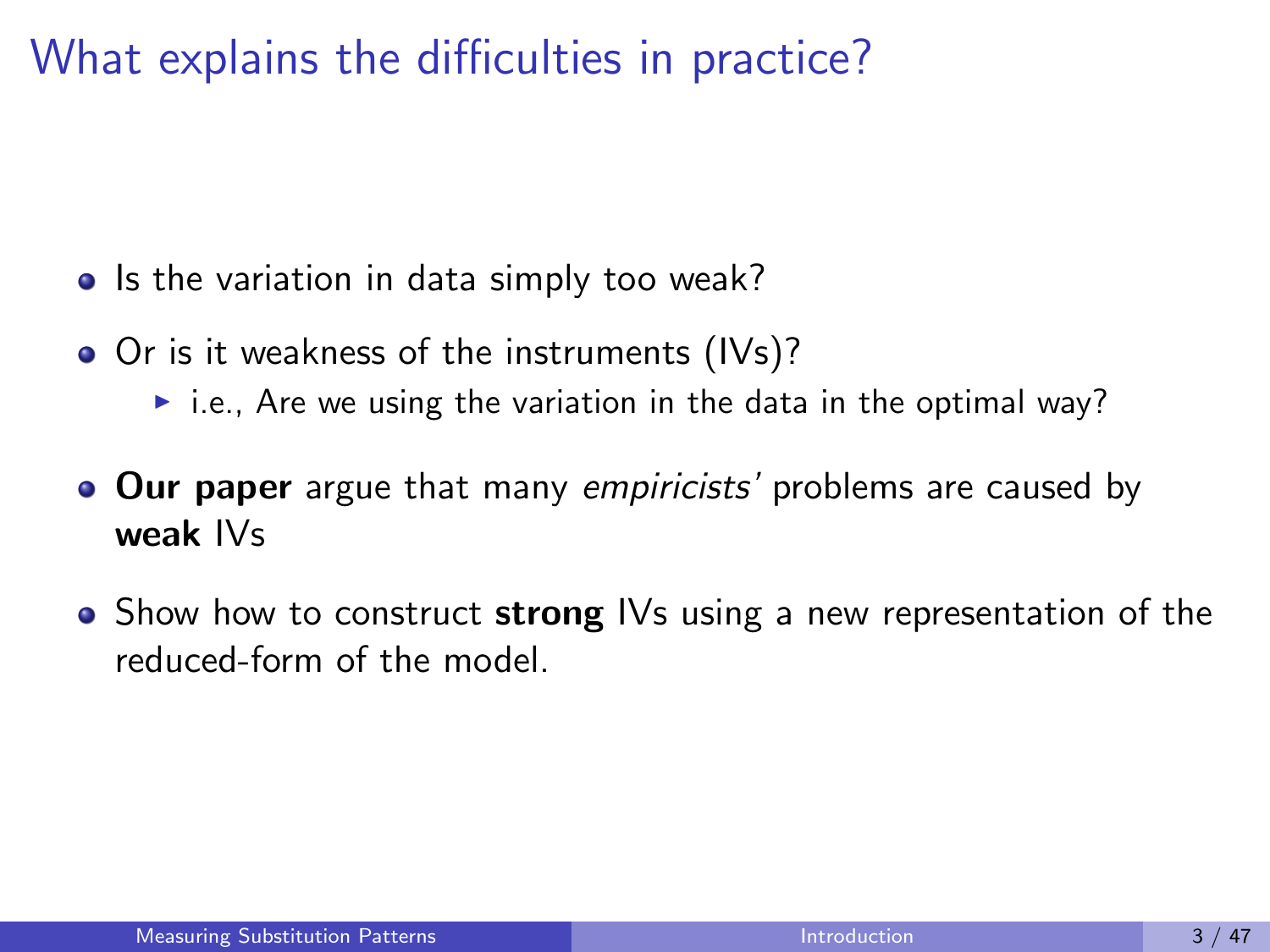# What explains the difficulties in practice?

- Is the variation in data simply too weak?
- Or is it weakness of the instruments (IVs)?
  - i.e., Are we using the variation in the data in the optimal way?
- **Our paper** argue that many *empiricists'* problems are caused by **weak** IVs
- Show how to construct **strong** IVs using a new representation of the reduced-form of the model.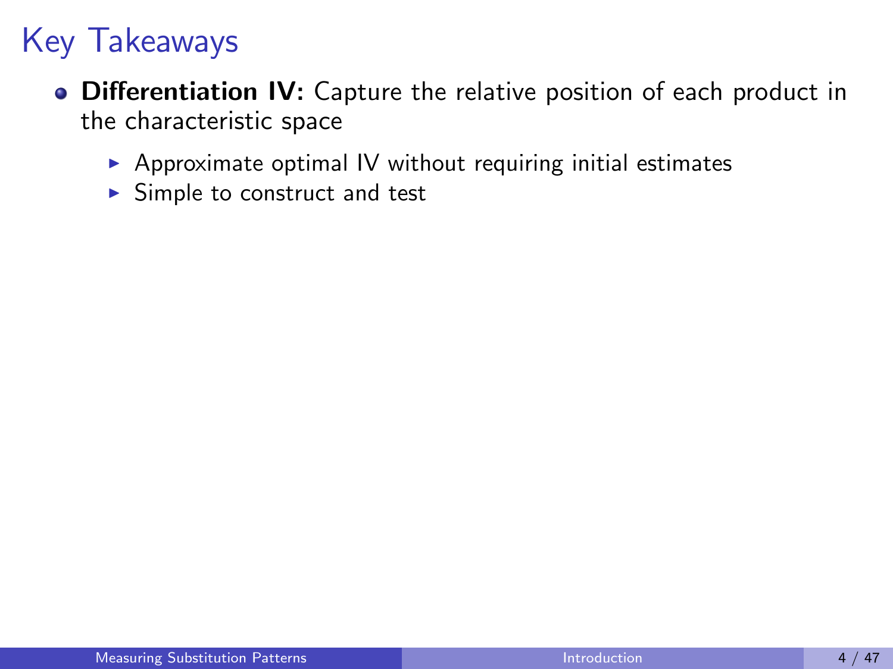# Key Takeaways

- **Differentiation IV:** Capture the relative position of each product in the characteristic space
  - Approximate optimal IV without requiring initial estimates
  - Simple to construct and test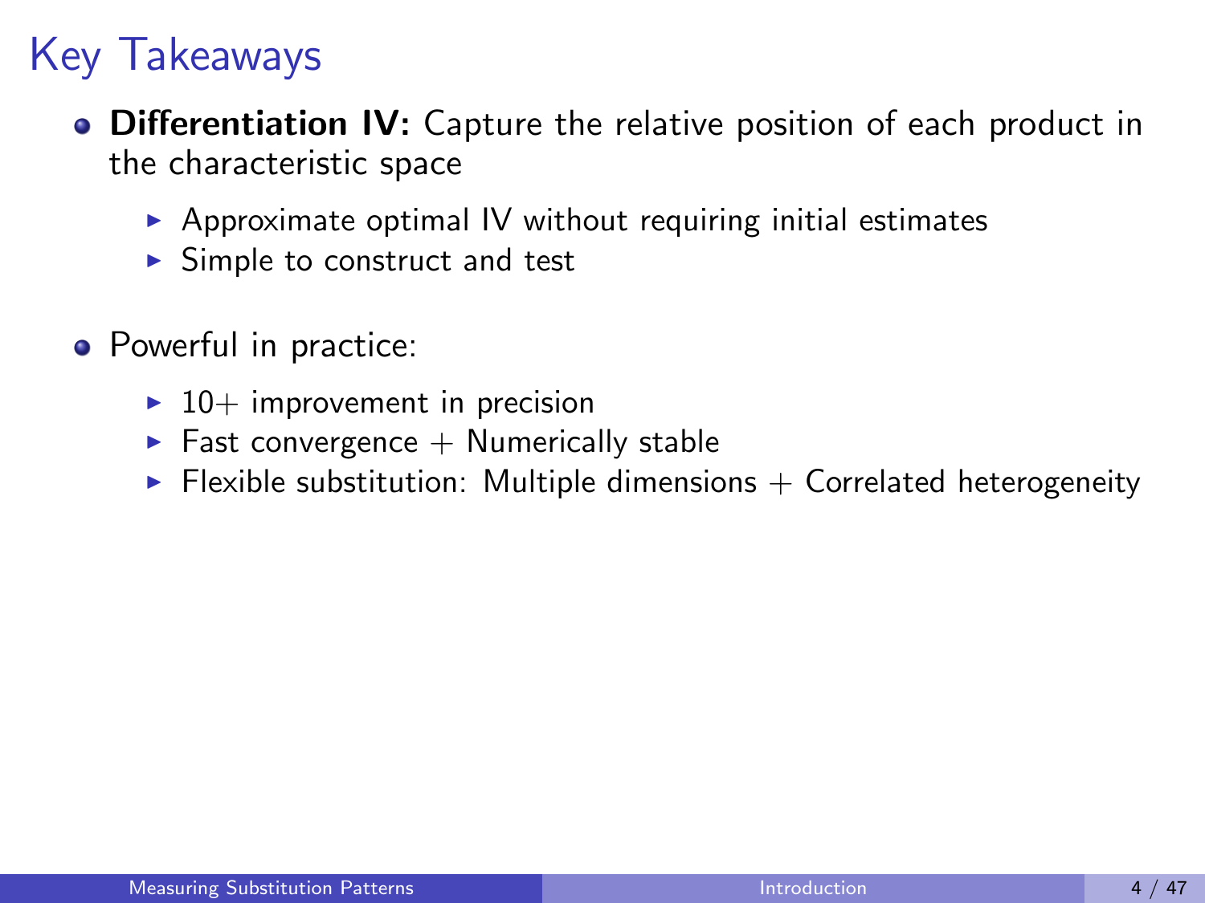# Key Takeaways

- **Differentiation IV:** Capture the relative position of each product in the characteristic space
  - Approximate optimal IV without requiring initial estimates
  - Simple to construct and test
- Powerful in practice:
  - 10+ improvement in precision
  - Fast convergence + Numerically stable
  - Flexible substitution: Multiple dimensions + Correlated heterogeneity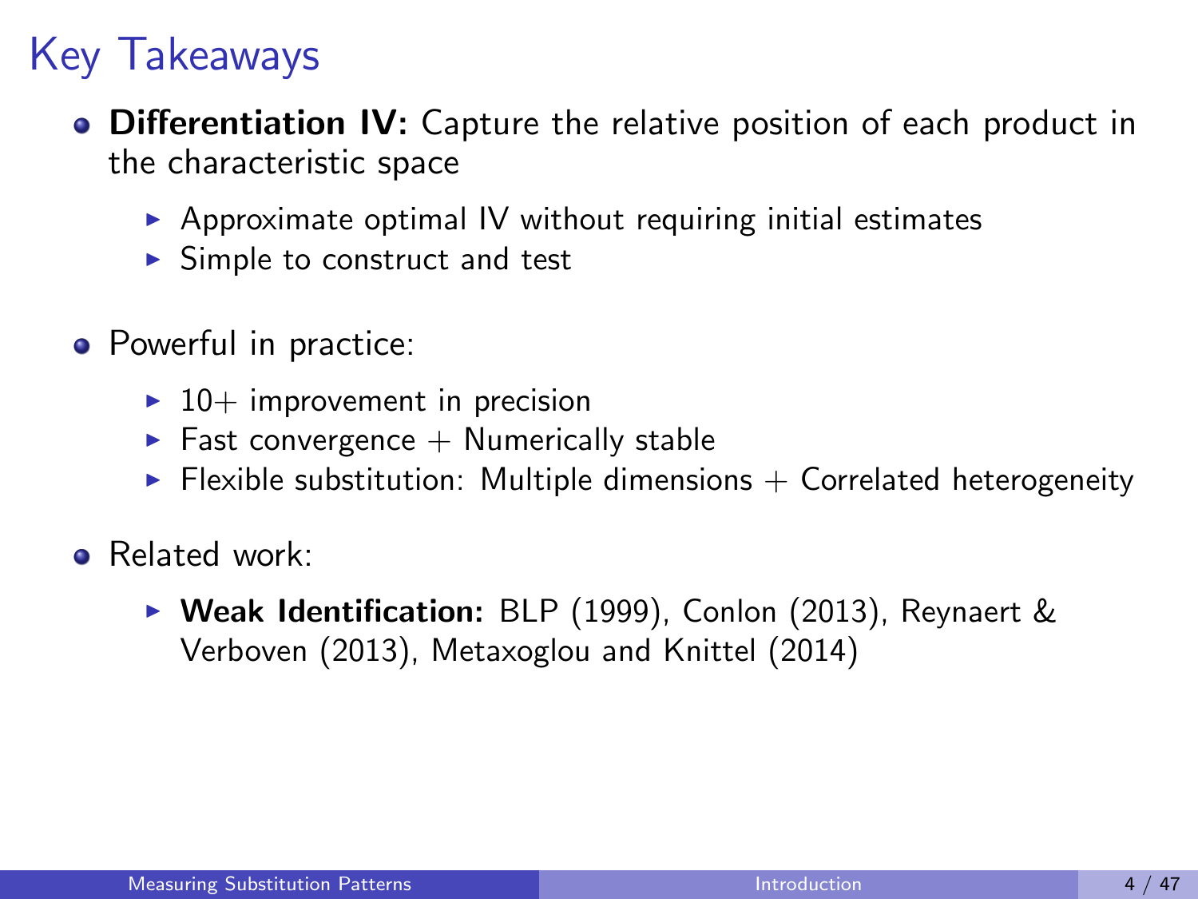# Key Takeaways

- **Differentiation IV:** Capture the relative position of each product in the characteristic space
    - Approximate optimal IV without requiring initial estimates
    - Simple to construct and test
- Powerful in practice:
    - 10+ improvement in precision
    - Fast convergence + Numerically stable
    - Flexible substitution: Multiple dimensions + Correlated heterogeneity
- Related work:
    - **Weak Identification:** BLP (1999), Conlon (2013), Reynaert & Verboven (2013), Metaxoglou and Knittel (2014)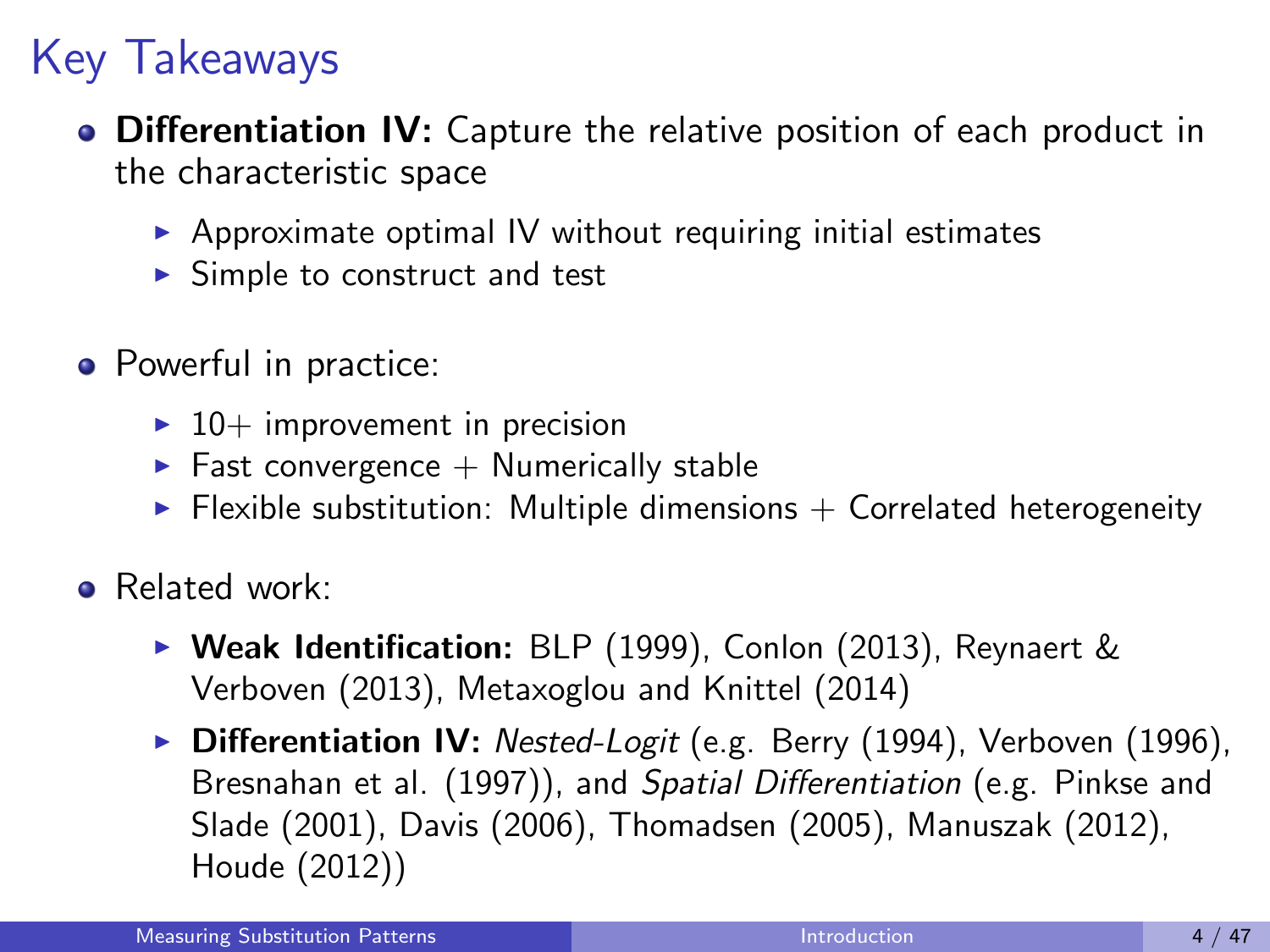# Key Takeaways

- **Differentiation IV:** Capture the relative position of each product in the characteristic space
  - Approximate optimal IV without requiring initial estimates
  - Simple to construct and test

- Powerful in practice:
  - 10+ improvement in precision
  - Fast convergence + Numerically stable
  - Flexible substitution: Multiple dimensions + Correlated heterogeneity

- Related work:
  - **Weak Identification:** BLP (1999), Conlon (2013), Reynaert & Verboven (2013), Metaxoglou and Knittel (2014)
  - **Differentiation IV:** *Nested-Logit* (e.g. Berry (1994), Verboven (1996), Bresnahan et al. (1997)), and *Spatial Differentiation* (e.g. Pinkse and Slade (2001), Davis (2006), Thomadsen (2005), Manuszak (2012), Houde (2012))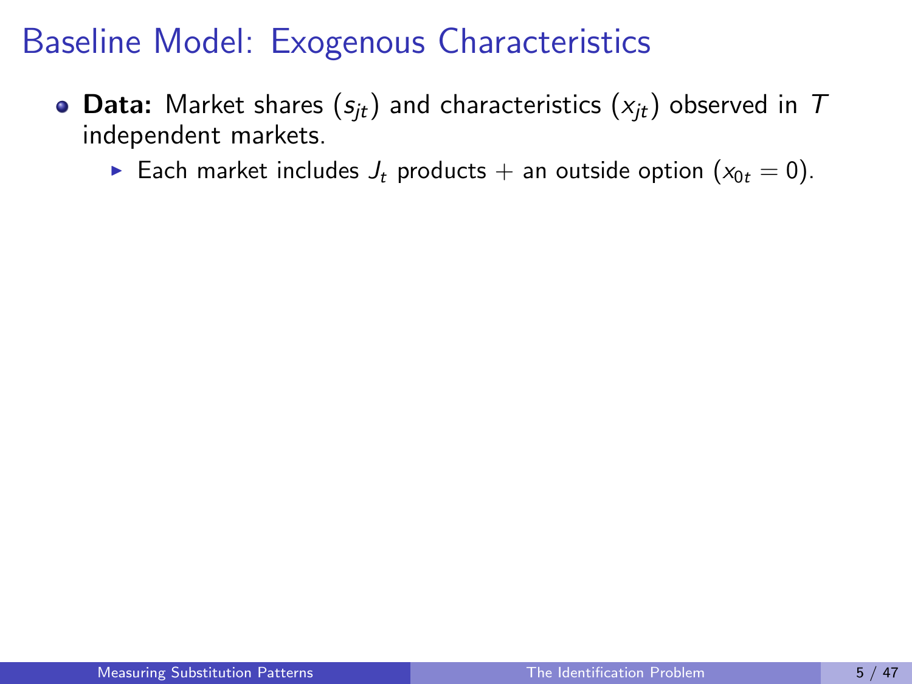# Baseline Model: Exogenous Characteristics

- **Data:** Market shares ($s_{jt}$) and characteristics ($x_{jt}$) observed in $T$ independent markets.
  - Each market includes $J_t$ products + an outside option ($x_{0t} = 0$).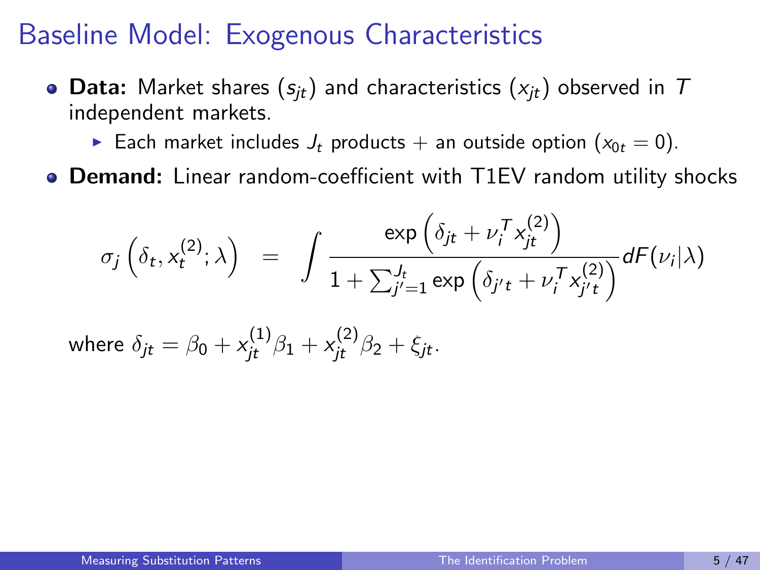# Baseline Model: Exogenous Characteristics

- **Data:** Market shares ($s_{jt}$) and characteristics ($x_{jt}$) observed in $T$ independent markets.
  - Each market includes $J_t$ products + an outside option ($x_{0t} = 0$).
- **Demand:** Linear random-coefficient with T1EV random utility shocks

$$\sigma_j\left(\delta_t, x_t^{(2)}; \lambda\right) \quad = \quad \int \frac{\exp\left(\delta_{jt} + \nu_i^T x_{jt}^{(2)}\right)}{1 + \sum_{j'=1}^{J_t} \exp\left(\delta_{j't} + \nu_i^T x_{j't}^{(2)}\right)} dF(\nu_i|\lambda)$$

where $\delta_{jt} = \beta_0 + x_{jt}^{(1)}\beta_1 + x_{jt}^{(2)}\beta_2 + \xi_{jt}$.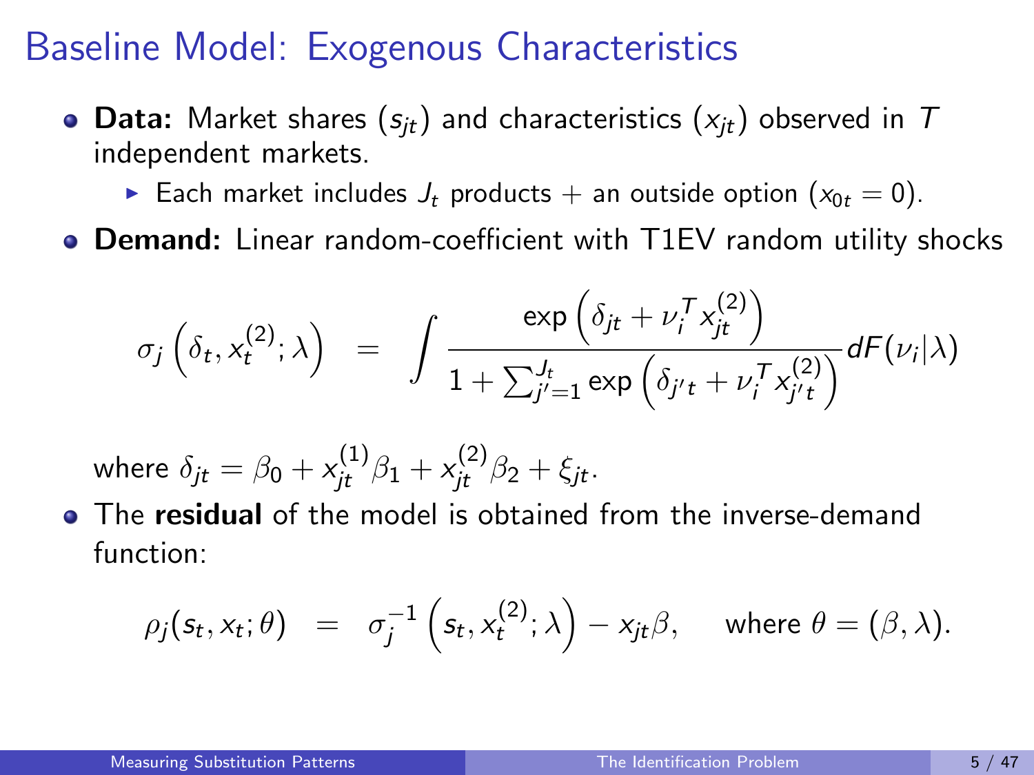# Baseline Model: Exogenous Characteristics

- **Data:** Market shares ($s_{jt}$) and characteristics ($x_{jt}$) observed in $T$ independent markets.
  - Each market includes $J_t$ products + an outside option ($x_{0t} = 0$).
- **Demand:** Linear random-coefficient with T1EV random utility shocks

$$
\sigma_j\left(\delta_t, x_t^{(2)}; \lambda\right) = \int \frac{\exp\left(\delta_{jt} + \nu_i^T x_{jt}^{(2)}\right)}{1 + \sum_{j'=1}^{J_t} \exp\left(\delta_{j't} + \nu_i^T x_{j't}^{(2)}\right)} dF(\nu_i|\lambda)
$$

where $\delta_{jt} = \beta_0 + x_{jt}^{(1)}\beta_1 + x_{jt}^{(2)}\beta_2 + \xi_{jt}$.

- The **residual** of the model is obtained from the inverse-demand function:

$$
\rho_j(s_t, x_t; \theta) = \sigma_j^{-1}\left(s_t, x_t^{(2)}; \lambda\right) - x_{jt}\beta, \quad \text{where } \theta = (\beta, \lambda).
$$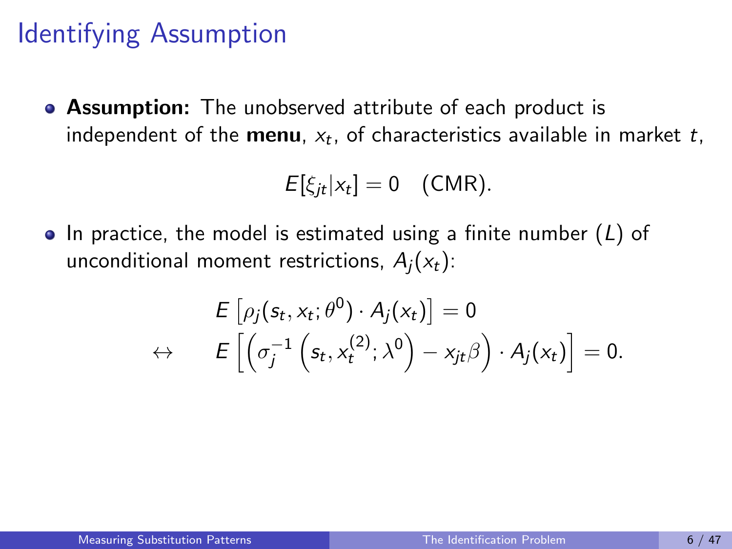# Identifying Assumption

- **Assumption:** The unobserved attribute of each product is independent of the **menu**, $x_t$, of characteristics available in market $t$,

$$E[\xi_{jt}|x_t] = 0 \quad \text{(CMR)}.$$

- In practice, the model is estimated using a finite number ($L$) of unconditional moment restrictions, $A_j(x_t)$:

$$\begin{aligned} & E\left[\rho_j(s_t, x_t; \theta^0) \cdot A_j(x_t)\right] = 0 \\ \leftrightarrow \quad & E\left[\left(\sigma_j^{-1}\left(s_t, x_t^{(2)}; \lambda^0\right) - x_{jt}\beta\right) \cdot A_j(x_t)\right] = 0. \end{aligned}$$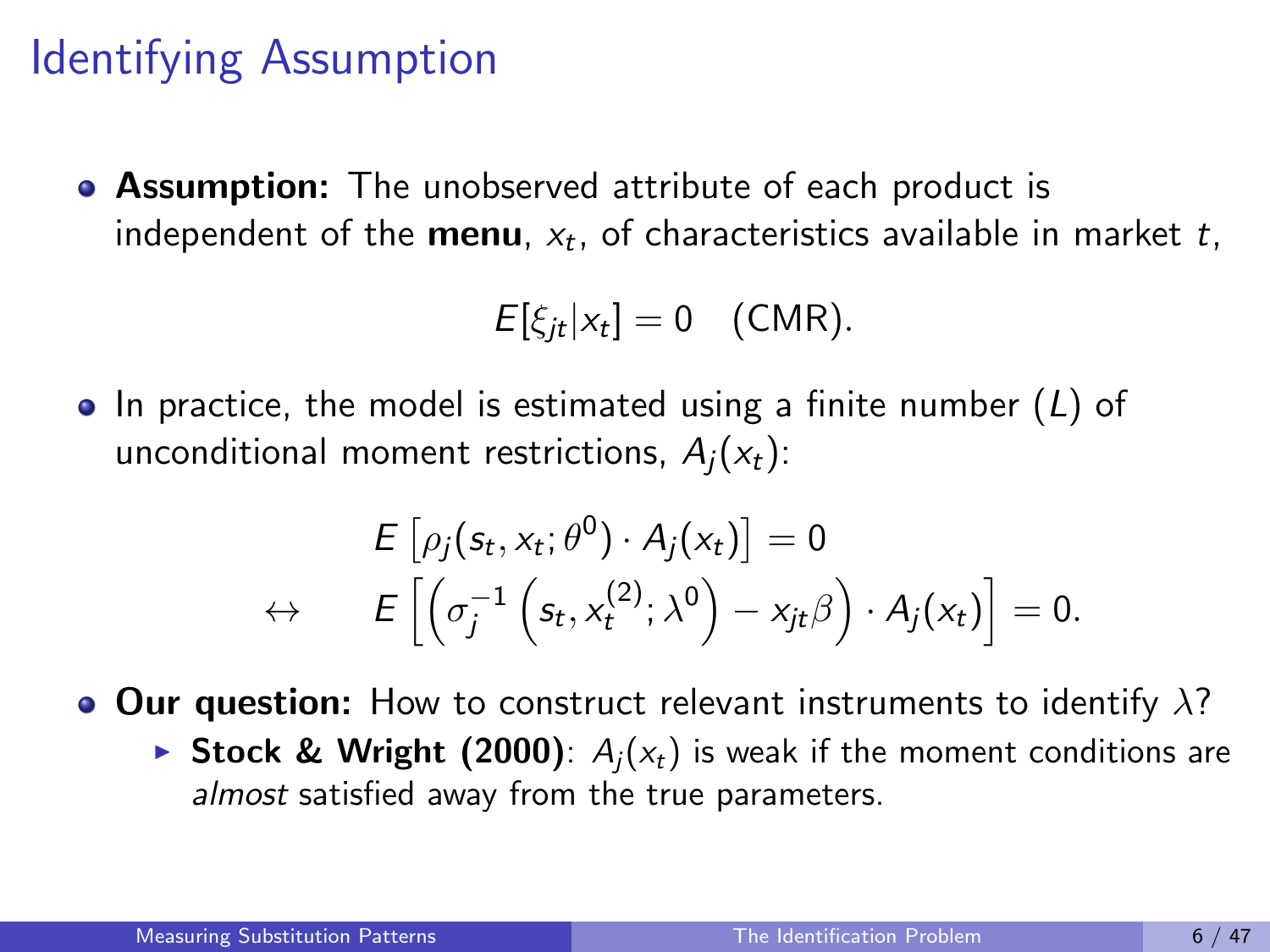# Identifying Assumption

- **Assumption:** The unobserved attribute of each product is independent of the **menu**, $x_t$, of characteristics available in market $t$,

$$E[\xi_{jt}|x_t] = 0 \quad \text{(CMR)}.$$

- In practice, the model is estimated using a finite number ($L$) of unconditional moment restrictions, $A_j(x_t)$:

$$\begin{aligned} & E\left[\rho_j(s_t, x_t; \theta^0) \cdot A_j(x_t)\right] = 0 \\ \leftrightarrow \quad & E\left[\left(\sigma_j^{-1}\left(s_t, x_t^{(2)}; \lambda^0\right) - x_{jt}\beta\right) \cdot A_j(x_t)\right] = 0. \end{aligned}$$

- **Our question:** How to construct relevant instruments to identify $\lambda$?
  - **Stock & Wright (2000)**: $A_j(x_t)$ is weak if the moment conditions are *almost* satisfied away from the true parameters.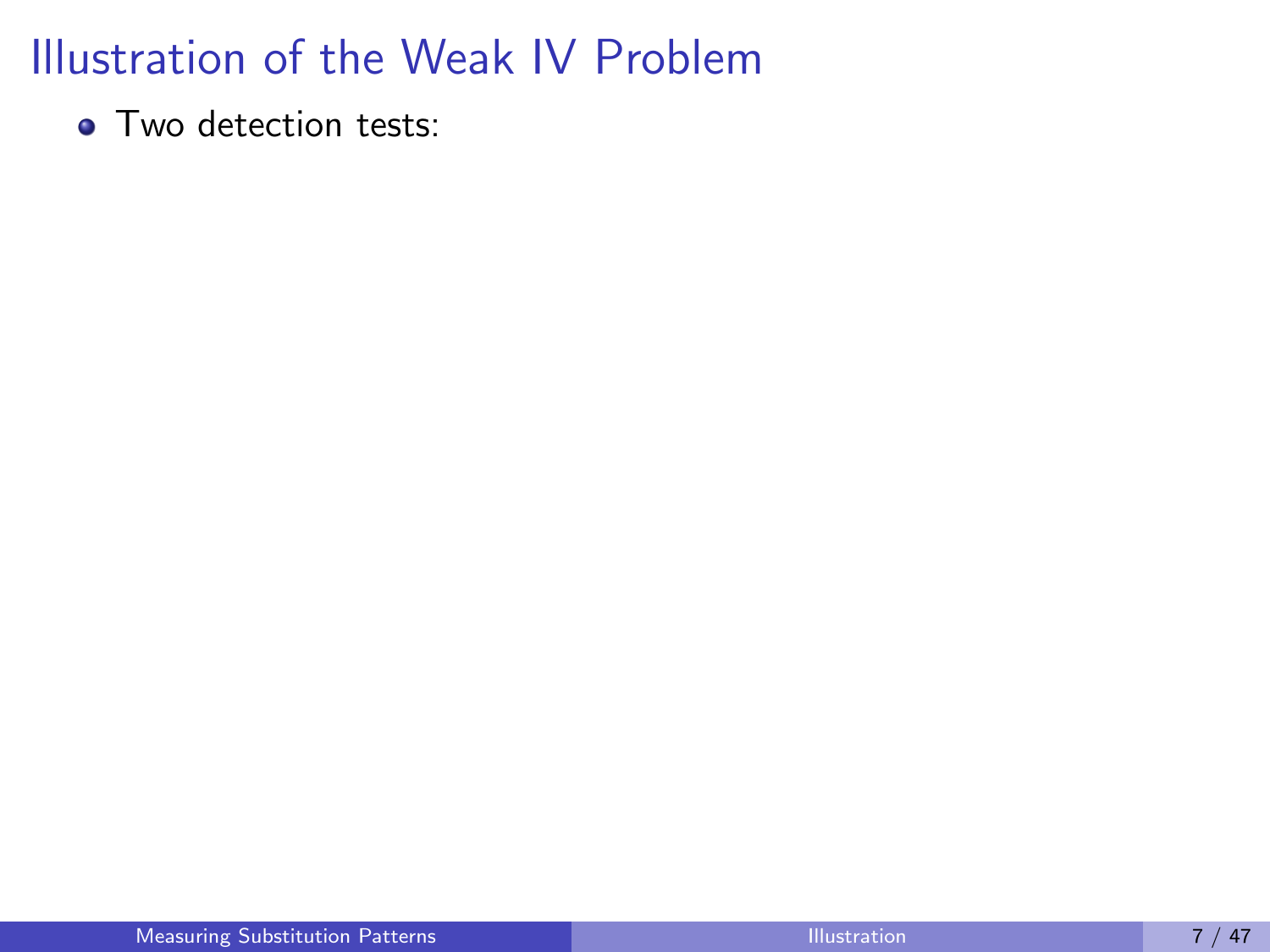# Illustration of the Weak IV Problem

- Two detection tests: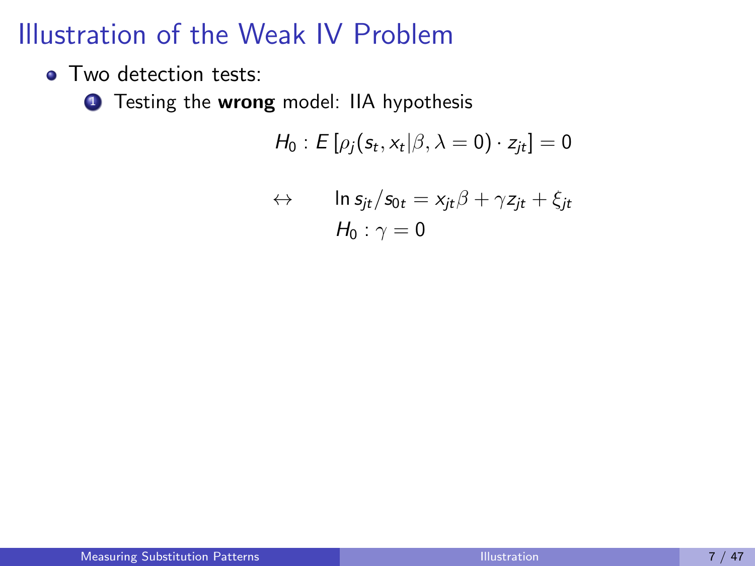# Illustration of the Weak IV Problem

- Two detection tests:
  1. Testing the **wrong** model: IIA hypothesis

$$H_0 : E\left[\rho_j(s_t, x_t|\beta, \lambda = 0) \cdot z_{jt}\right] = 0$$

$$\leftrightarrow \qquad \ln s_{jt}/s_{0t} = x_{jt}\beta + \gamma z_{jt} + \xi_{jt}$$

$$H_0 : \gamma = 0$$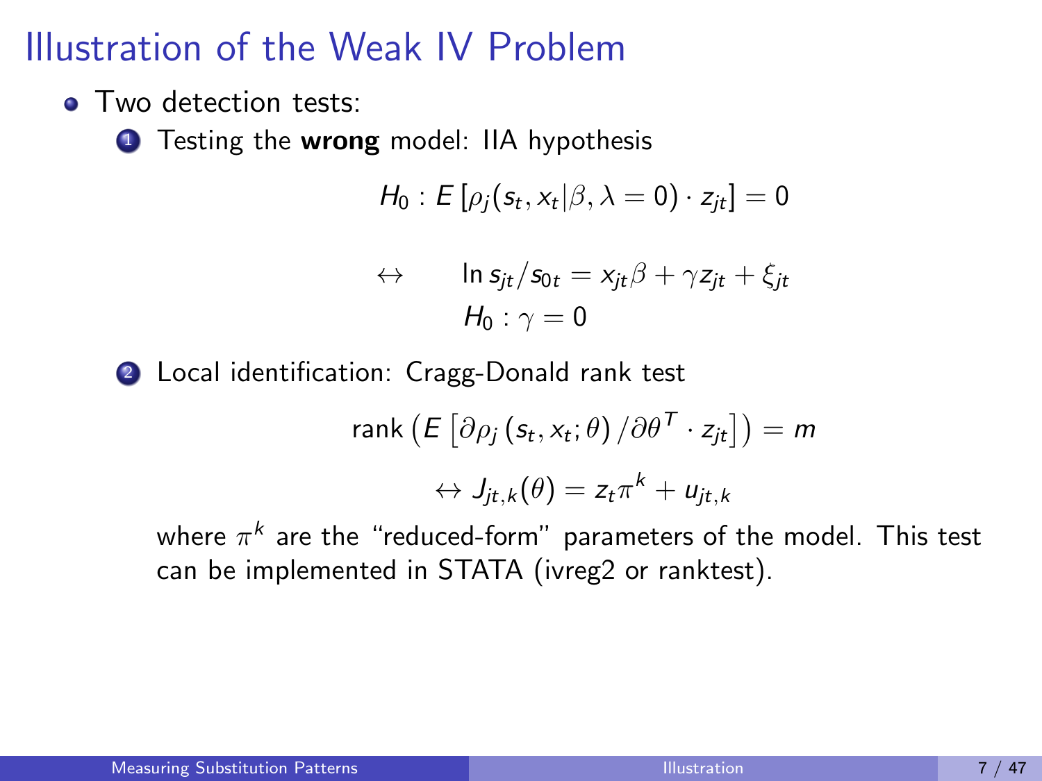# Illustration of the Weak IV Problem

- Two detection tests:
  1. Testing the **wrong** model: IIA hypothesis

$$H_0 : E\left[\rho_j(s_t, x_t|\beta, \lambda = 0) \cdot z_{jt}\right] = 0$$

$$\leftrightarrow \qquad \ln s_{jt}/s_{0t} = x_{jt}\beta + \gamma z_{jt} + \xi_{jt}$$

$$H_0 : \gamma = 0$$

  2. Local identification: Cragg-Donald rank test

$$\text{rank}\left(E\left[\partial\rho_j\left(s_t, x_t; \theta\right)/\partial\theta^T \cdot z_{jt}\right]\right) = m$$

$$\leftrightarrow J_{jt,k}(\theta) = z_t\pi^k + u_{jt,k}$$

where $\pi^k$ are the "reduced-form" parameters of the model. This test can be implemented in STATA (ivreg2 or ranktest).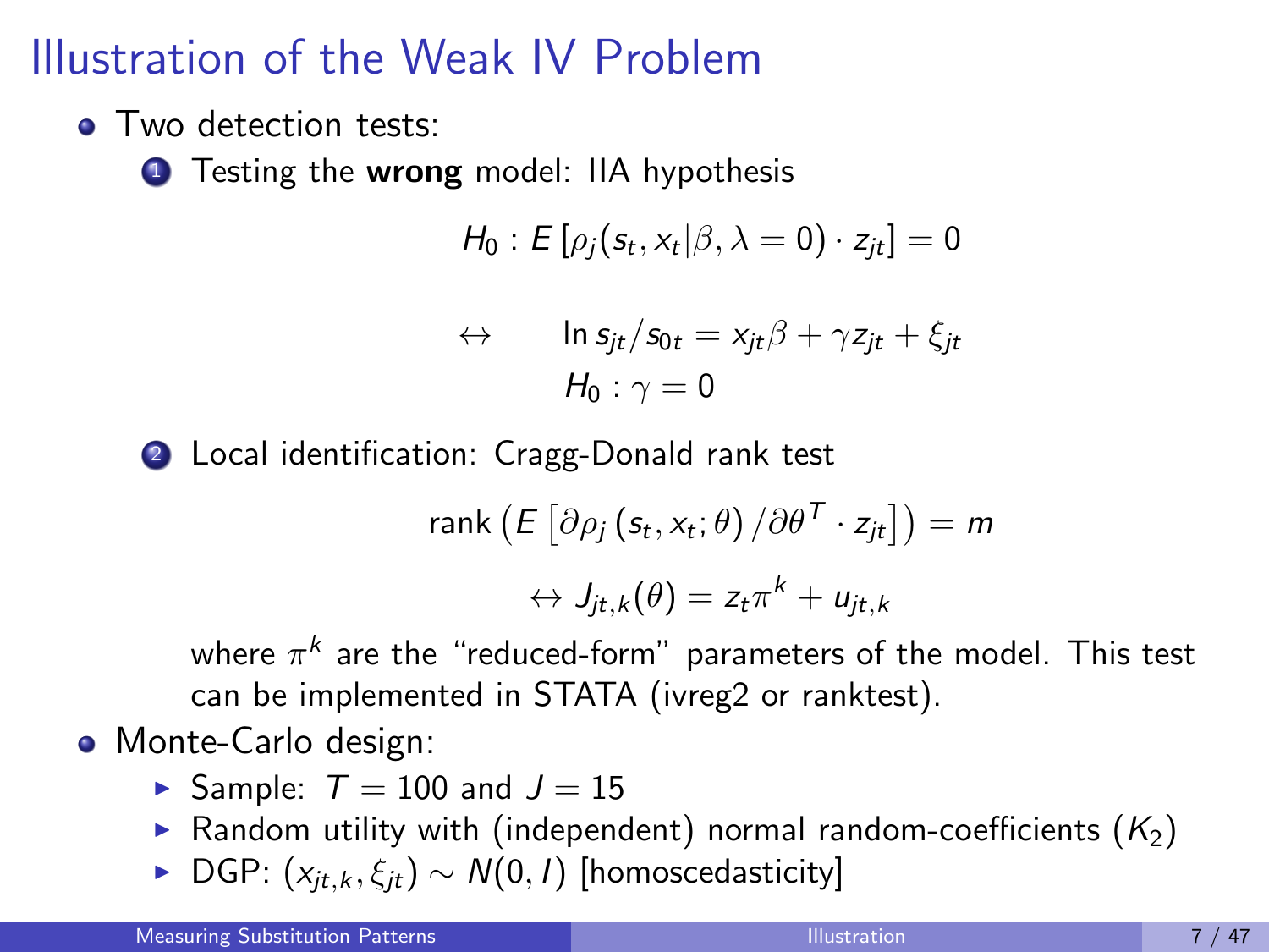# Illustration of the Weak IV Problem

- Two detection tests:
  1. Testing the **wrong** model: IIA hypothesis

$$H_0 : E\left[\rho_j(s_t, x_t|\beta, \lambda = 0) \cdot z_{jt}\right] = 0$$

$$\leftrightarrow \qquad \ln s_{jt}/s_{0t} = x_{jt}\beta + \gamma z_{jt} + \xi_{jt}$$

$$H_0 : \gamma = 0$$

  2. Local identification: Cragg-Donald rank test

$$\text{rank}\left(E\left[\partial\rho_j\left(s_t, x_t; \theta\right)/\partial\theta^T \cdot z_{jt}\right]\right) = m$$

$$\leftrightarrow J_{jt,k}(\theta) = z_t\pi^k + u_{jt,k}$$

  where $\pi^k$ are the "reduced-form" parameters of the model. This test can be implemented in STATA (ivreg2 or ranktest).

- Monte-Carlo design:
  - Sample: $T = 100$ and $J = 15$
  - Random utility with (independent) normal random-coefficients ($K_2$)
  - DGP: $(x_{jt,k}, \xi_{jt}) \sim N(0, I)$ [homoscedasticity]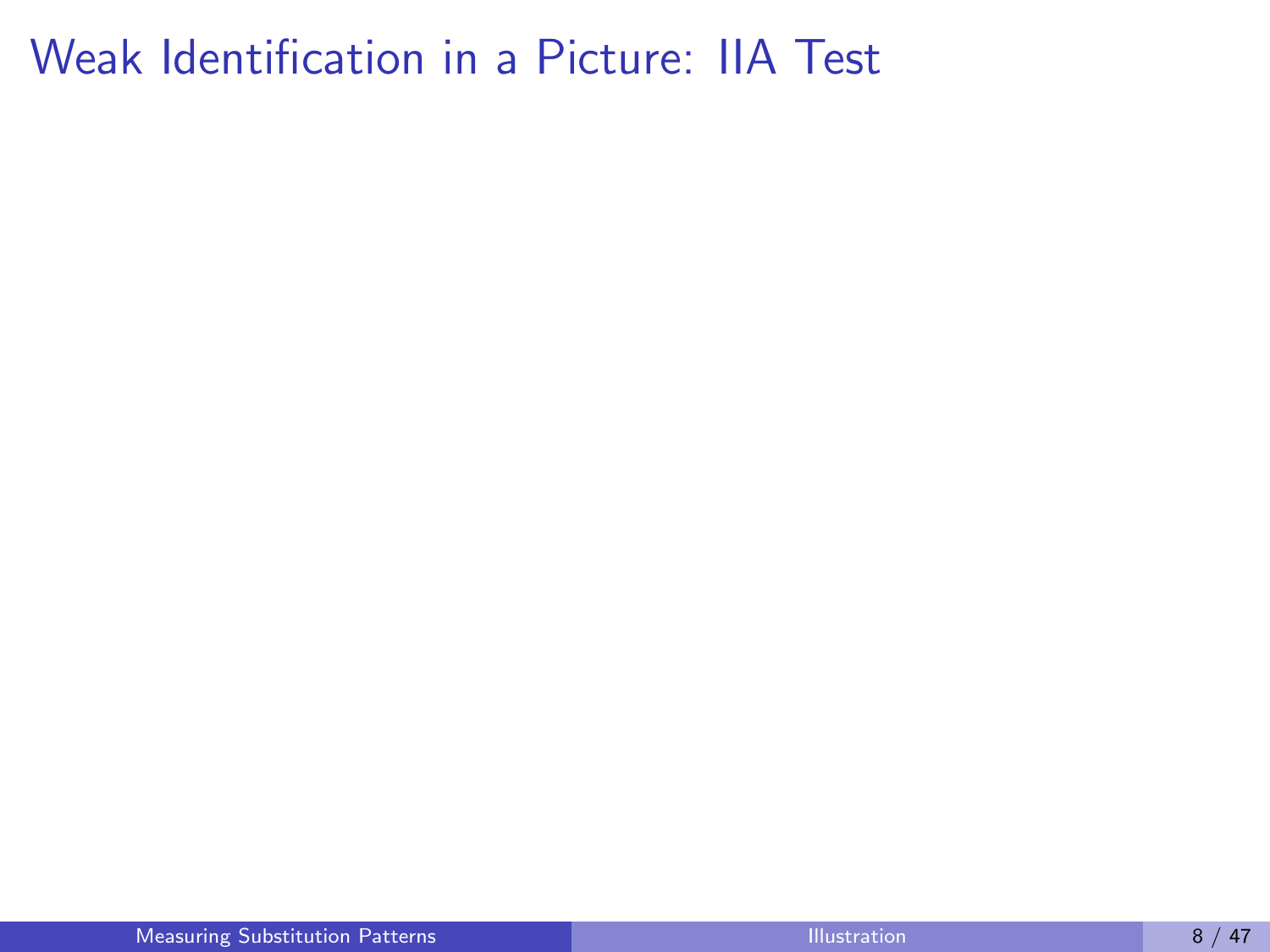# Weak Identification in a Picture: IIA Test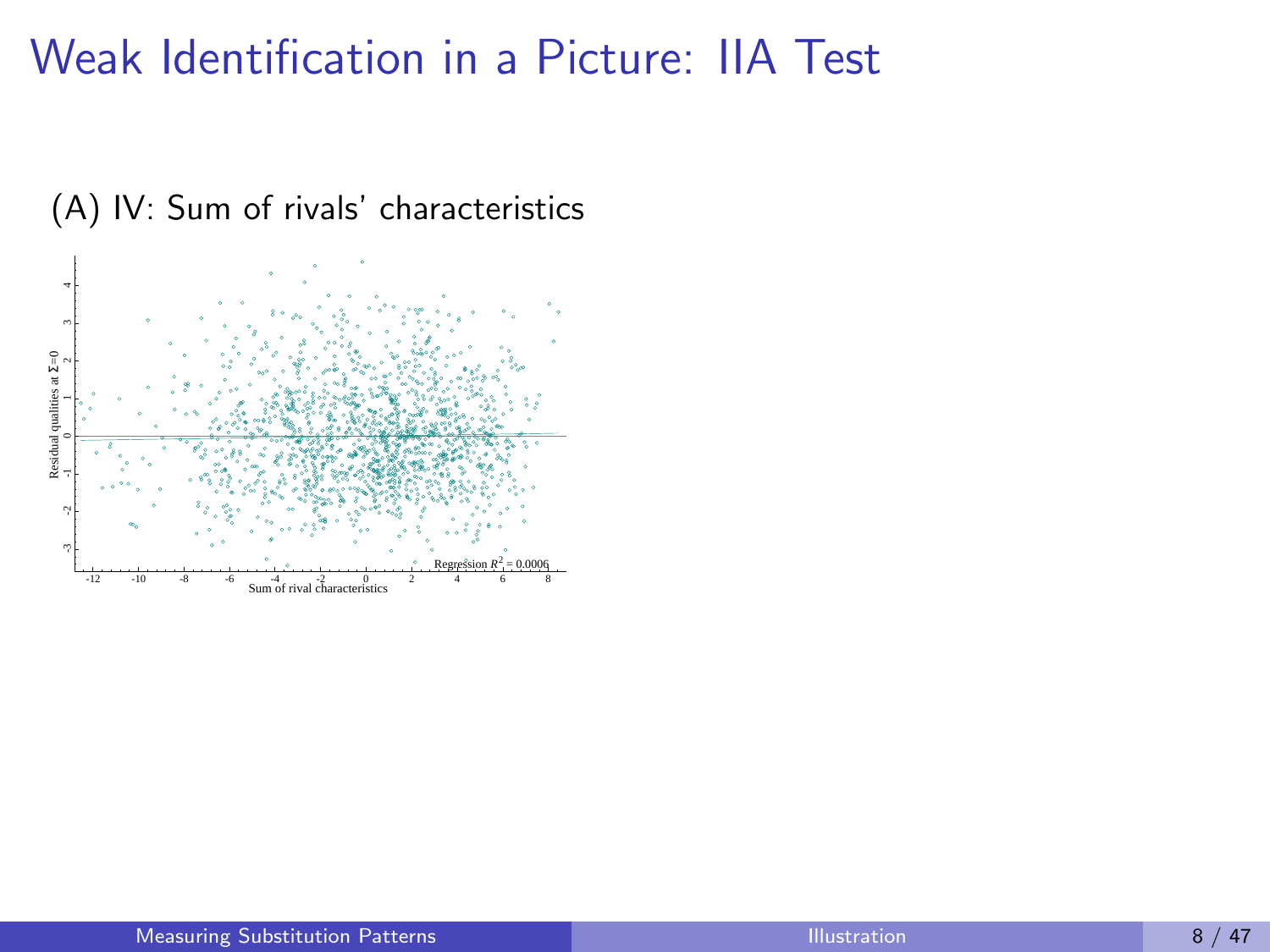# Weak Identification in a Picture: IIA Test

(A) IV: Sum of rivals' characteristics

Residual qualities at $\Sigma=0$

Sum of rival characteristics

Regression $R^2 = 0.0006$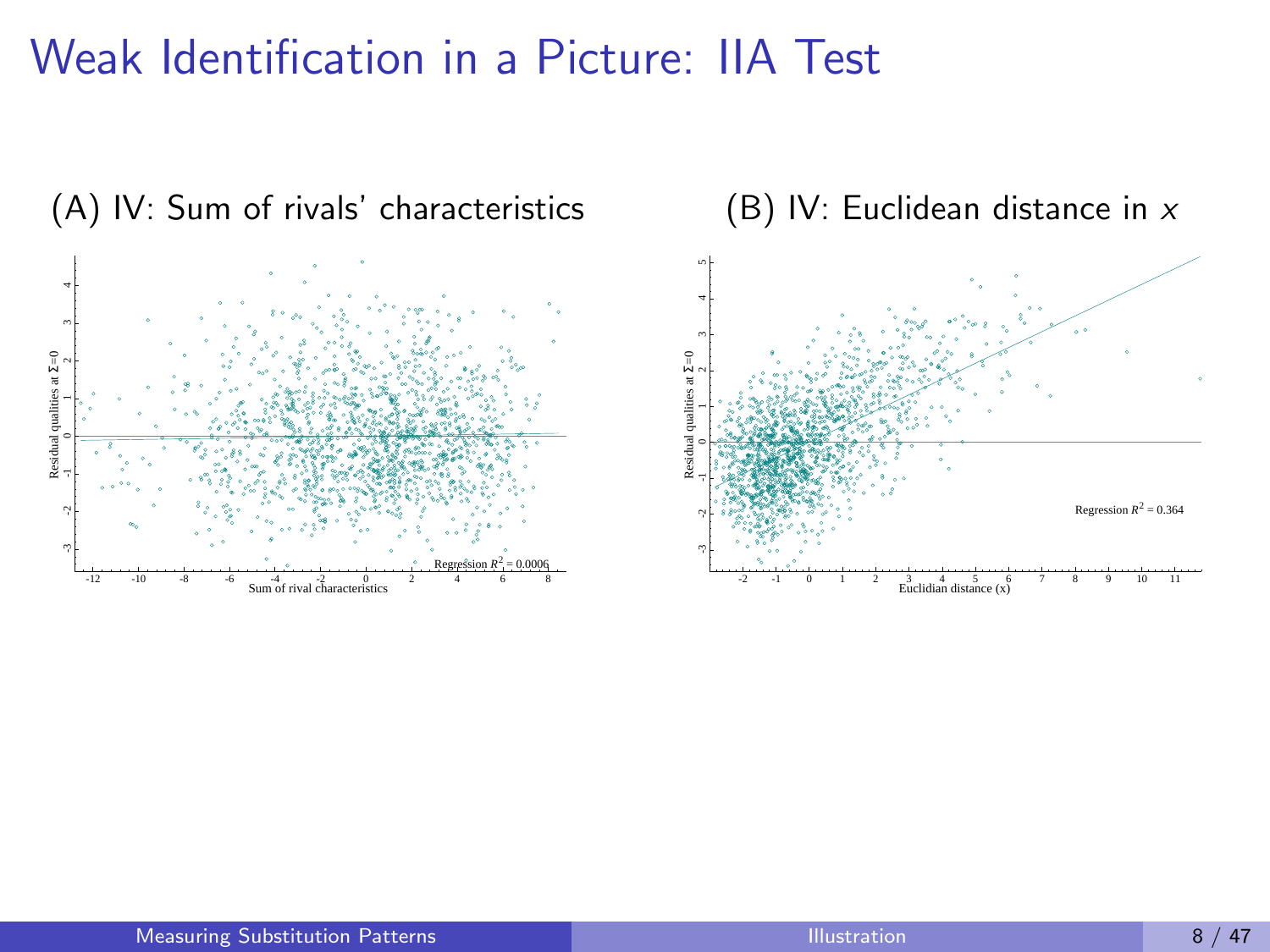# Weak Identification in a Picture: IIA Test

(A) IV: Sum of rivals' characteristics

(B) IV: Euclidean distance in $x$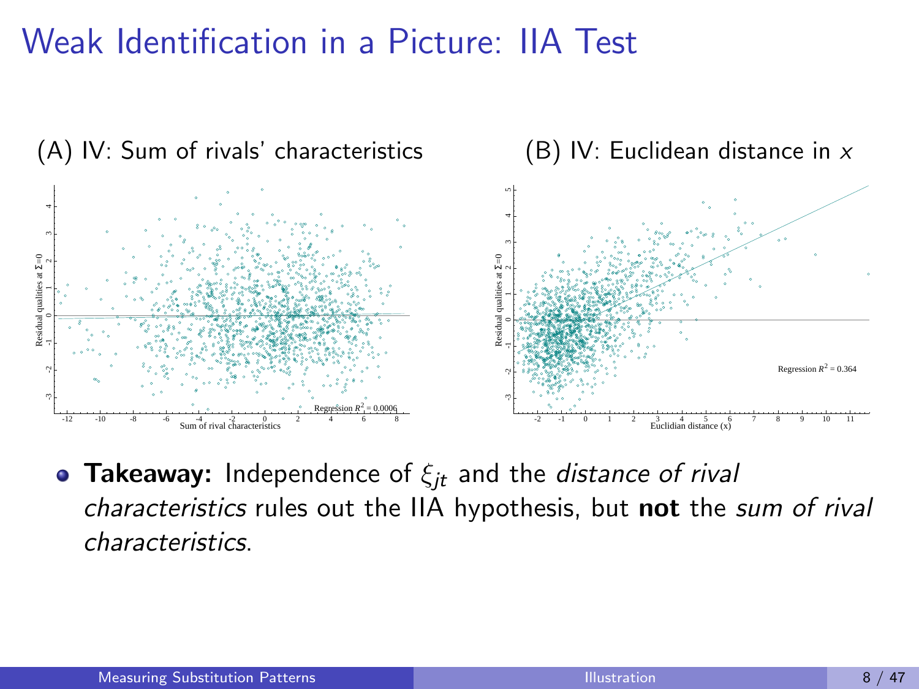# Weak Identification in a Picture: IIA Test

(A) IV: Sum of rivals' characteristics

(B) IV: Euclidean distance in $x$

- **Takeaway:** Independence of $\xi_{jt}$ and the *distance of rival characteristics* rules out the IIA hypothesis, but **not** the *sum of rival characteristics*.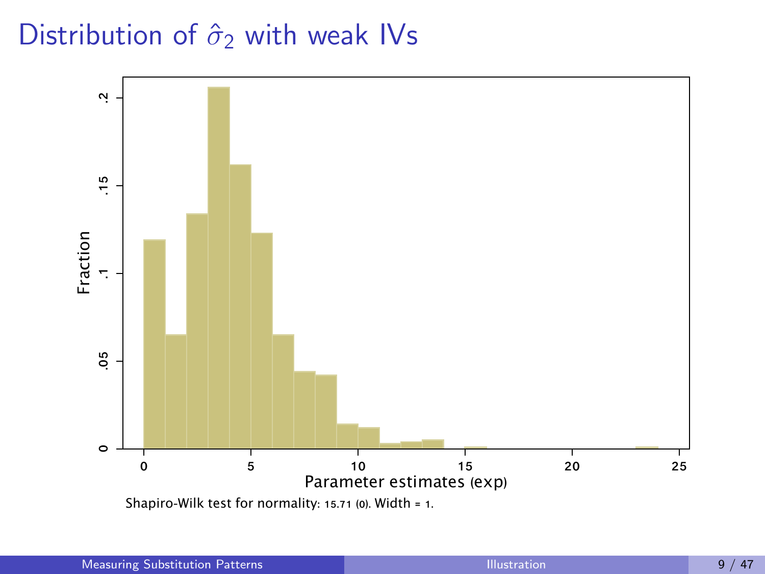# Distribution of $\hat{\sigma}_2$ with weak IVs

Shapiro-Wilk test for normality: 15.71 (0). Width = 1.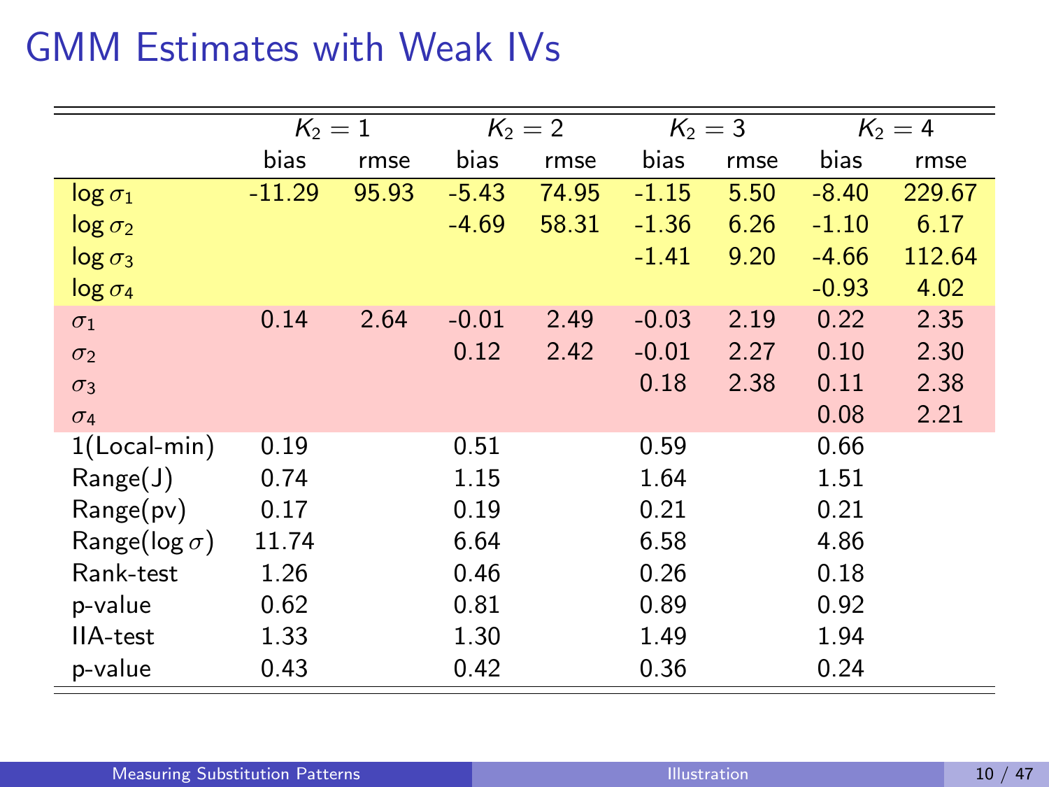# GMM Estimates with Weak IVs

| | $K_2 = 1$ | | $K_2 = 2$ | | $K_2 = 3$ | | $K_2 = 4$ | |
|---|---|---|---|---|---|---|---|---|
| | bias | rmse | bias | rmse | bias | rmse | bias | rmse |
| $\log \sigma_1$ | -11.29 | 95.93 | -5.43 | 74.95 | -1.15 | 5.50 | -8.40 | 229.67 |
| $\log \sigma_2$ | | | -4.69 | 58.31 | -1.36 | 6.26 | -1.10 | 6.17 |
| $\log \sigma_3$ | | | | | -1.41 | 9.20 | -4.66 | 112.64 |
| $\log \sigma_4$ | | | | | | | -0.93 | 4.02 |
| $\sigma_1$ | 0.14 | 2.64 | -0.01 | 2.49 | -0.03 | 2.19 | 0.22 | 2.35 |
| $\sigma_2$ | | | 0.12 | 2.42 | -0.01 | 2.27 | 0.10 | 2.30 |
| $\sigma_3$ | | | | | 0.18 | 2.38 | 0.11 | 2.38 |
| $\sigma_4$ | | | | | | | 0.08 | 2.21 |
| 1(Local-min) | 0.19 | | 0.51 | | 0.59 | | 0.66 | |
| Range(J) | 0.74 | | 1.15 | | 1.64 | | 1.51 | |
| Range(pv) | 0.17 | | 0.19 | | 0.21 | | 0.21 | |
| Range($\log \sigma$) | 11.74 | | 6.64 | | 6.58 | | 4.86 | |
| Rank-test | 1.26 | | 0.46 | | 0.26 | | 0.18 | |
| p-value | 0.62 | | 0.81 | | 0.89 | | 0.92 | |
| IIA-test | 1.33 | | 1.30 | | 1.49 | | 1.94 | |
| p-value | 0.43 | | 0.42 | | 0.36 | | 0.24 | |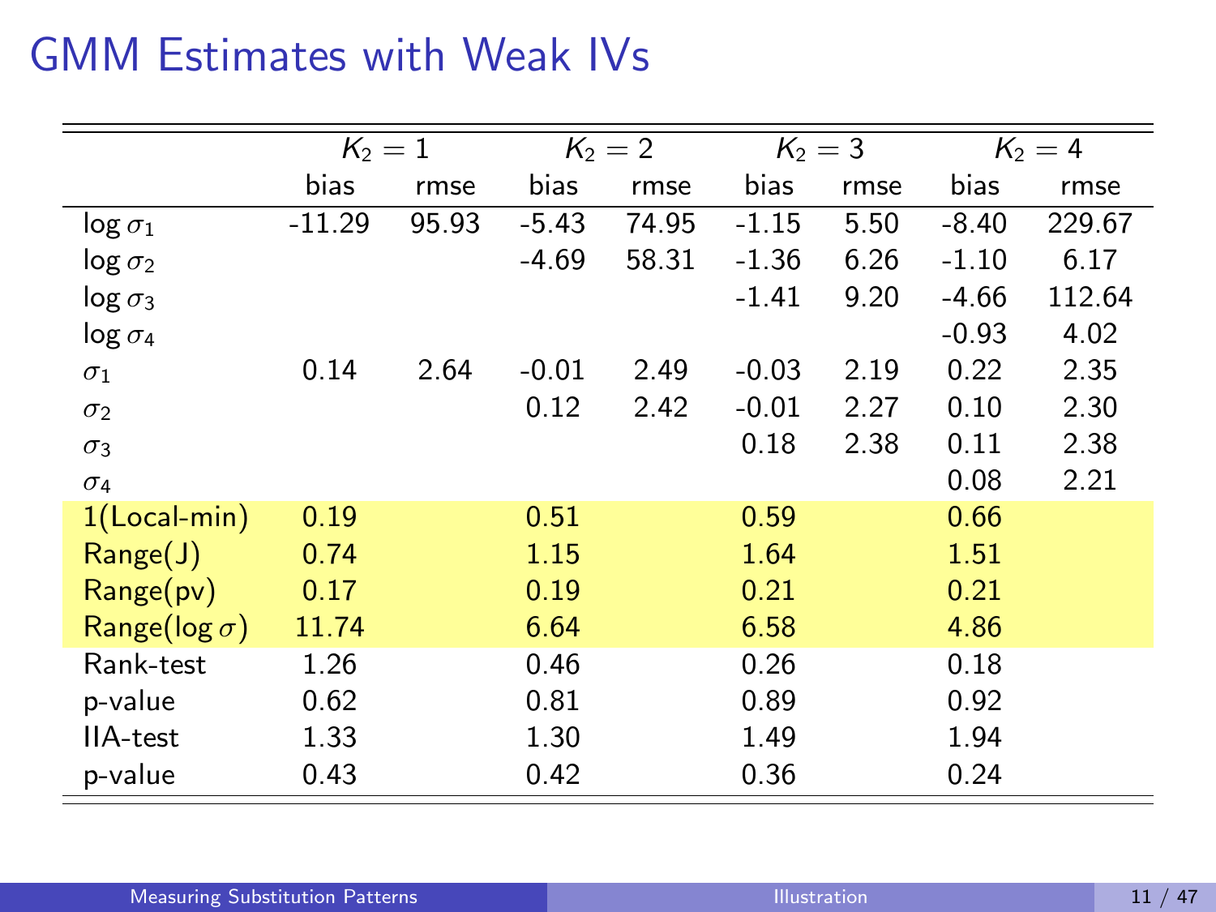# GMM Estimates with Weak IVs

| | $K_2 = 1$ | | $K_2 = 2$ | | $K_2 = 3$ | | $K_2 = 4$ | |
|---|---|---|---|---|---|---|---|---|
| | bias | rmse | bias | rmse | bias | rmse | bias | rmse |
| $\log \sigma_1$ | -11.29 | 95.93 | -5.43 | 74.95 | -1.15 | 5.50 | -8.40 | 229.67 |
| $\log \sigma_2$ | | | -4.69 | 58.31 | -1.36 | 6.26 | -1.10 | 6.17 |
| $\log \sigma_3$ | | | | | -1.41 | 9.20 | -4.66 | 112.64 |
| $\log \sigma_4$ | | | | | | | -0.93 | 4.02 |
| $\sigma_1$ | 0.14 | 2.64 | -0.01 | 2.49 | -0.03 | 2.19 | 0.22 | 2.35 |
| $\sigma_2$ | | | 0.12 | 2.42 | -0.01 | 2.27 | 0.10 | 2.30 |
| $\sigma_3$ | | | | | 0.18 | 2.38 | 0.11 | 2.38 |
| $\sigma_4$ | | | | | | | 0.08 | 2.21 |
| 1(Local-min) | 0.19 | | 0.51 | | 0.59 | | 0.66 | |
| Range(J) | 0.74 | | 1.15 | | 1.64 | | 1.51 | |
| Range(pv) | 0.17 | | 0.19 | | 0.21 | | 0.21 | |
| Range($\log \sigma$) | 11.74 | | 6.64 | | 6.58 | | 4.86 | |
| Rank-test | 1.26 | | 0.46 | | 0.26 | | 0.18 | |
| p-value | 0.62 | | 0.81 | | 0.89 | | 0.92 | |
| IIA-test | 1.33 | | 1.30 | | 1.49 | | 1.94 | |
| p-value | 0.43 | | 0.42 | | 0.36 | | 0.24 | |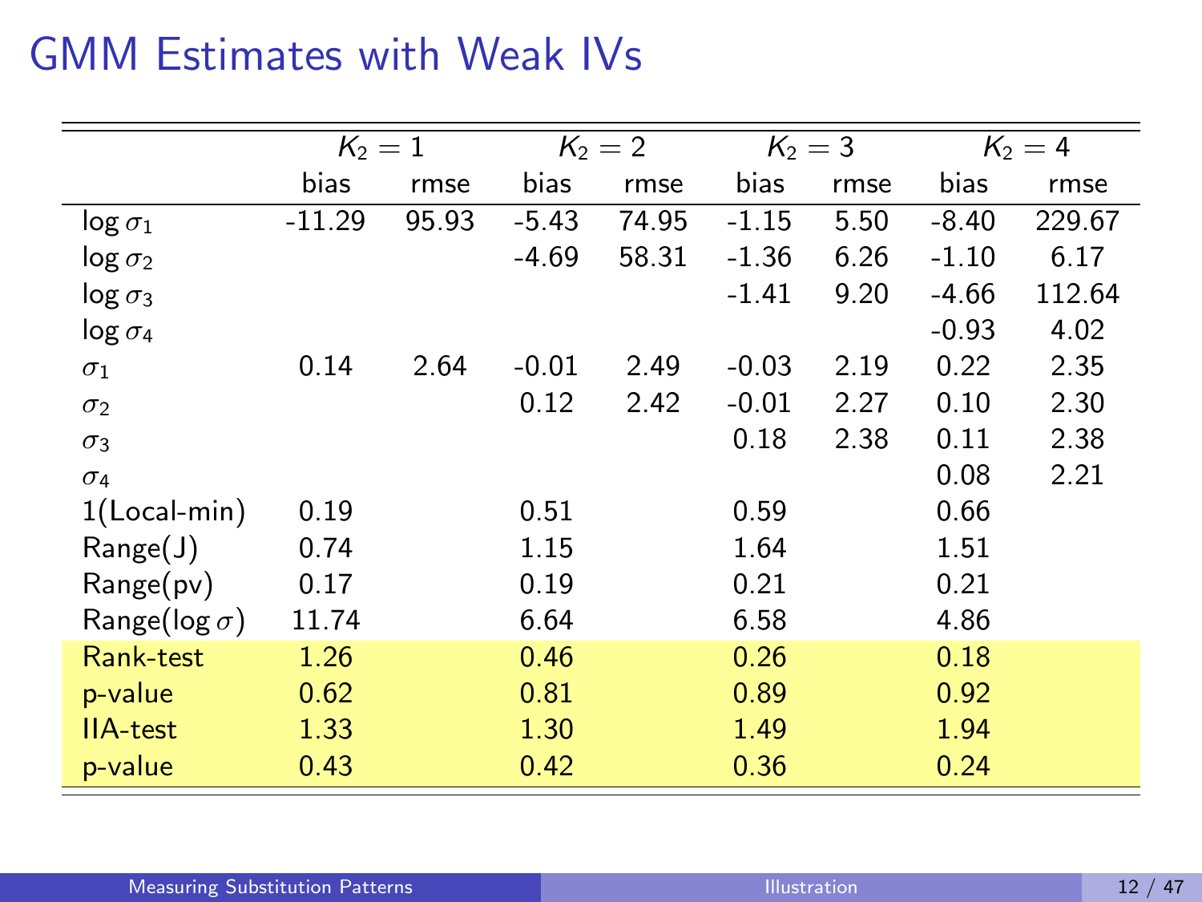# GMM Estimates with Weak IVs

| | $K_2 = 1$ | | $K_2 = 2$ | | $K_2 = 3$ | | $K_2 = 4$ | |
|---|---|---|---|---|---|---|---|---|
| | bias | rmse | bias | rmse | bias | rmse | bias | rmse |
| $\log \sigma_1$ | -11.29 | 95.93 | -5.43 | 74.95 | -1.15 | 5.50 | -8.40 | 229.67 |
| $\log \sigma_2$ | | | -4.69 | 58.31 | -1.36 | 6.26 | -1.10 | 6.17 |
| $\log \sigma_3$ | | | | | -1.41 | 9.20 | -4.66 | 112.64 |
| $\log \sigma_4$ | | | | | | | -0.93 | 4.02 |
| $\sigma_1$ | 0.14 | 2.64 | -0.01 | 2.49 | -0.03 | 2.19 | 0.22 | 2.35 |
| $\sigma_2$ | | | 0.12 | 2.42 | -0.01 | 2.27 | 0.10 | 2.30 |
| $\sigma_3$ | | | | | 0.18 | 2.38 | 0.11 | 2.38 |
| $\sigma_4$ | | | | | | | 0.08 | 2.21 |
| 1(Local-min) | 0.19 | | 0.51 | | 0.59 | | 0.66 | |
| Range(J) | 0.74 | | 1.15 | | 1.64 | | 1.51 | |
| Range(pv) | 0.17 | | 0.19 | | 0.21 | | 0.21 | |
| Range($\log \sigma$) | 11.74 | | 6.64 | | 6.58 | | 4.86 | |
| Rank-test | 1.26 | | 0.46 | | 0.26 | | 0.18 | |
| p-value | 0.62 | | 0.81 | | 0.89 | | 0.92 | |
| IIA-test | 1.33 | | 1.30 | | 1.49 | | 1.94 | |
| p-value | 0.43 | | 0.42 | | 0.36 | | 0.24 | |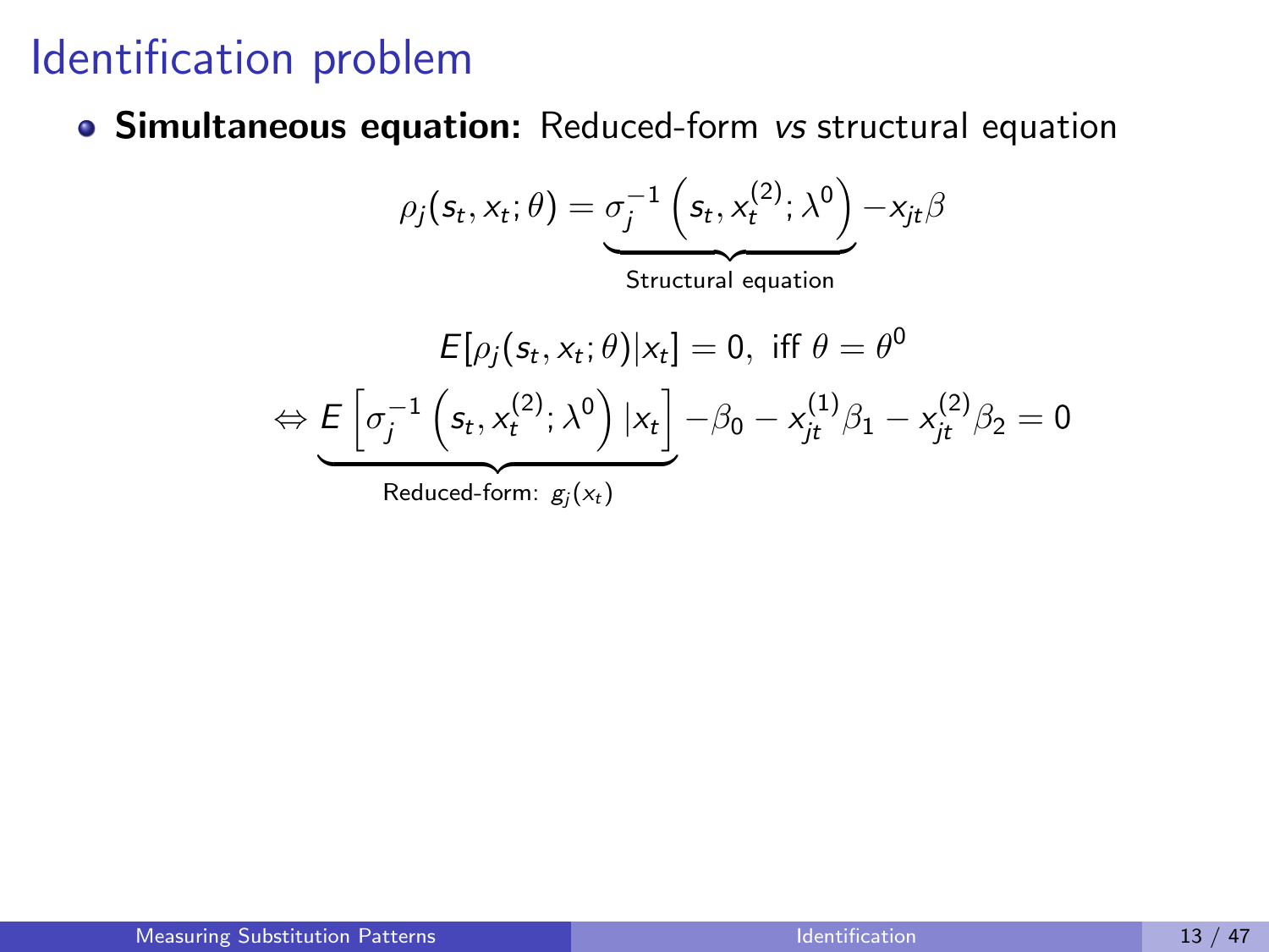# Identification problem

- **Simultaneous equation:** Reduced-form *vs* structural equation

$$\rho_j(s_t, x_t; \theta) = \underbrace{\sigma_j^{-1}\left(s_t, x_t^{(2)}; \lambda^0\right)}_{\text{Structural equation}} - x_{jt}\beta$$

$$E[\rho_j(s_t, x_t; \theta)|x_t] = 0, \text{ iff } \theta = \theta^0$$

$$\Leftrightarrow \underbrace{E\left[\sigma_j^{-1}\left(s_t, x_t^{(2)}; \lambda^0\right)|x_t\right]}_{\text{Reduced-form: } g_j(x_t)} - \beta_0 - x_{jt}^{(1)}\beta_1 - x_{jt}^{(2)}\beta_2 = 0$$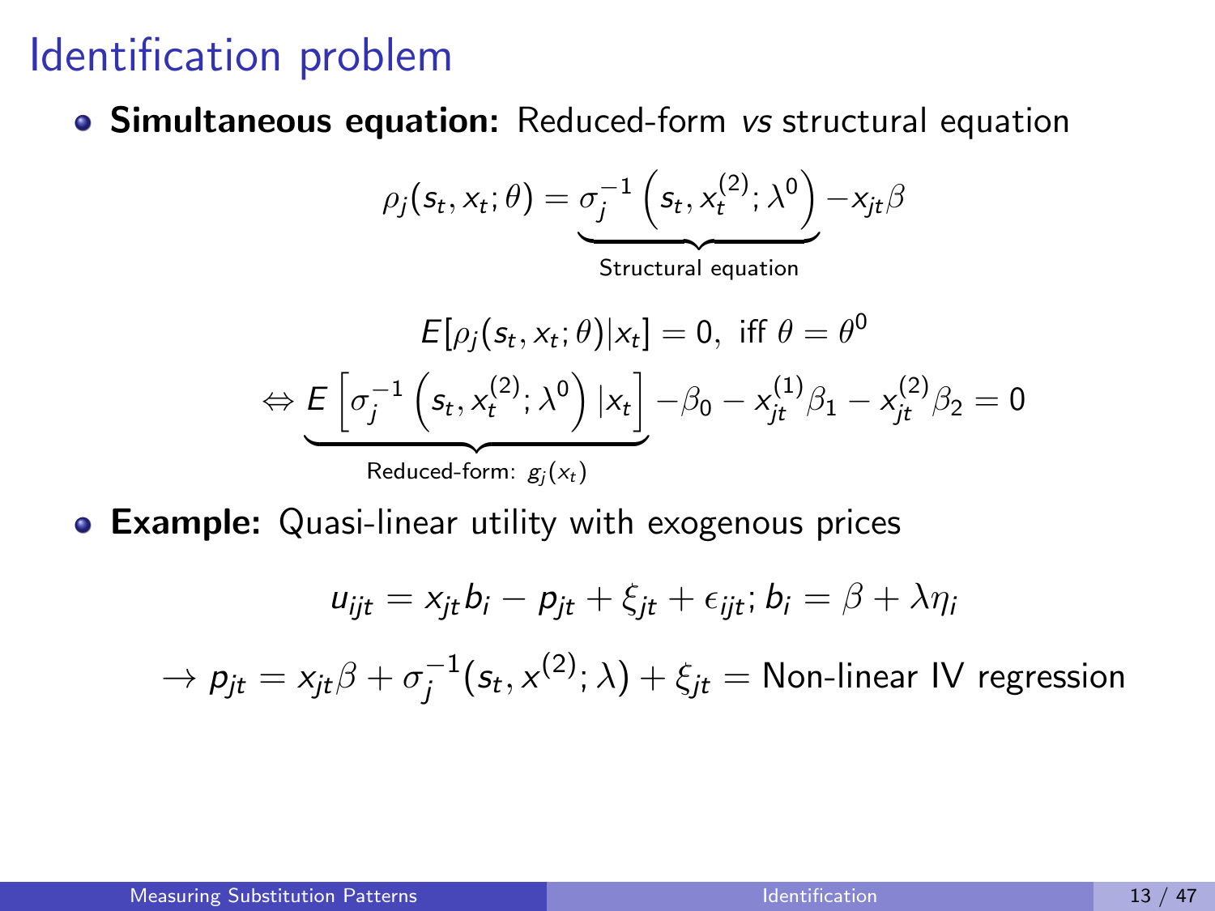# Identification problem

- **Simultaneous equation:** Reduced-form *vs* structural equation

$$\rho_j(s_t, x_t; \theta) = \underbrace{\sigma_j^{-1}\left(s_t, x_t^{(2)}; \lambda^0\right)}_{\text{Structural equation}} - x_{jt}\beta$$

$$E[\rho_j(s_t, x_t; \theta) | x_t] = 0, \text{ iff } \theta = \theta^0$$

$$\Leftrightarrow \underbrace{E\left[\sigma_j^{-1}\left(s_t, x_t^{(2)}; \lambda^0\right) | x_t\right]}_{\text{Reduced-form: } g_j(x_t)} - \beta_0 - x_{jt}^{(1)}\beta_1 - x_{jt}^{(2)}\beta_2 = 0$$

- **Example:** Quasi-linear utility with exogenous prices

$$u_{ijt} = x_{jt}b_i - p_{jt} + \xi_{jt} + \epsilon_{ijt}; \, b_i = \beta + \lambda\eta_i$$

$$\rightarrow p_{jt} = x_{jt}\beta + \sigma_j^{-1}(s_t, x^{(2)}; \lambda) + \xi_{jt} = \text{Non-linear IV regression}$$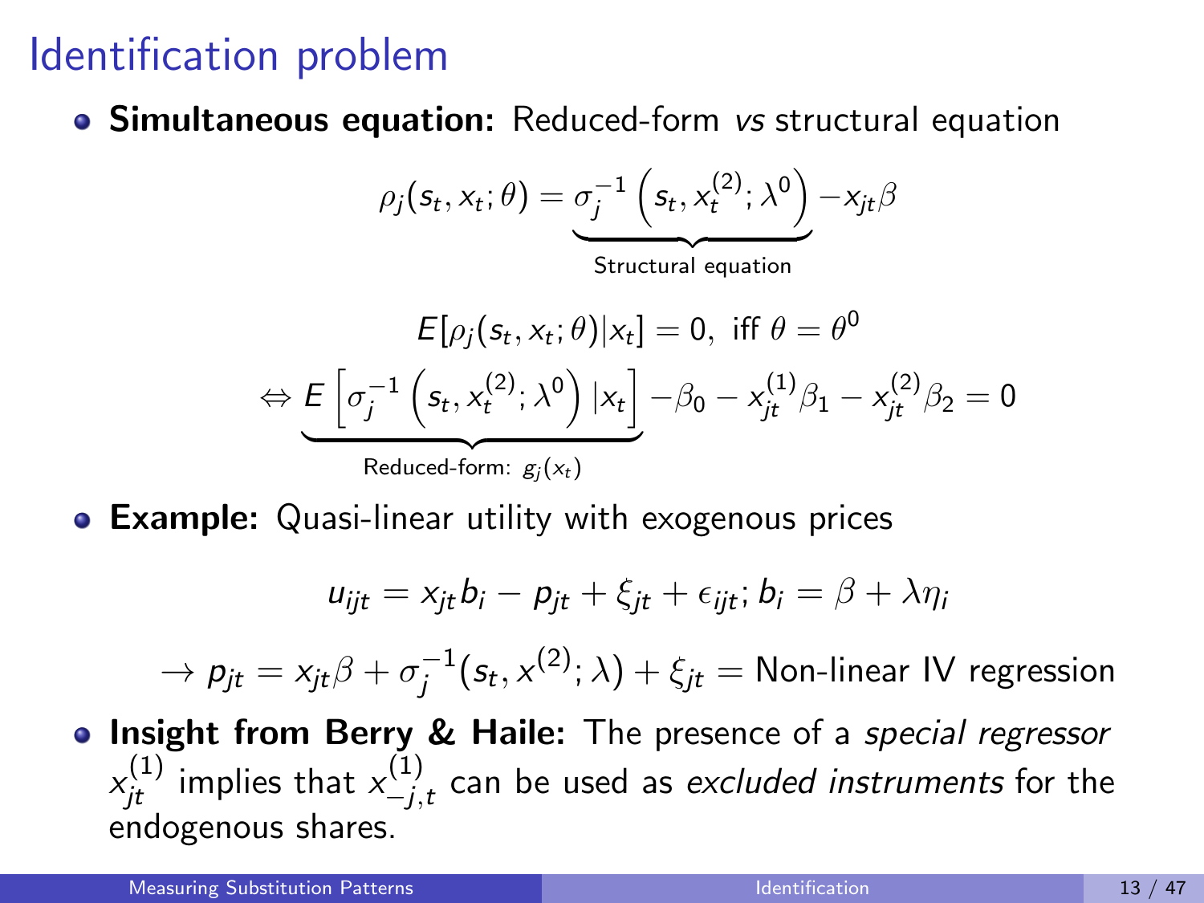# Identification problem

- **Simultaneous equation:** Reduced-form *vs* structural equation

$$\rho_j(s_t, x_t; \theta) = \underbrace{\sigma_j^{-1}\left(s_t, x_t^{(2)}; \lambda^0\right)}_{\text{Structural equation}} - x_{jt}\beta$$

$$E[\rho_j(s_t, x_t; \theta)|x_t] = 0, \text{ iff } \theta = \theta^0$$

$$\Leftrightarrow \underbrace{E\left[\sigma_j^{-1}\left(s_t, x_t^{(2)}; \lambda^0\right)|x_t\right]}_{\text{Reduced-form: } g_j(x_t)} - \beta_0 - x_{jt}^{(1)}\beta_1 - x_{jt}^{(2)}\beta_2 = 0$$

- **Example:** Quasi-linear utility with exogenous prices

$$u_{ijt} = x_{jt}b_i - p_{jt} + \xi_{jt} + \epsilon_{ijt};\, b_i = \beta + \lambda\eta_i$$

$$\rightarrow p_{jt} = x_{jt}\beta + \sigma_j^{-1}(s_t, x^{(2)}; \lambda) + \xi_{jt} = \text{Non-linear IV regression}$$

- **Insight from Berry & Haile:** The presence of a *special regressor* $x_{jt}^{(1)}$ implies that $x_{-j,t}^{(1)}$ can be used as *excluded instruments* for the endogenous shares.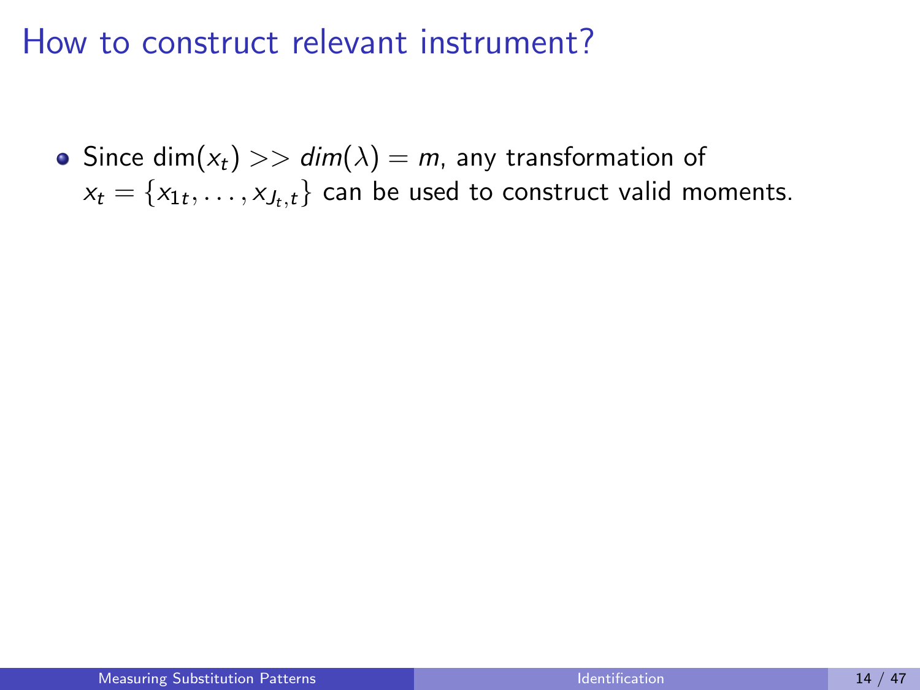# How to construct relevant instrument?

- Since $\dim(x_t) >> dim(\lambda) = m$, any transformation of $x_t = \{x_{1t}, \ldots, x_{J_t,t}\}$ can be used to construct valid moments.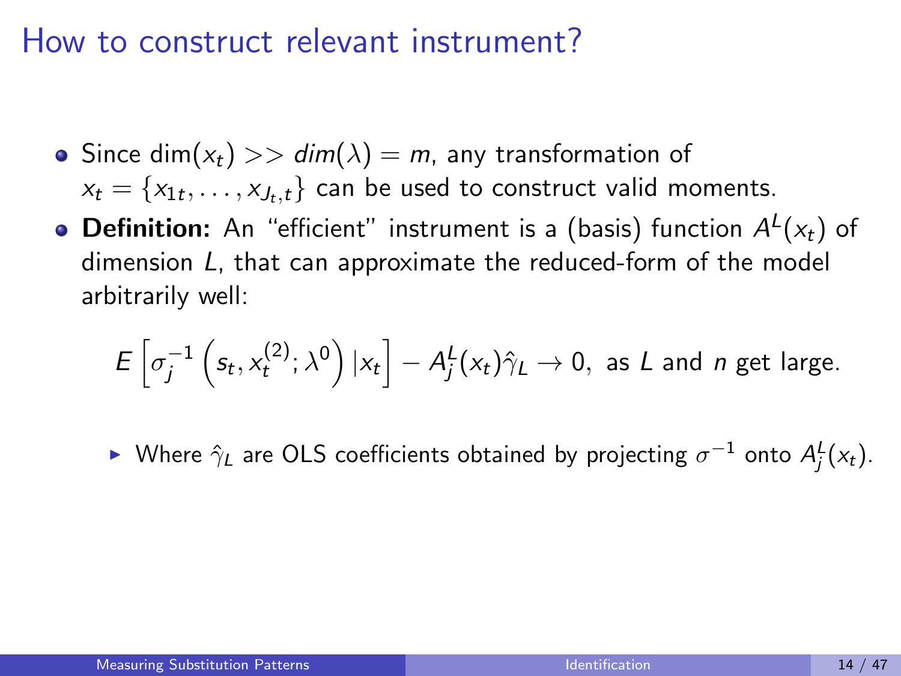# How to construct relevant instrument?

- Since $\dim(x_t) >> dim(\lambda) = m$, any transformation of $x_t = \{x_{1t}, \dots, x_{J_t,t}\}$ can be used to construct valid moments.
- **Definition:** An "efficient" instrument is a (basis) function $A^L(x_t)$ of dimension $L$, that can approximate the reduced-form of the model arbitrarily well:

$$E\left[\sigma_j^{-1}\left(s_t, x_t^{(2)}; \lambda^0\right)|x_t\right] - A_j^L(x_t)\hat{\gamma}_L \rightarrow 0, \text{ as } L \text{ and } n \text{ get large.}$$

  - Where $\hat{\gamma}_L$ are OLS coefficients obtained by projecting $\sigma^{-1}$ onto $A_j^L(x_t)$.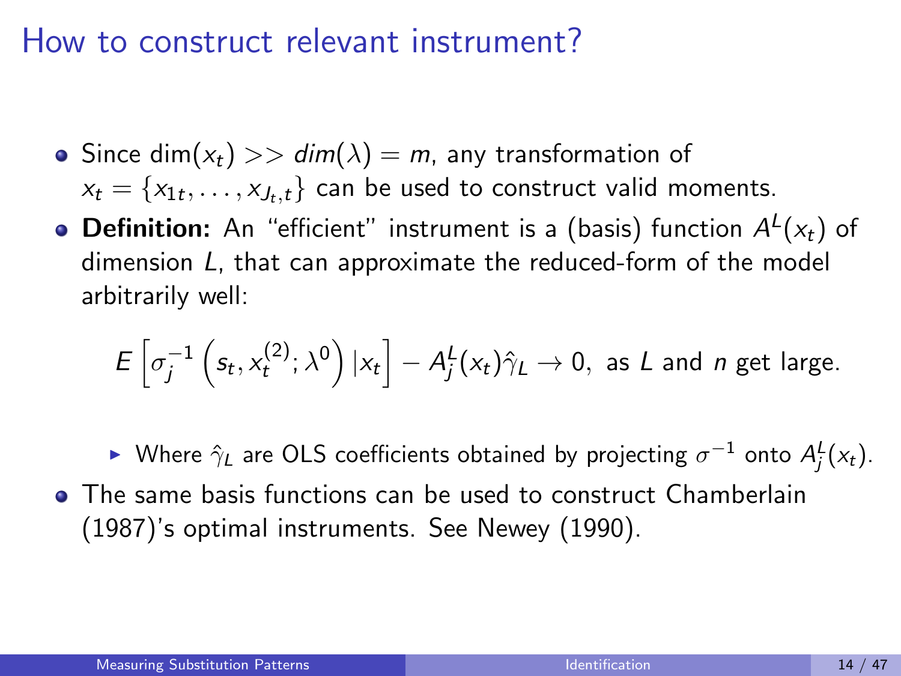# How to construct relevant instrument?

- Since $\dim(x_t) >> dim(\lambda) = m$, any transformation of $x_t = \{x_{1t}, \dots, x_{J_t,t}\}$ can be used to construct valid moments.
- **Definition:** An "efficient" instrument is a (basis) function $A^L(x_t)$ of dimension $L$, that can approximate the reduced-form of the model arbitrarily well:

$$E\left[\sigma_j^{-1}\left(s_t, x_t^{(2)}; \lambda^0\right)|x_t\right] - A_j^L(x_t)\hat{\gamma}_L \to 0, \text{ as } L \text{ and } n \text{ get large.}$$

  - Where $\hat{\gamma}_L$ are OLS coefficients obtained by projecting $\sigma^{-1}$ onto $A_j^L(x_t)$.
- The same basis functions can be used to construct Chamberlain (1987)'s optimal instruments. See Newey (1990).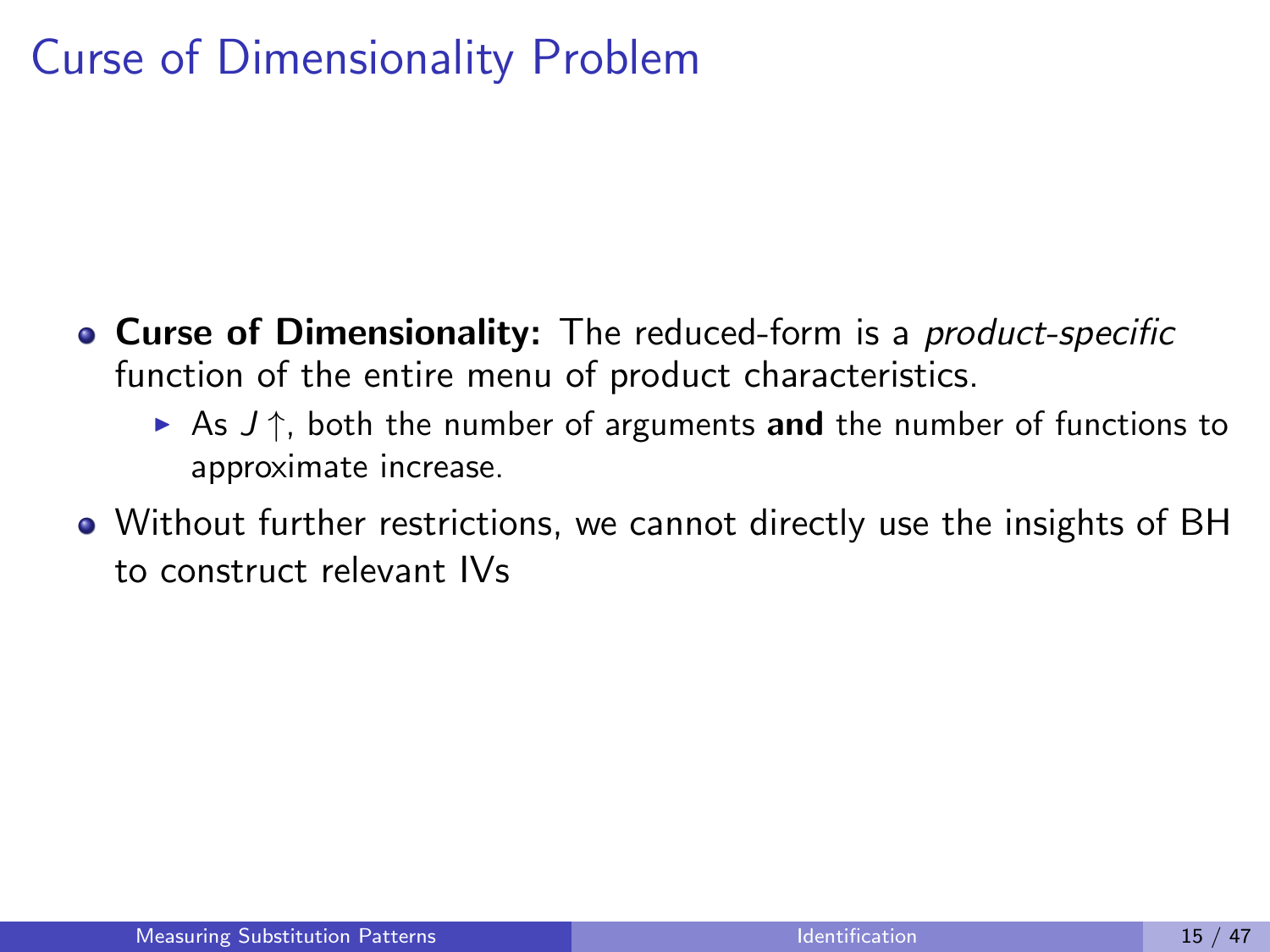# Curse of Dimensionality Problem

- **Curse of Dimensionality:** The reduced-form is a *product-specific* function of the entire menu of product characteristics.
  - As $J \uparrow$, both the number of arguments **and** the number of functions to approximate increase.
- Without further restrictions, we cannot directly use the insights of BH to construct relevant IVs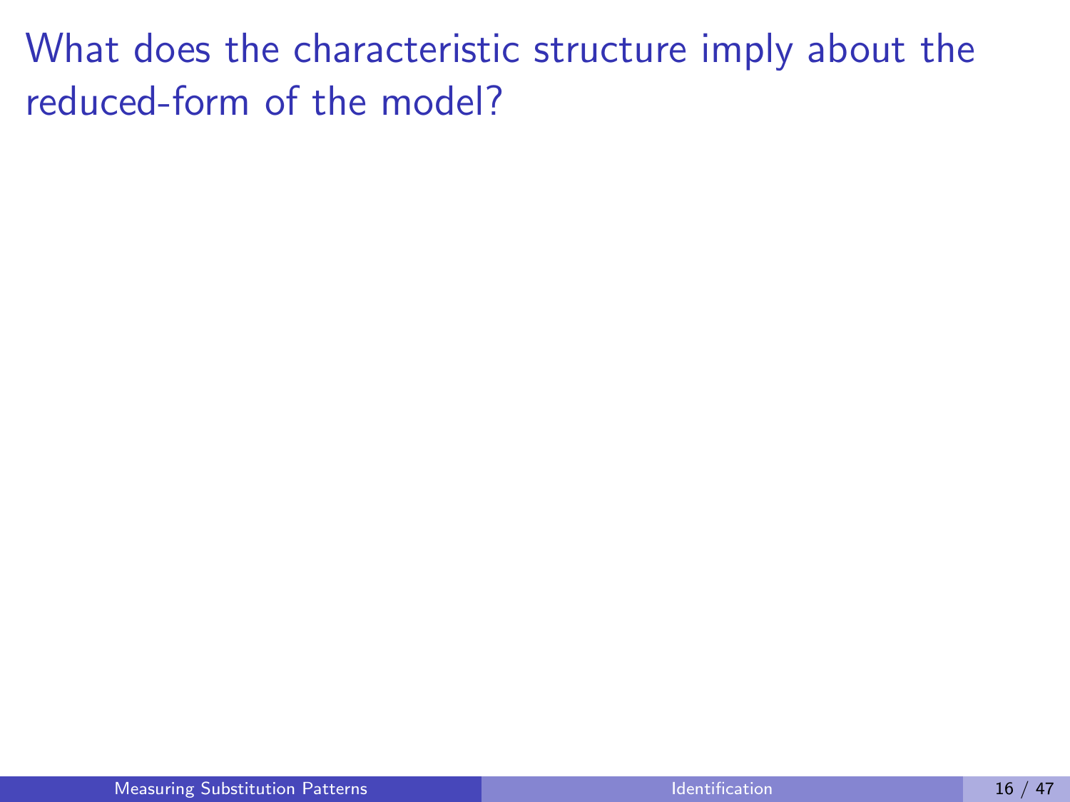# What does the characteristic structure imply about the reduced-form of the model?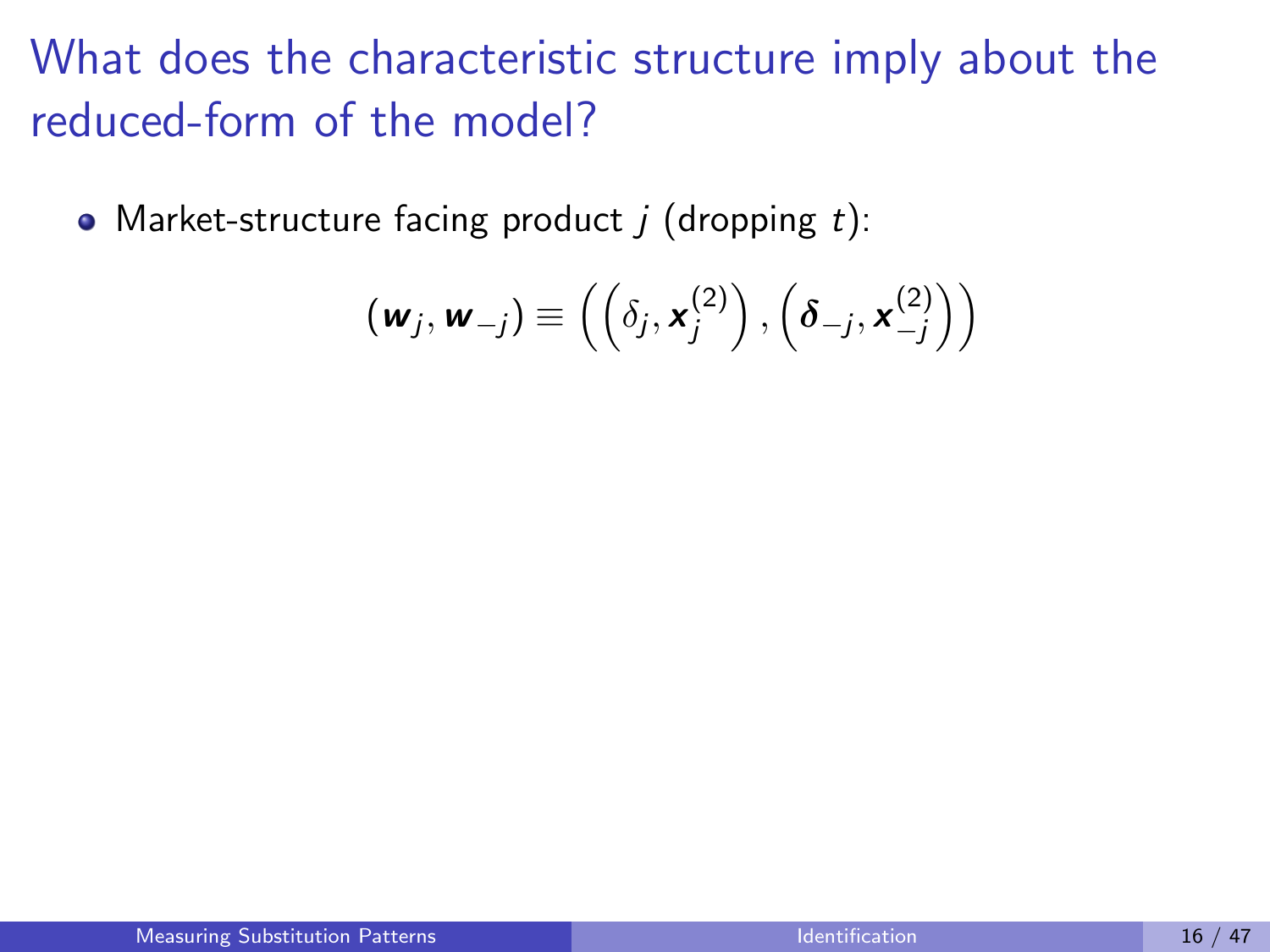# What does the characteristic structure imply about the reduced-form of the model?

- Market-structure facing product $j$ (dropping $t$):

$$(\boldsymbol{w}_j, \boldsymbol{w}_{-j}) \equiv \left( \left( \delta_j, \boldsymbol{x}_j^{(2)} \right), \left( \boldsymbol{\delta}_{-j}, \boldsymbol{x}_{-j}^{(2)} \right) \right)$$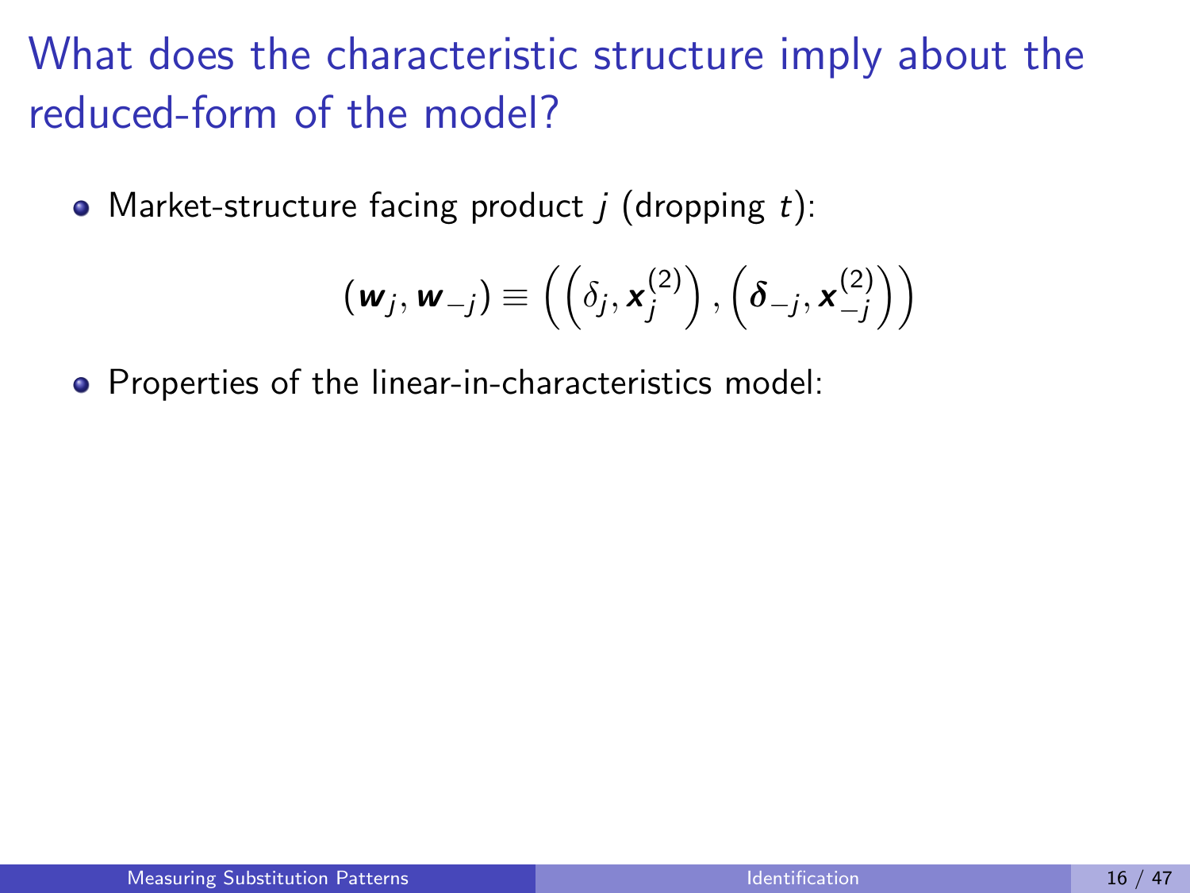# What does the characteristic structure imply about the reduced-form of the model?

- Market-structure facing product $j$ (dropping $t$):

$$(\boldsymbol{w}_j, \boldsymbol{w}_{-j}) \equiv \left( \left( \delta_j, \boldsymbol{x}_j^{(2)} \right), \left( \boldsymbol{\delta}_{-j}, \boldsymbol{x}_{-j}^{(2)} \right) \right)$$

- Properties of the linear-in-characteristics model: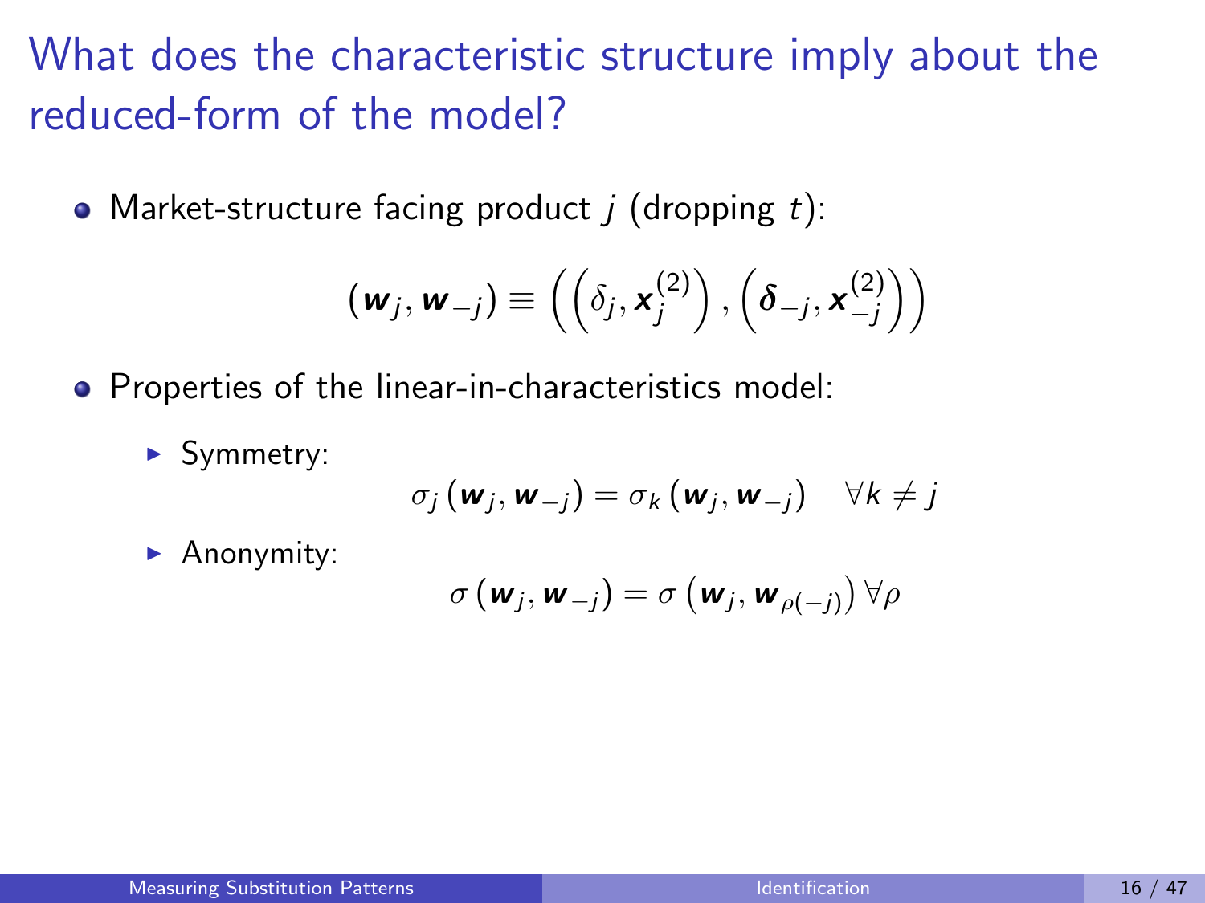# What does the characteristic structure imply about the reduced-form of the model?

- Market-structure facing product $j$ (dropping $t$):

$$\left(\boldsymbol{w}_j, \boldsymbol{w}_{-j}\right) \equiv \left(\left(\delta_j, \boldsymbol{x}_j^{(2)}\right), \left(\boldsymbol{\delta}_{-j}, \boldsymbol{x}_{-j}^{(2)}\right)\right)$$

- Properties of the linear-in-characteristics model:
  - Symmetry:

$$\sigma_j\left(\boldsymbol{w}_j, \boldsymbol{w}_{-j}\right) = \sigma_k\left(\boldsymbol{w}_j, \boldsymbol{w}_{-j}\right) \quad \forall k \neq j$$

  - Anonymity:

$$\sigma\left(\boldsymbol{w}_j, \boldsymbol{w}_{-j}\right) = \sigma\left(\boldsymbol{w}_j, \boldsymbol{w}_{\rho(-j)}\right) \forall \rho$$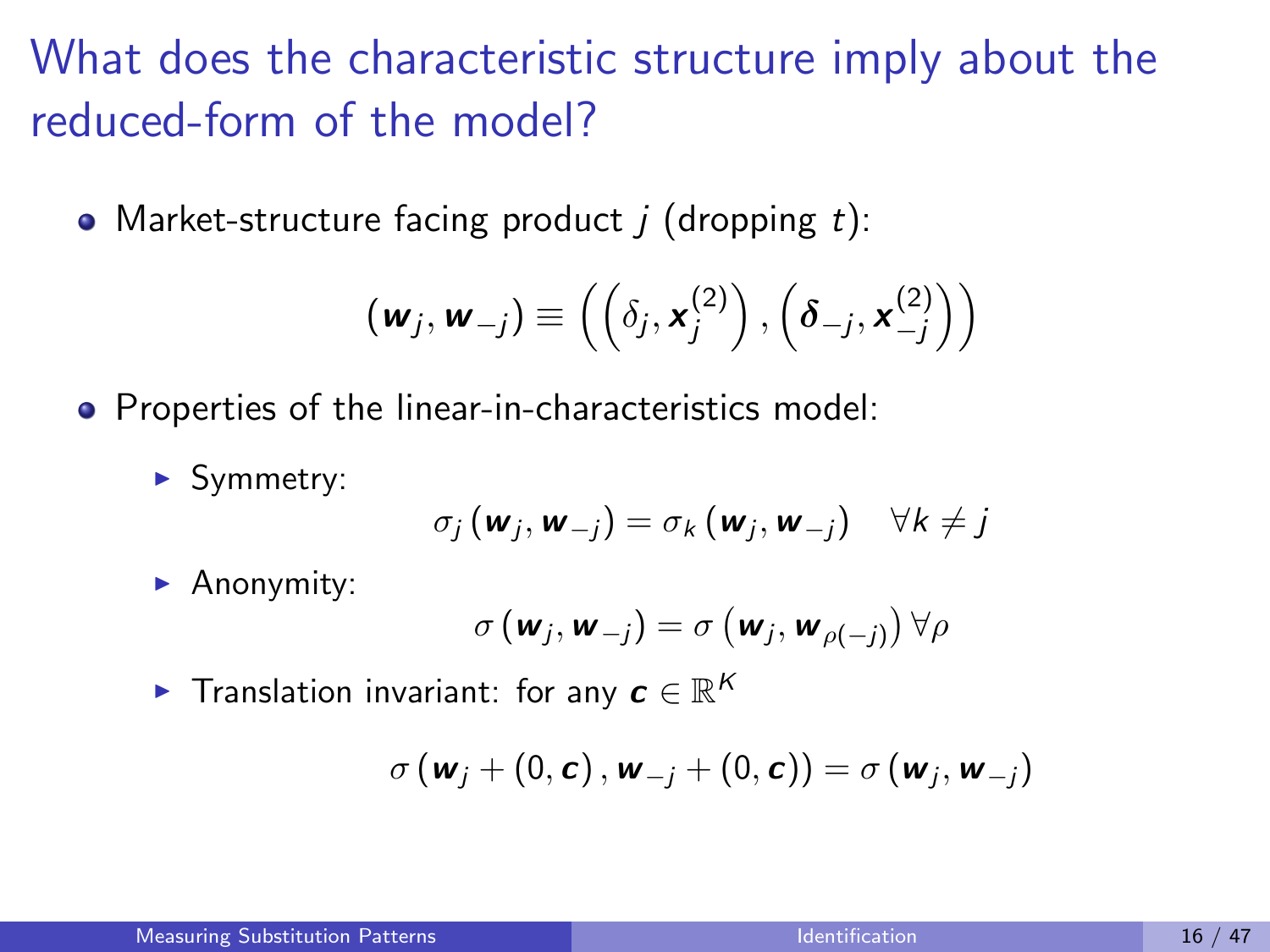# What does the characteristic structure imply about the reduced-form of the model?

- Market-structure facing product $j$ (dropping $t$):

$$
(\boldsymbol{w}_j, \boldsymbol{w}_{-j}) \equiv \left( \left( \delta_j, \boldsymbol{x}_j^{(2)} \right), \left( \boldsymbol{\delta}_{-j}, \boldsymbol{x}_{-j}^{(2)} \right) \right)
$$

- Properties of the linear-in-characteristics model:
  - Symmetry:
  $$
  \sigma_j (\boldsymbol{w}_j, \boldsymbol{w}_{-j}) = \sigma_k (\boldsymbol{w}_j, \boldsymbol{w}_{-j}) \quad \forall k \neq j
  $$
  - Anonymity:
  $$
  \sigma (\boldsymbol{w}_j, \boldsymbol{w}_{-j}) = \sigma \left( \boldsymbol{w}_j, \boldsymbol{w}_{\rho(-j)} \right) \forall \rho
  $$
  - Translation invariant: for any $\boldsymbol{c} \in \mathbb{R}^K$
  $$
  \sigma (\boldsymbol{w}_j + (0, \boldsymbol{c}), \boldsymbol{w}_{-j} + (0, \boldsymbol{c})) = \sigma (\boldsymbol{w}_j, \boldsymbol{w}_{-j})
  $$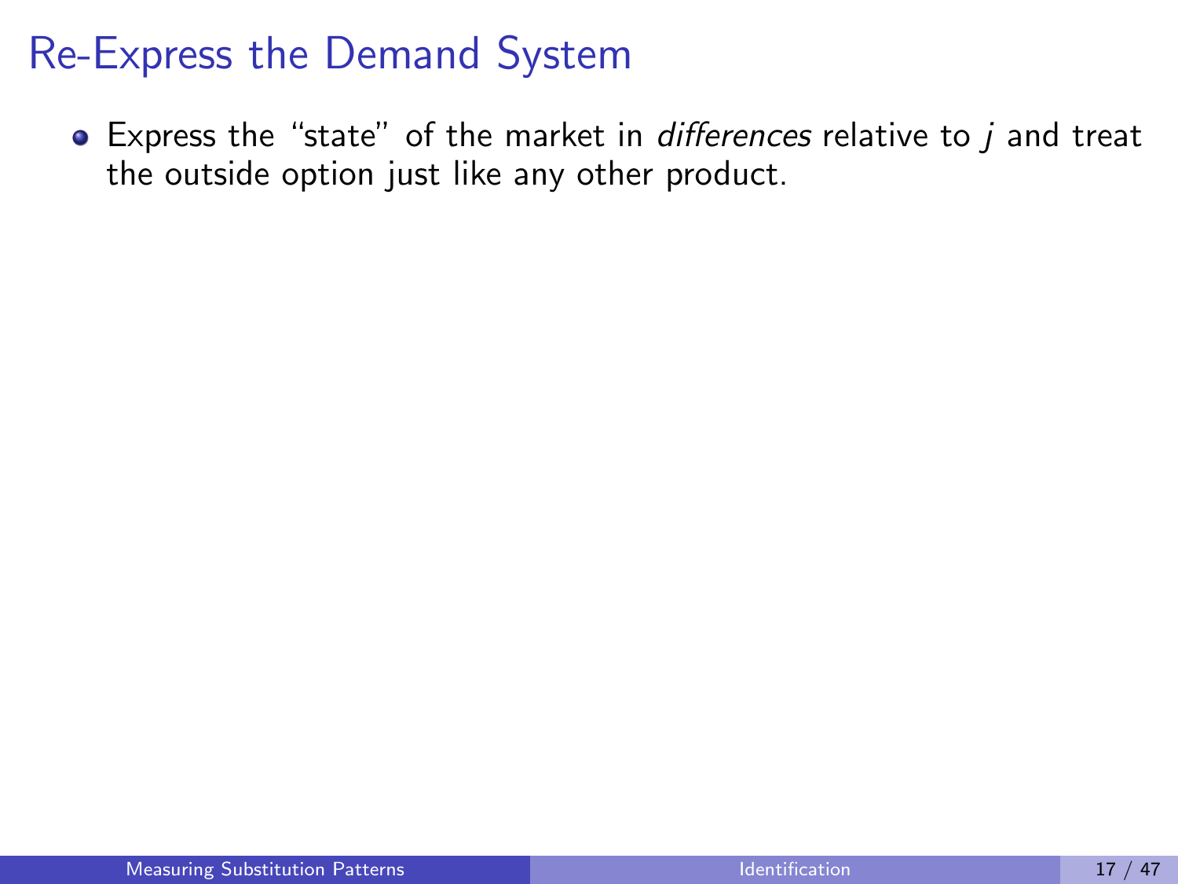# Re-Express the Demand System

- Express the "state" of the market in *differences* relative to $j$ and treat the outside option just like any other product.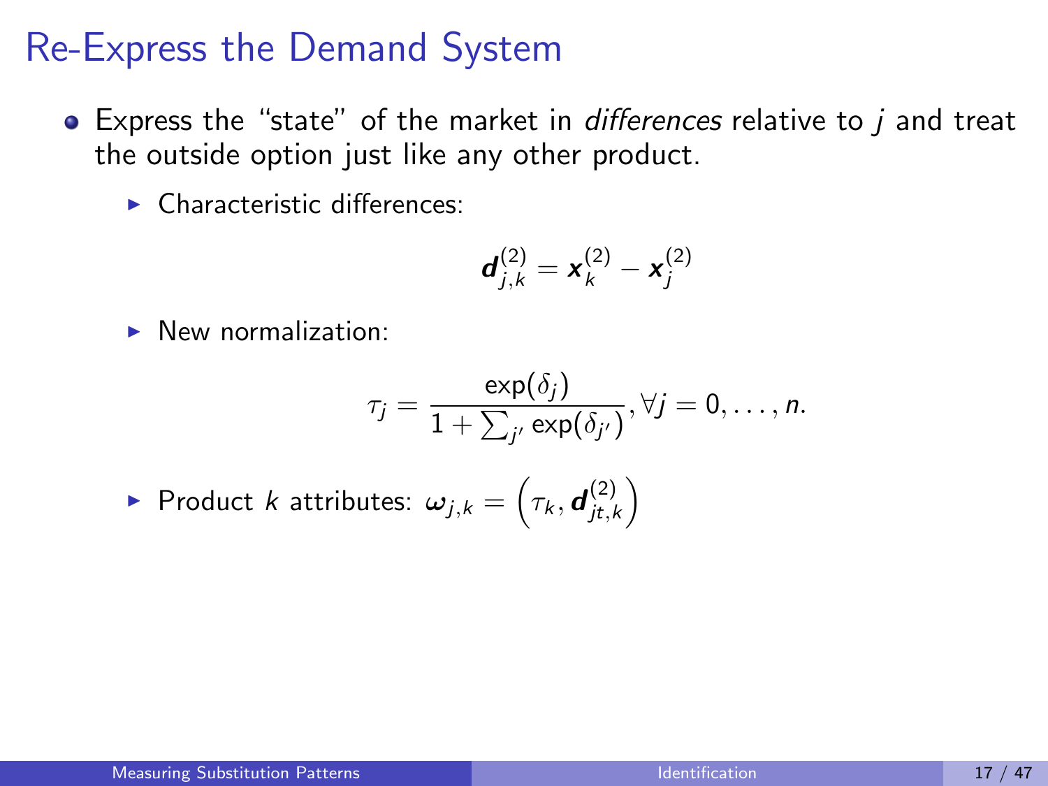# Re-Express the Demand System

- Express the "state" of the market in *differences* relative to $j$ and treat the outside option just like any other product.
  - Characteristic differences:

$$\boldsymbol{d}_{j,k}^{(2)} = \boldsymbol{x}_k^{(2)} - \boldsymbol{x}_j^{(2)}$$

  - New normalization:

$$\tau_j = \frac{\exp(\delta_j)}{1 + \sum_{j'} \exp(\delta_{j'})}, \forall j = 0, \ldots, n.$$

  - Product $k$ attributes: $\boldsymbol{\omega}_{j,k} = \left(\tau_k, \boldsymbol{d}_{jt,k}^{(2)}\right)$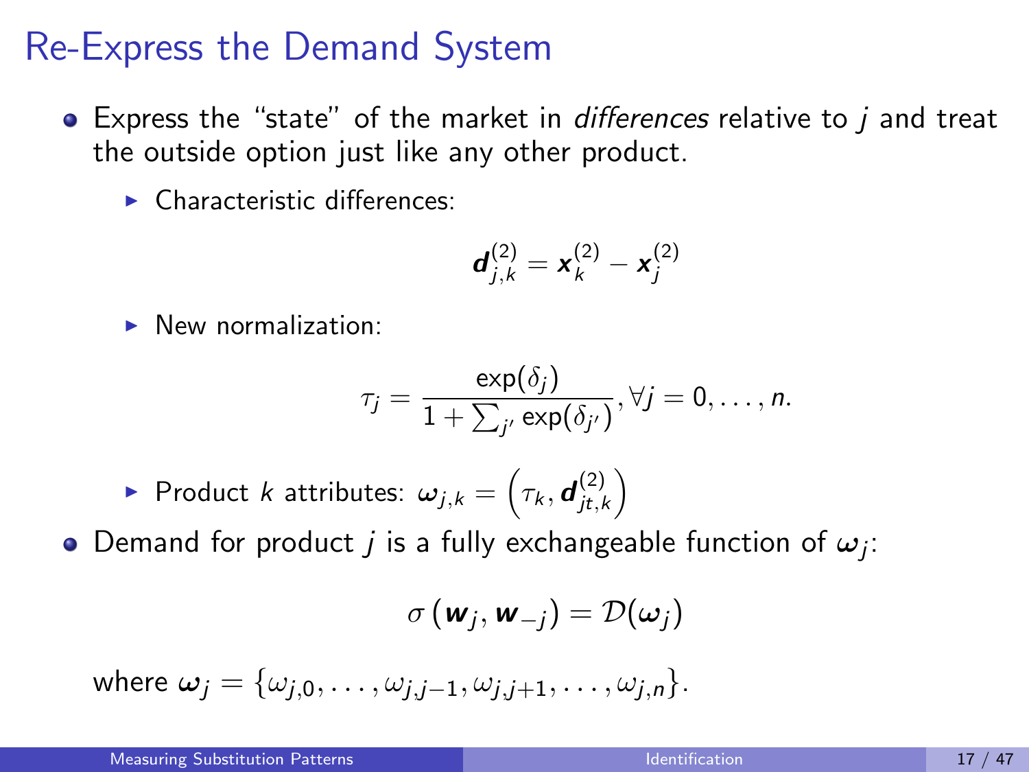# Re-Express the Demand System

- Express the "state" of the market in *differences* relative to $j$ and treat the outside option just like any other product.
  - Characteristic differences:

$$\boldsymbol{d}_{j,k}^{(2)} = \boldsymbol{x}_k^{(2)} - \boldsymbol{x}_j^{(2)}$$

  - New normalization:

$$\tau_j = \frac{\exp(\delta_j)}{1 + \sum_{j'} \exp(\delta_{j'})}, \forall j = 0, \ldots, n.$$

  - Product $k$ attributes: $\boldsymbol{\omega}_{j,k} = \left(\tau_k, \boldsymbol{d}_{jt,k}^{(2)}\right)$
- Demand for product $j$ is a fully exchangeable function of $\boldsymbol{\omega}_j$:

$$\sigma\left(\boldsymbol{w}_j, \boldsymbol{w}_{-j}\right) = \mathcal{D}(\boldsymbol{\omega}_j)$$

where $\boldsymbol{\omega}_j = \{\omega_{j,0}, \ldots, \omega_{j,j-1}, \omega_{j,j+1}, \ldots, \omega_{j,n}\}$.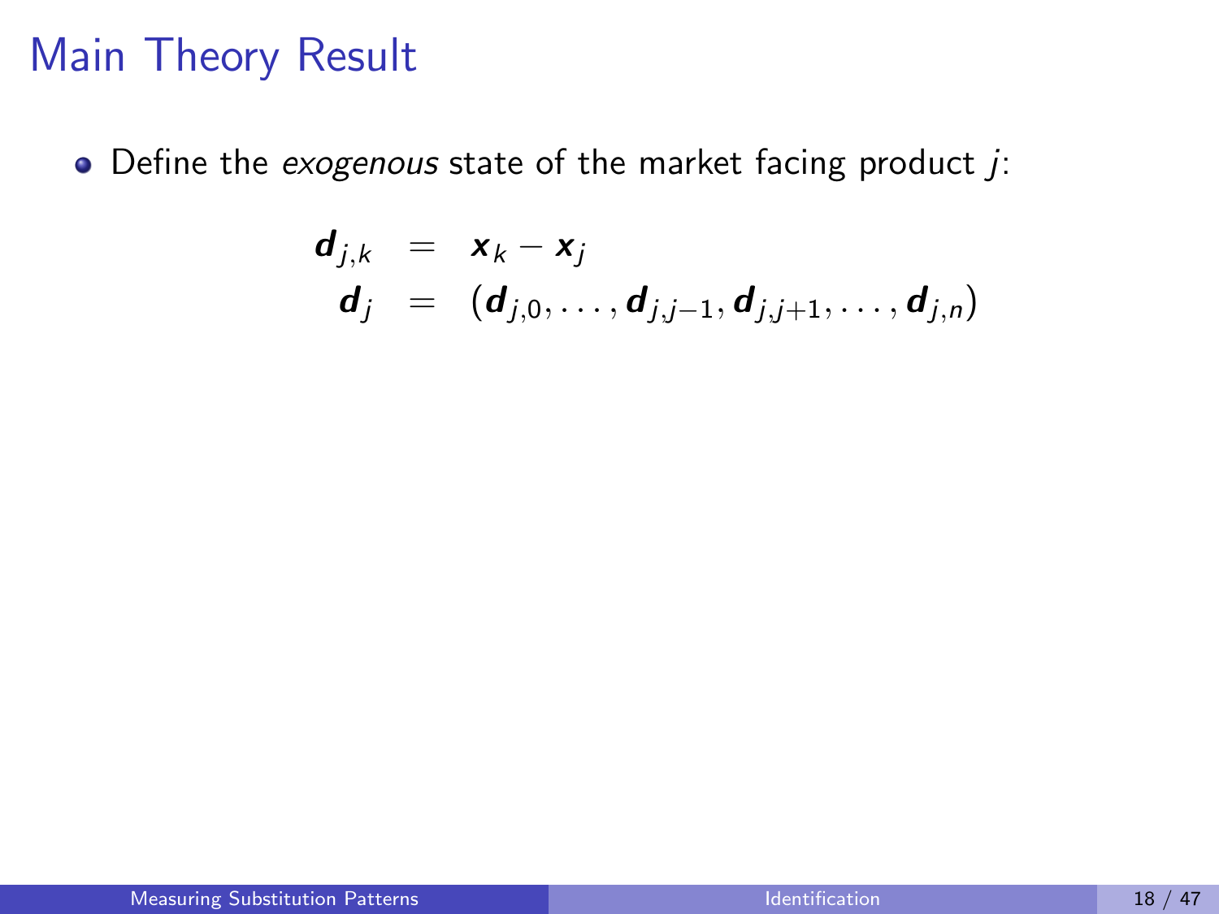# Main Theory Result

- Define the *exogenous* state of the market facing product $j$:

$$
\begin{aligned}
\boldsymbol{d}_{j,k} &= \boldsymbol{x}_k - \boldsymbol{x}_j \\
\boldsymbol{d}_j &= (\boldsymbol{d}_{j,0}, \ldots, \boldsymbol{d}_{j,j-1}, \boldsymbol{d}_{j,j+1}, \ldots, \boldsymbol{d}_{j,n})
\end{aligned}
$$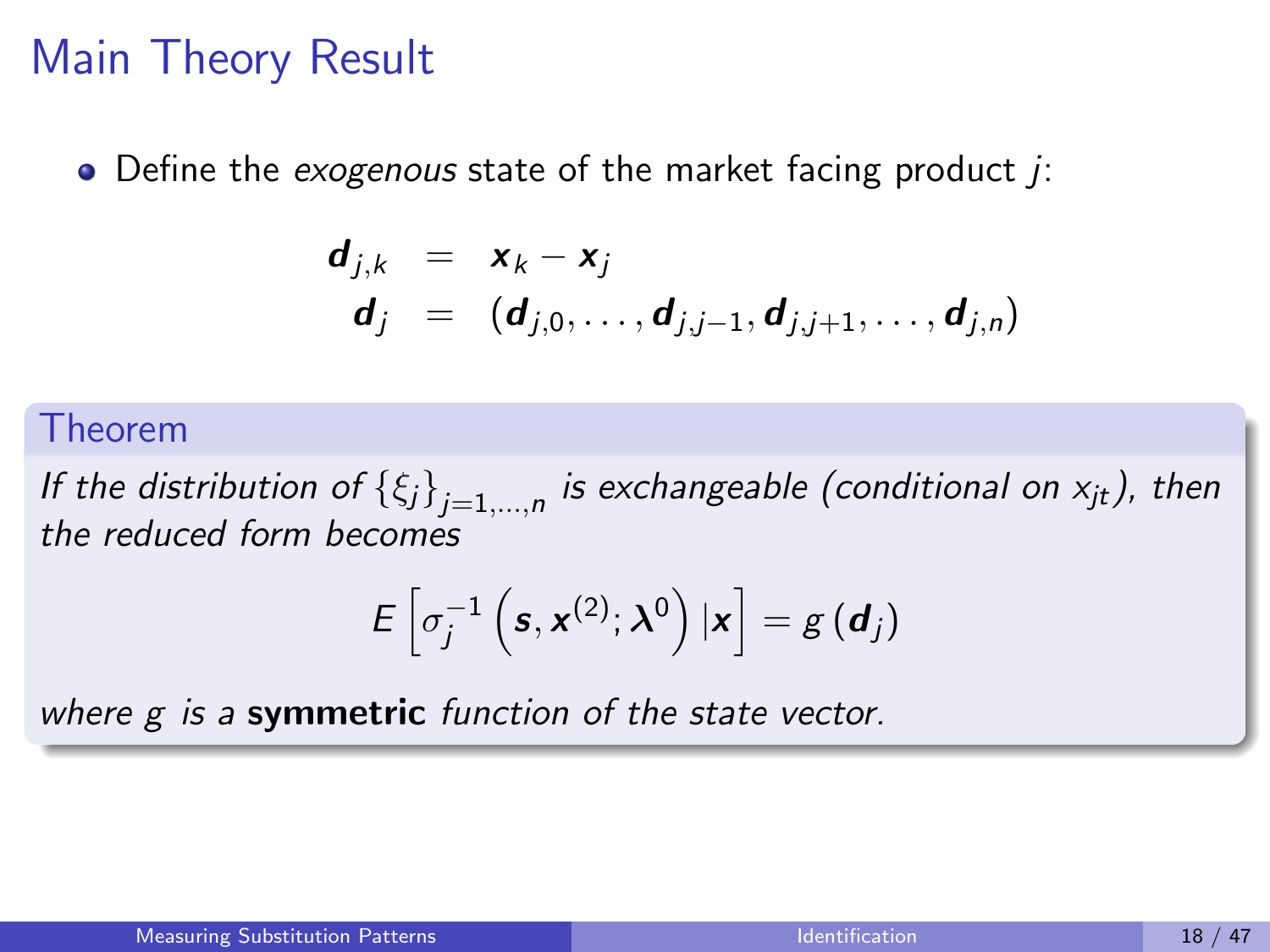# Main Theory Result

- Define the *exogenous* state of the market facing product $j$:

$$
\begin{aligned}
\boldsymbol{d}_{j,k} &= \boldsymbol{x}_k - \boldsymbol{x}_j \\
\boldsymbol{d}_j &= (\boldsymbol{d}_{j,0}, \ldots, \boldsymbol{d}_{j,j-1}, \boldsymbol{d}_{j,j+1}, \ldots, \boldsymbol{d}_{j,n})
\end{aligned}
$$

**Theorem**

*If the distribution of $\{\xi_j\}_{j=1,\ldots,n}$ is exchangeable (conditional on $x_{jt}$), then the reduced form becomes*

$$
E\left[\sigma_j^{-1}\left(\boldsymbol{s}, \boldsymbol{x}^{(2)}; \boldsymbol{\lambda}^0\right) |\boldsymbol{x}\right] = g\left(\boldsymbol{d}_j\right)
$$

*where $g$ is a* **symmetric** *function of the state vector.*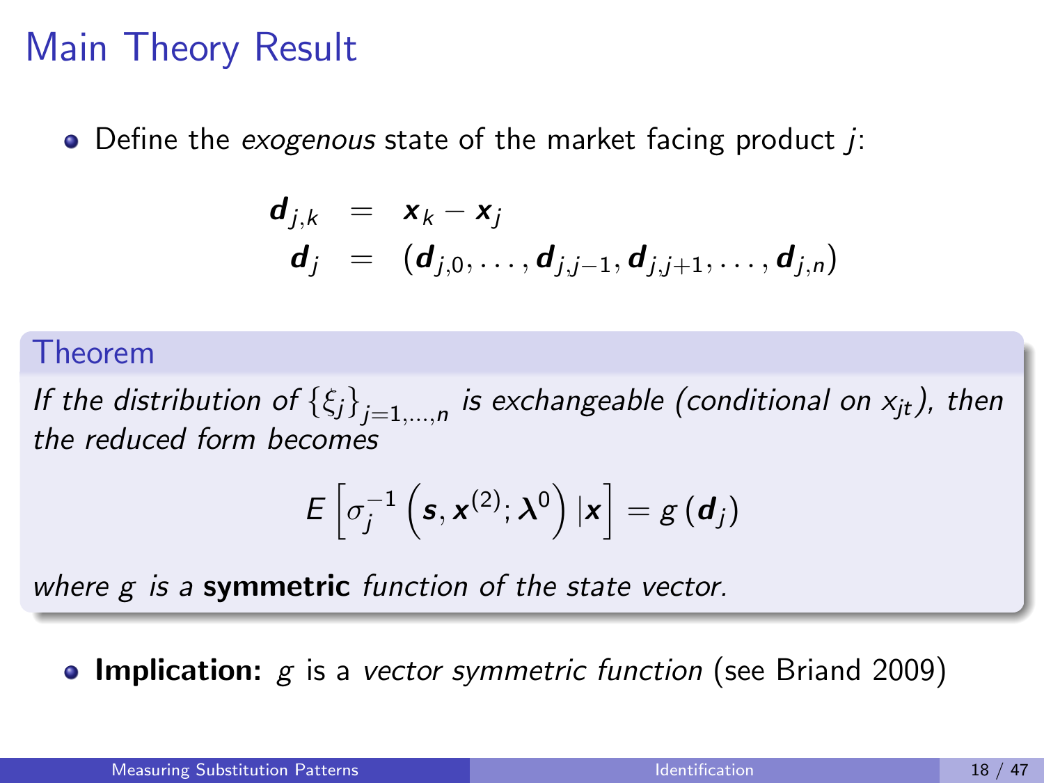# Main Theory Result

- Define the *exogenous* state of the market facing product $j$:

$$
\begin{aligned}
\boldsymbol{d}_{j,k} &= \boldsymbol{x}_k - \boldsymbol{x}_j \\
\boldsymbol{d}_j &= \left(\boldsymbol{d}_{j,0}, \ldots, \boldsymbol{d}_{j,j-1}, \boldsymbol{d}_{j,j+1}, \ldots, \boldsymbol{d}_{j,n}\right)
\end{aligned}
$$

**Theorem**

*If the distribution of $\{\xi_j\}_{j=1,\ldots,n}$ is exchangeable (conditional on $x_{jt}$), then the reduced form becomes*

$$
E\left[\sigma_j^{-1}\left(\boldsymbol{s}, \boldsymbol{x}^{(2)}; \boldsymbol{\lambda}^0\right) | \boldsymbol{x}\right] = g\left(\boldsymbol{d}_j\right)
$$

*where $g$ is a* **symmetric** *function of the state vector.*

- **Implication:** $g$ is a *vector symmetric function* (see Briand 2009)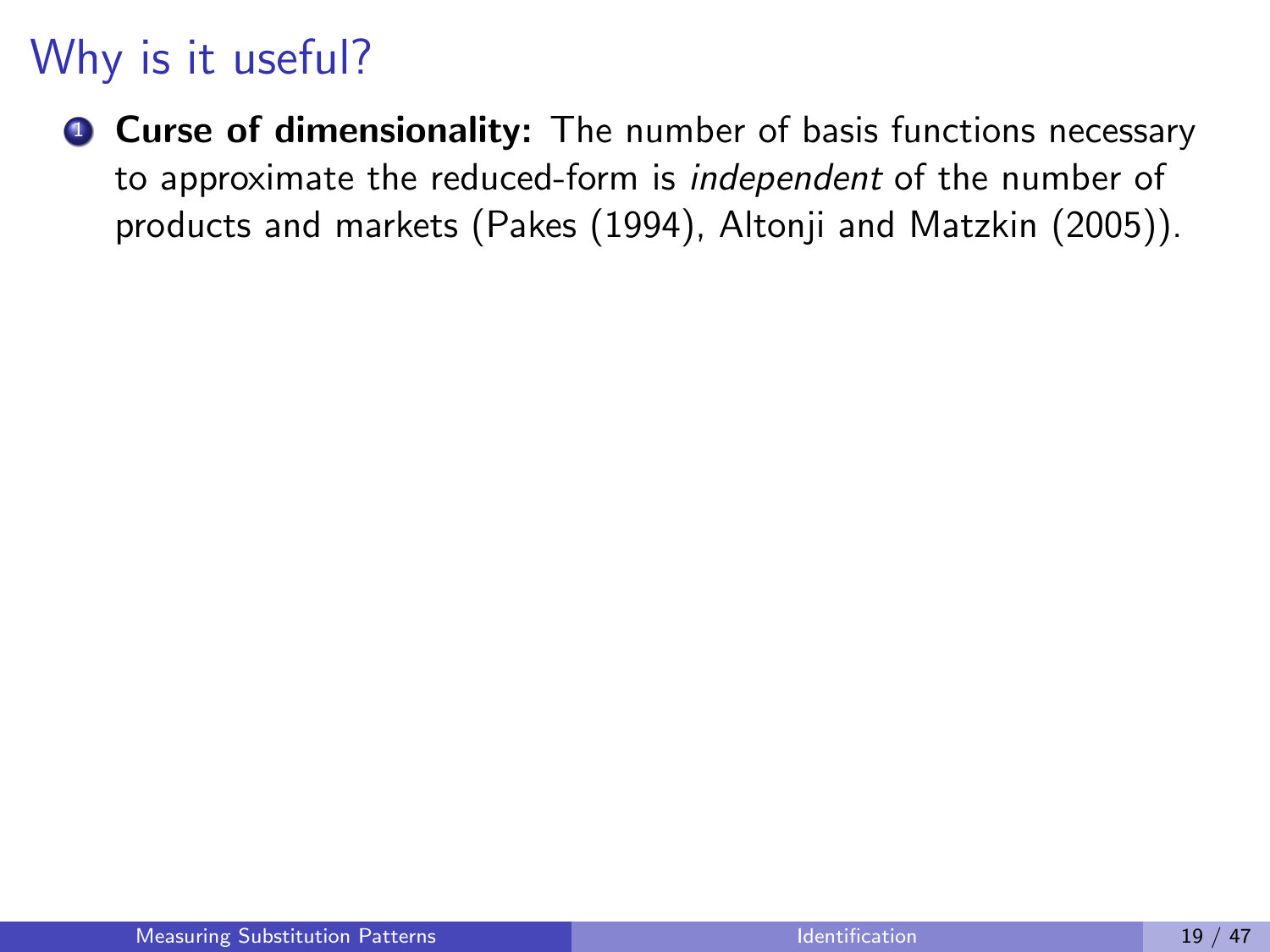# Why is it useful?

1. **Curse of dimensionality:** The number of basis functions necessary to approximate the reduced-form is *independent* of the number of products and markets (Pakes (1994), Altonji and Matzkin (2005)).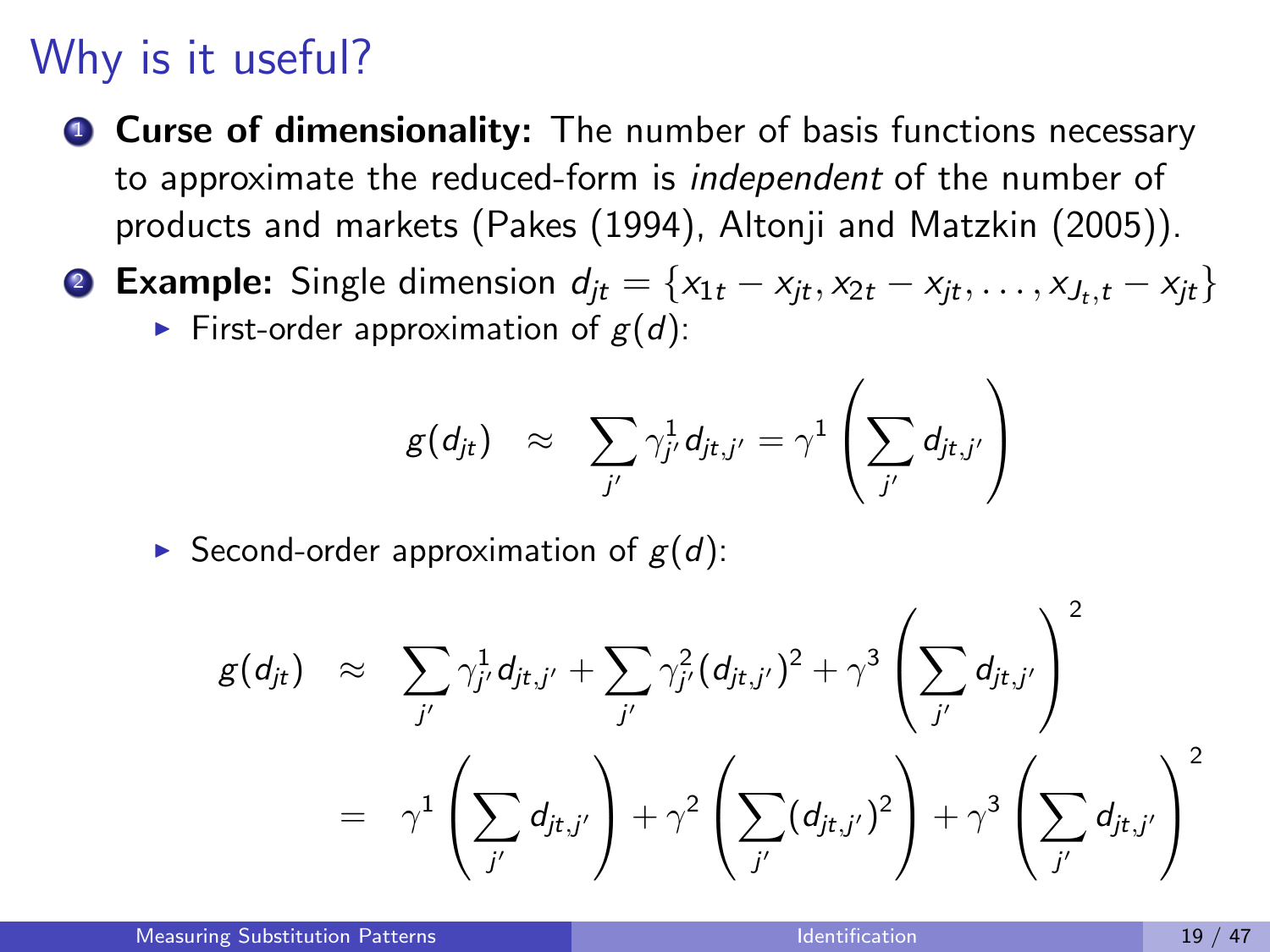# Why is it useful?

1. **Curse of dimensionality:** The number of basis functions necessary to approximate the reduced-form is *independent* of the number of products and markets (Pakes (1994), Altonji and Matzkin (2005)).

2. **Example:** Single dimension $d_{jt} = \{x_{1t} - x_{jt}, x_{2t} - x_{jt}, \ldots, x_{J_t,t} - x_{jt}\}$
   - First-order approximation of $g(d)$:

$$g(d_{jt}) \approx \sum_{j'} \gamma^1_{j'} d_{jt,j'} = \gamma^1 \left( \sum_{j'} d_{jt,j'} \right)$$

   - Second-order approximation of $g(d)$:

$$\begin{aligned} g(d_{jt}) &\approx \sum_{j'} \gamma^1_{j'} d_{jt,j'} + \sum_{j'} \gamma^2_{j'} (d_{jt,j'})^2 + \gamma^3 \left( \sum_{j'} d_{jt,j'} \right)^2 \\ &= \gamma^1 \left( \sum_{j'} d_{jt,j'} \right) + \gamma^2 \left( \sum_{j'} (d_{jt,j'})^2 \right) + \gamma^3 \left( \sum_{j'} d_{jt,j'} \right)^2 \end{aligned}$$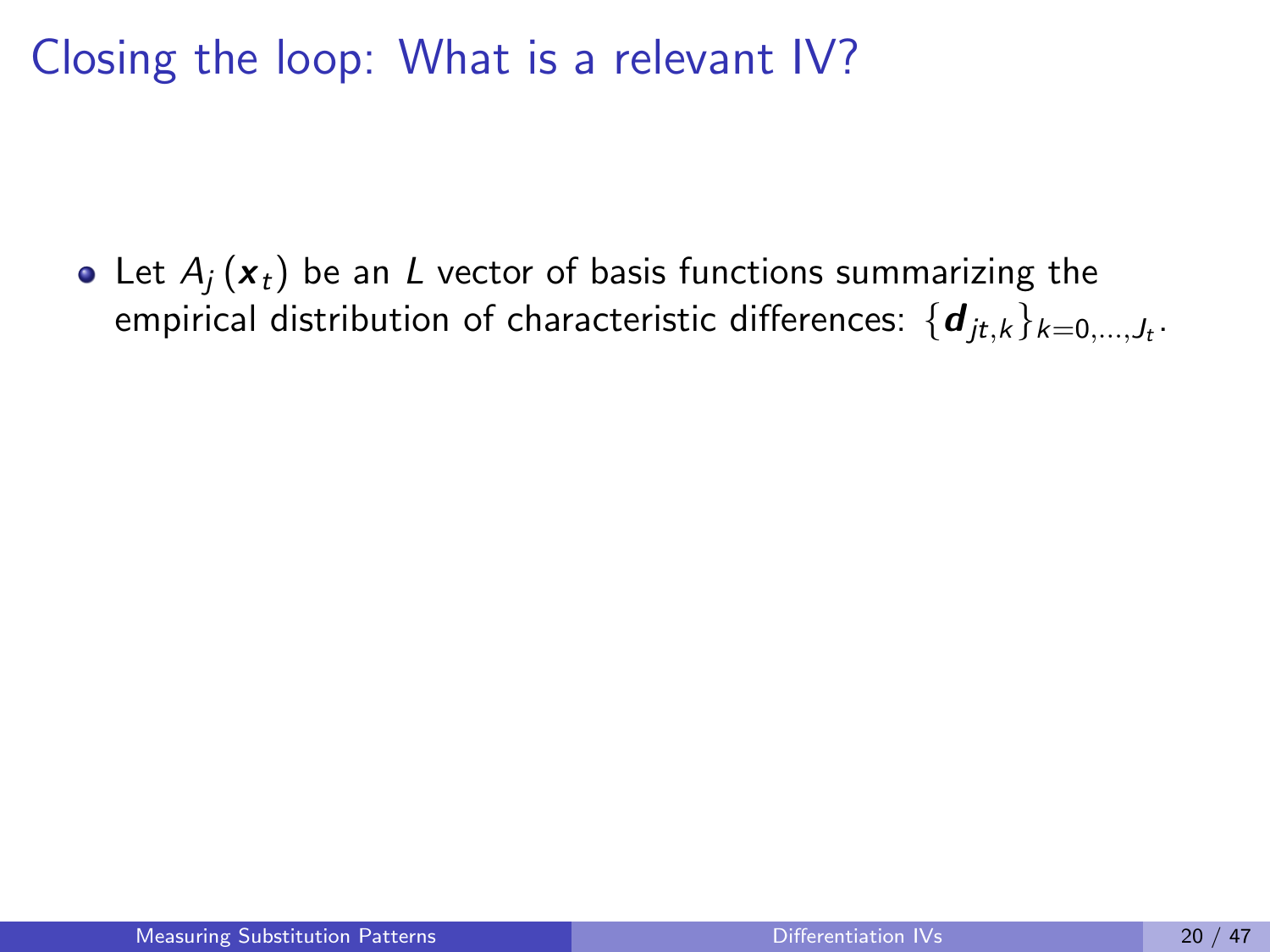# Closing the loop: What is a relevant IV?

- Let $A_j(\boldsymbol{x}_t)$ be an $L$ vector of basis functions summarizing the empirical distribution of characteristic differences: $\{\boldsymbol{d}_{jt,k}\}_{k=0,\ldots,J_t}$.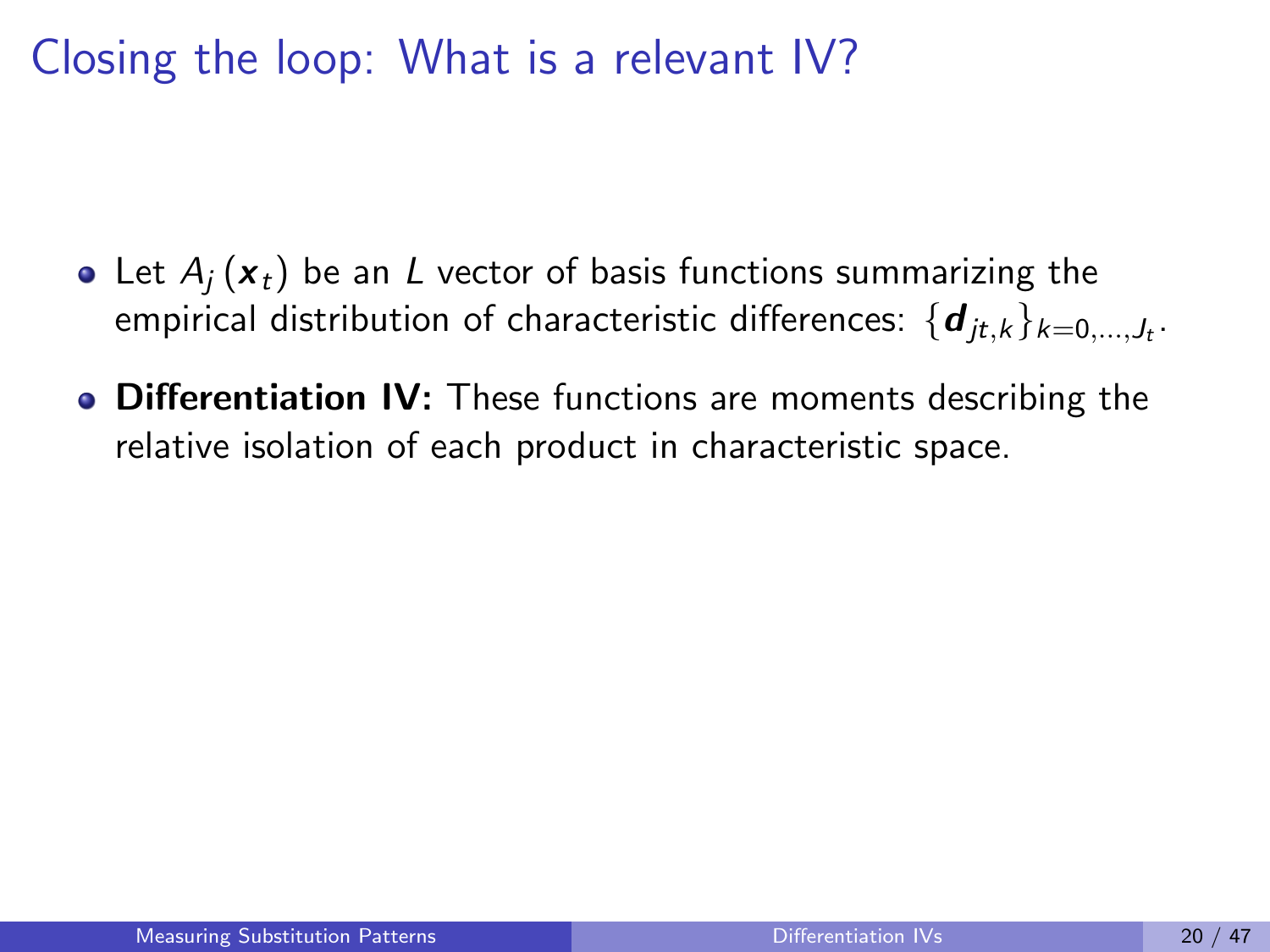# Closing the loop: What is a relevant IV?

- Let $A_j(\boldsymbol{x}_t)$ be an $L$ vector of basis functions summarizing the empirical distribution of characteristic differences: $\{\boldsymbol{d}_{jt,k}\}_{k=0,\ldots,J_t}$.
- **Differentiation IV:** These functions are moments describing the relative isolation of each product in characteristic space.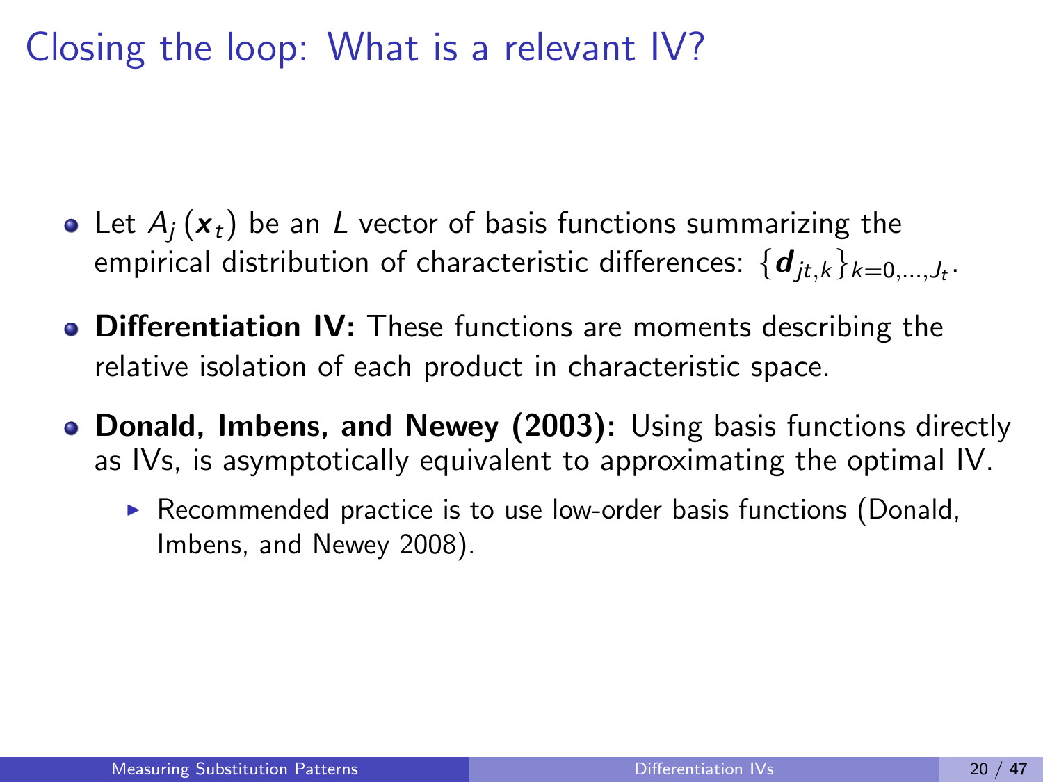# Closing the loop: What is a relevant IV?

- Let $A_j(\boldsymbol{x}_t)$ be an $L$ vector of basis functions summarizing the empirical distribution of characteristic differences: $\{\boldsymbol{d}_{jt,k}\}_{k=0,\dots,J_t}$.
- **Differentiation IV:** These functions are moments describing the relative isolation of each product in characteristic space.
- **Donald, Imbens, and Newey (2003):** Using basis functions directly as IVs, is asymptotically equivalent to approximating the optimal IV.
  - Recommended practice is to use low-order basis functions (Donald, Imbens, and Newey 2008).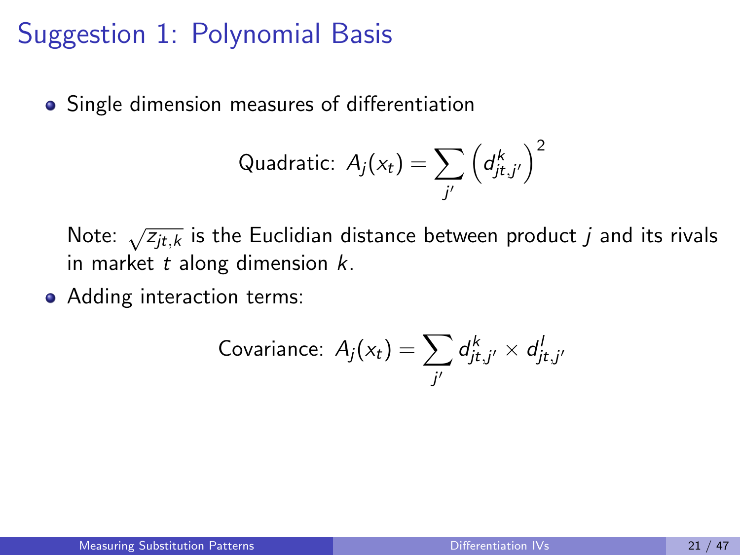# Suggestion 1: Polynomial Basis

- Single dimension measures of differentiation

$$\text{Quadratic: } A_j(x_t) = \sum_{j'} \left( d^k_{jt,j'} \right)^2$$

Note: $\sqrt{z_{jt,k}}$ is the Euclidian distance between product $j$ and its rivals in market $t$ along dimension $k$.

- Adding interaction terms:

$$\text{Covariance: } A_j(x_t) = \sum_{j'} d^k_{jt,j'} \times d^l_{jt,j'}$$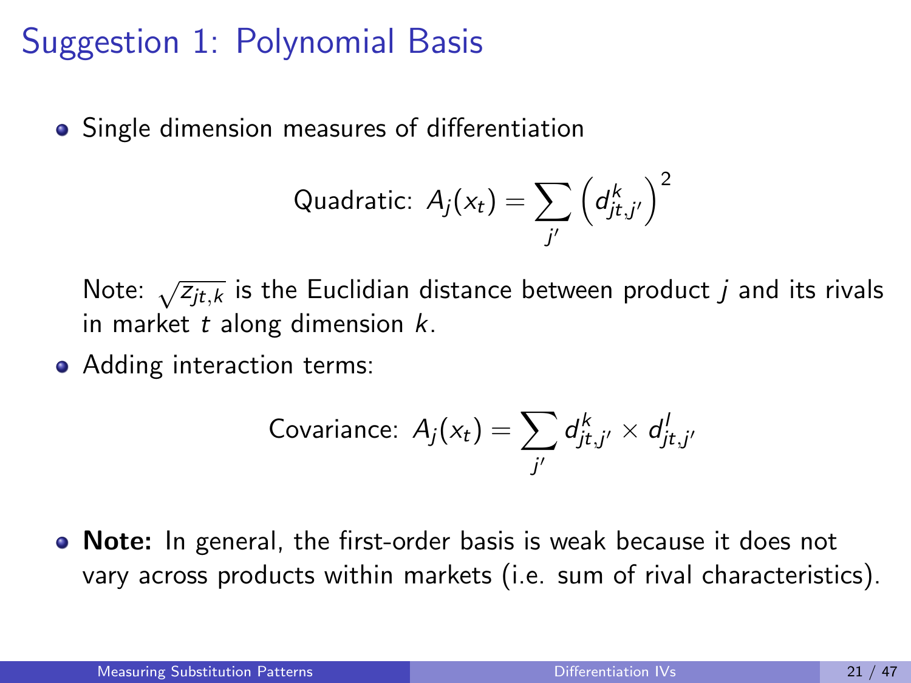# Suggestion 1: Polynomial Basis

- Single dimension measures of differentiation

$$\text{Quadratic: } A_j(x_t) = \sum_{j'} \left(d^k_{jt,j'}\right)^2$$

  Note: $\sqrt{z_{jt,k}}$ is the Euclidian distance between product $j$ and its rivals in market $t$ along dimension $k$.

- Adding interaction terms:

$$\text{Covariance: } A_j(x_t) = \sum_{j'} d^k_{jt,j'} \times d^l_{jt,j'}$$

- **Note:** In general, the first-order basis is weak because it does not vary across products within markets (i.e. sum of rival characteristics).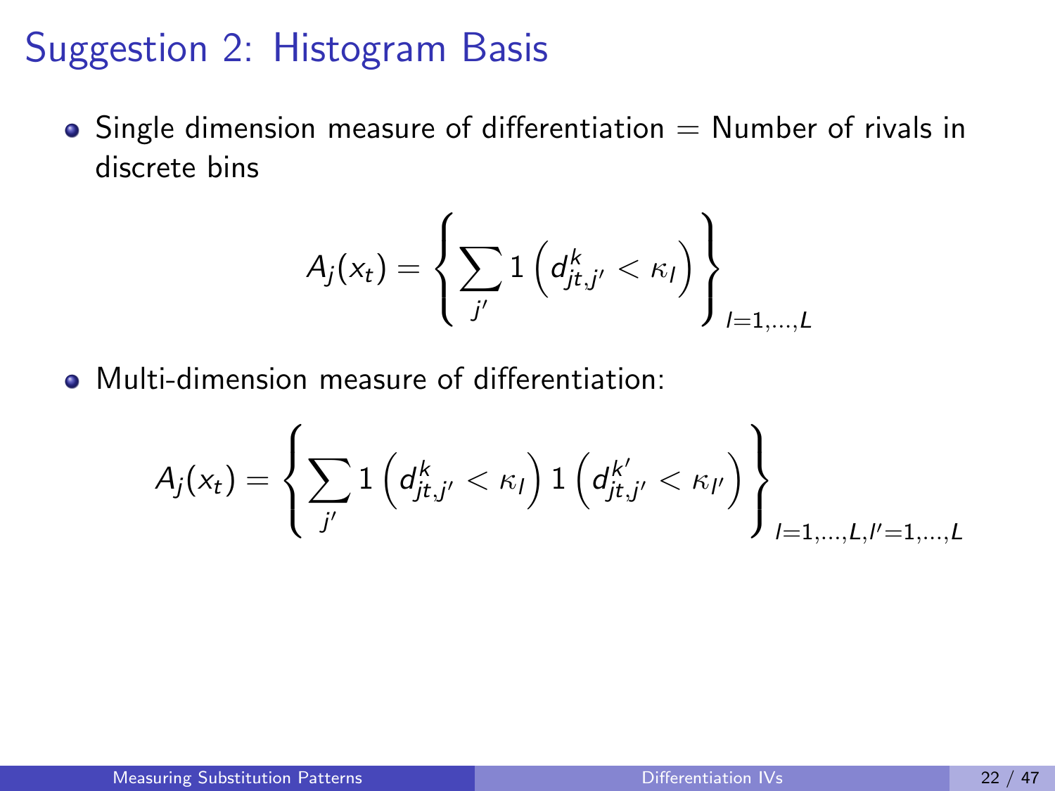# Suggestion 2: Histogram Basis

- Single dimension measure of differentiation = Number of rivals in discrete bins

$$A_j(x_t) = \left\{ \sum_{j'} 1\left(d^k_{jt,j'} < \kappa_l\right) \right\}_{l=1,\ldots,L}$$

- Multi-dimension measure of differentiation:

$$A_j(x_t) = \left\{ \sum_{j'} 1\left(d^k_{jt,j'} < \kappa_l\right) 1\left(d^{k'}_{jt,j'} < \kappa_{l'}\right) \right\}_{l=1,\ldots,L,l'=1,\ldots,L}$$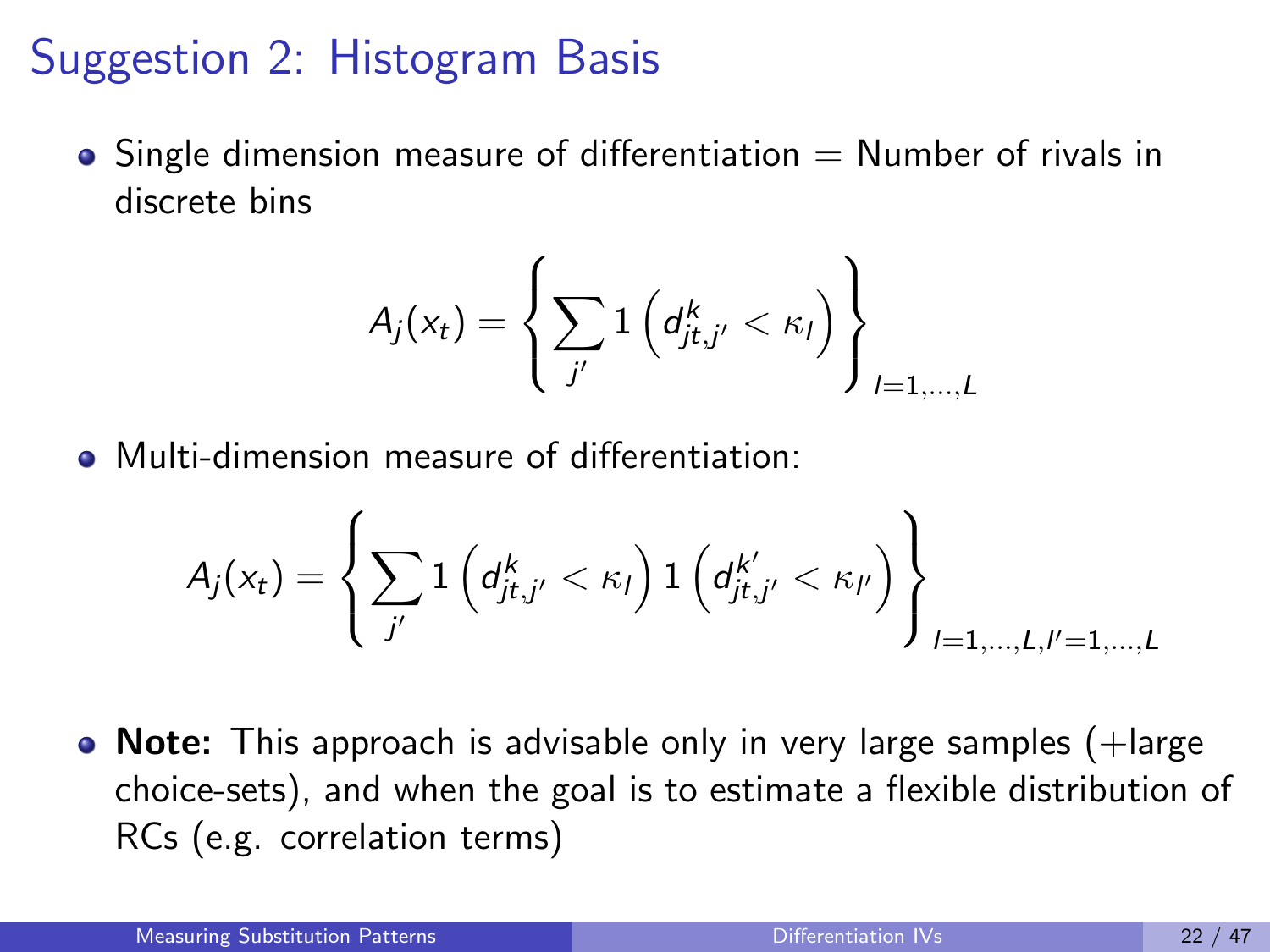# Suggestion 2: Histogram Basis

- Single dimension measure of differentiation = Number of rivals in discrete bins

$$A_j(x_t) = \left\{ \sum_{j'} 1\left( d^k_{jt,j'} < \kappa_l \right) \right\}_{l=1,\dots,L}$$

- Multi-dimension measure of differentiation:

$$A_j(x_t) = \left\{ \sum_{j'} 1\left( d^k_{jt,j'} < \kappa_l \right) 1\left( d^{k'}_{jt,j'} < \kappa_{l'} \right) \right\}_{l=1,\dots,L,l'=1,\dots,L}$$

- **Note:** This approach is advisable only in very large samples (+large choice-sets), and when the goal is to estimate a flexible distribution of RCs (e.g. correlation terms)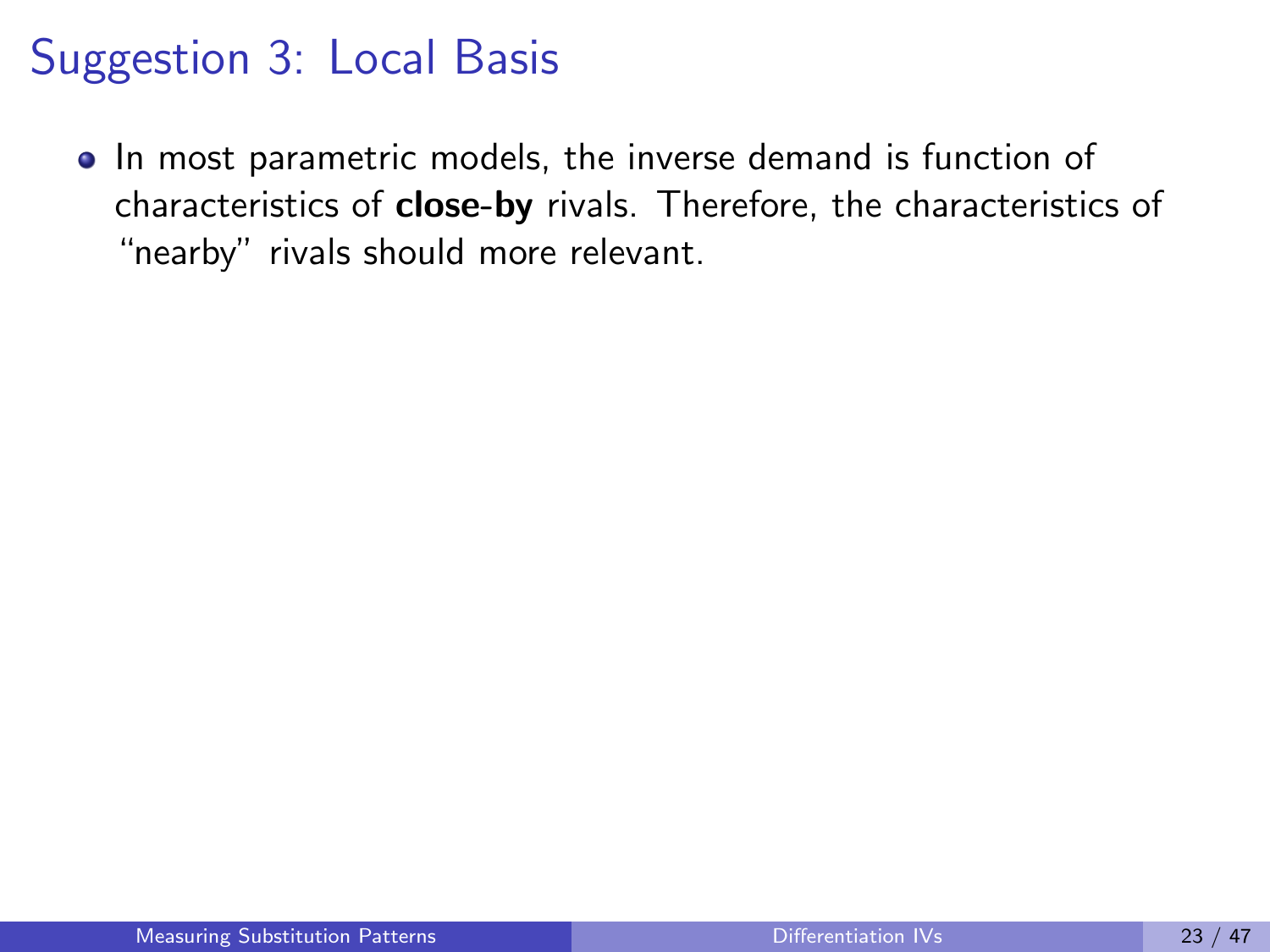# Suggestion 3: Local Basis

- In most parametric models, the inverse demand is function of characteristics of **close-by** rivals. Therefore, the characteristics of "nearby" rivals should more relevant.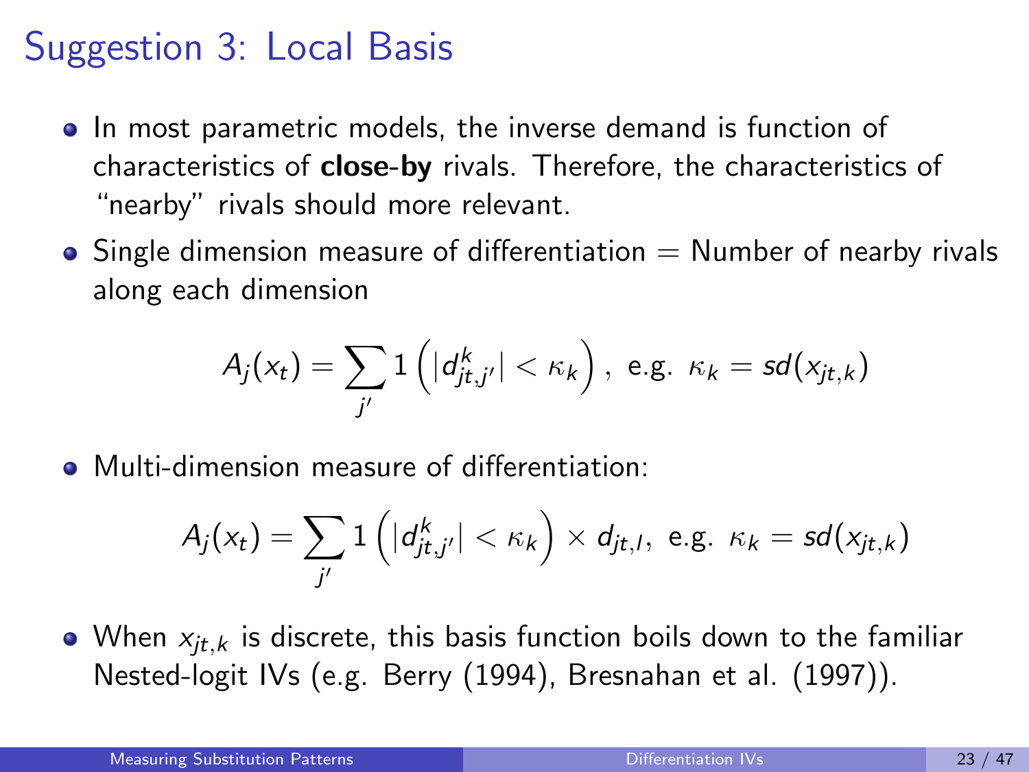# Suggestion 3: Local Basis

- In most parametric models, the inverse demand is function of characteristics of **close-by** rivals. Therefore, the characteristics of "nearby" rivals should more relevant.
- Single dimension measure of differentiation = Number of nearby rivals along each dimension

$$A_j(x_t) = \sum_{j'} 1\left(|d^k_{jt,j'}| < \kappa_k\right), \text{ e.g. } \kappa_k = sd(x_{jt,k})$$

- Multi-dimension measure of differentiation:

$$A_j(x_t) = \sum_{j'} 1\left(|d^k_{jt,j'}| < \kappa_k\right) \times d_{jt,l}, \text{ e.g. } \kappa_k = sd(x_{jt,k})$$

- When $x_{jt,k}$ is discrete, this basis function boils down to the familiar Nested-logit IVs (e.g. Berry (1994), Bresnahan et al. (1997)).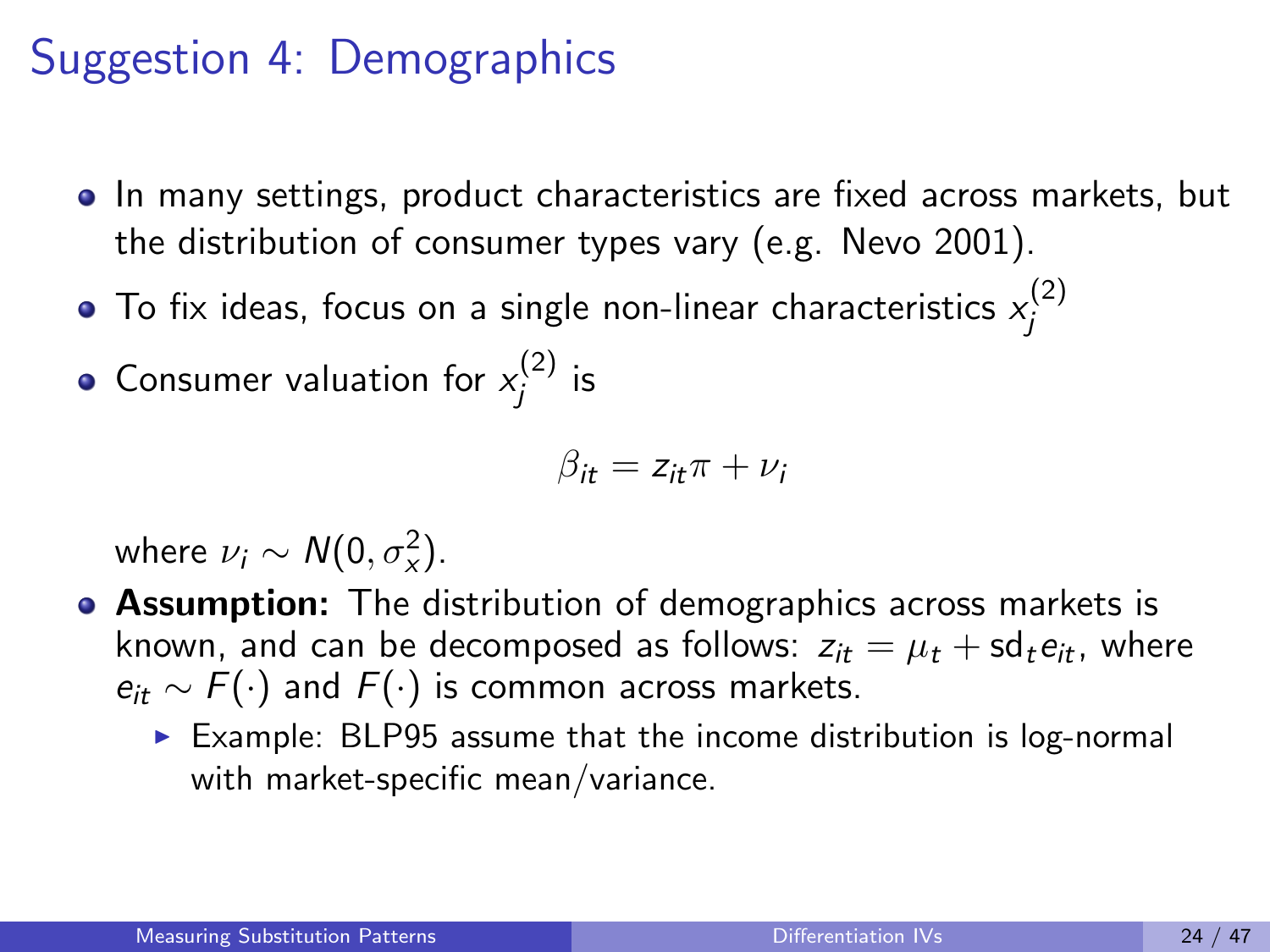# Suggestion 4: Demographics

- In many settings, product characteristics are fixed across markets, but the distribution of consumer types vary (e.g. Nevo 2001).
- To fix ideas, focus on a single non-linear characteristics $x_j^{(2)}$
- Consumer valuation for $x_j^{(2)}$ is

$$\beta_{it} = z_{it}\pi + \nu_i$$

  where $\nu_i \sim N(0, \sigma_x^2)$.
- **Assumption:** The distribution of demographics across markets is known, and can be decomposed as follows: $z_{it} = \mu_t + \text{sd}_t e_{it}$, where $e_{it} \sim F(\cdot)$ and $F(\cdot)$ is common across markets.
  - Example: BLP95 assume that the income distribution is log-normal with market-specific mean/variance.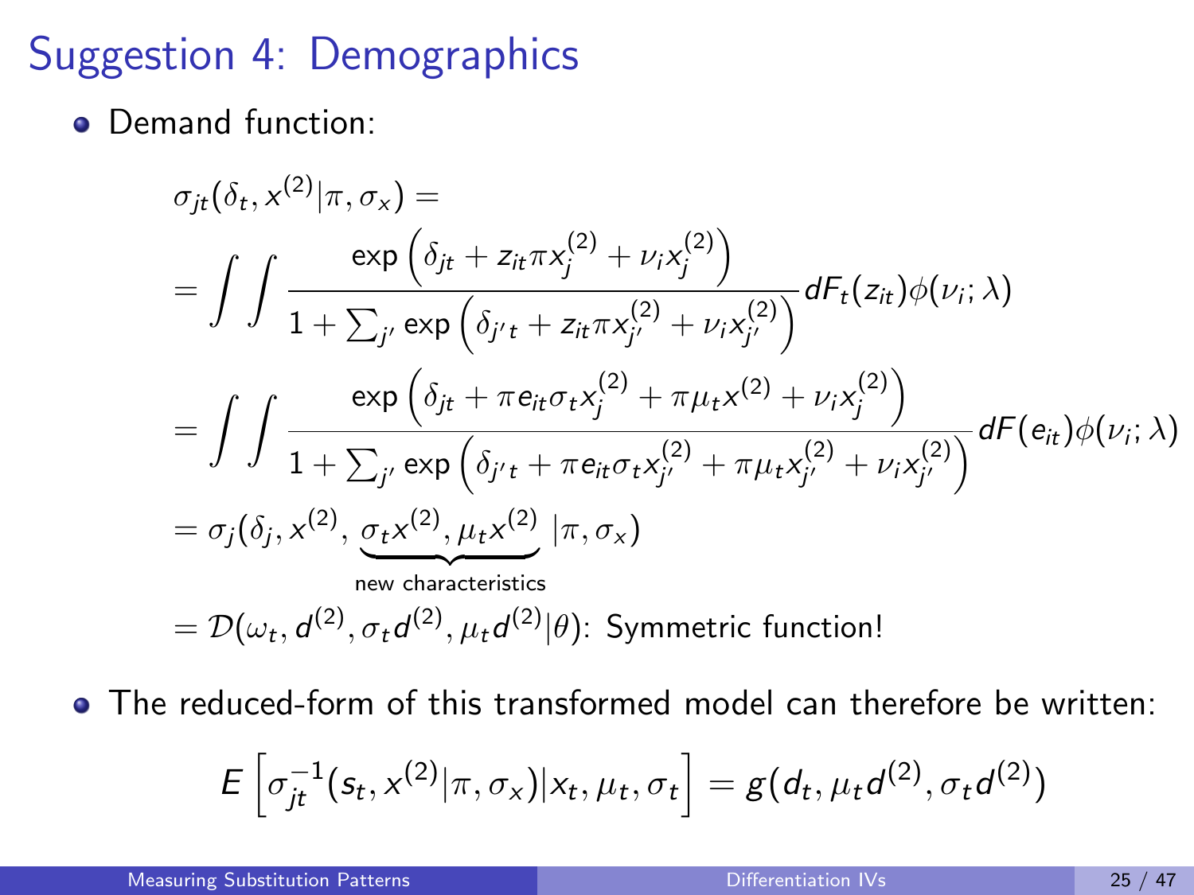# Suggestion 4: Demographics

- Demand function:

$$
\begin{aligned}
&\sigma_{jt}(\delta_t, x^{(2)}|\pi, \sigma_x) = \\
&= \int\int \frac{\exp\left(\delta_{jt} + z_{it}\pi x_j^{(2)} + \nu_i x_j^{(2)}\right)}{1 + \sum_{j'} \exp\left(\delta_{j't} + z_{it}\pi x_{j'}^{(2)} + \nu_i x_{j'}^{(2)}\right)} dF_t(z_{it})\phi(\nu_i;\lambda) \\
&= \int\int \frac{\exp\left(\delta_{jt} + \pi e_{it}\sigma_t x_j^{(2)} + \pi\mu_t x^{(2)} + \nu_i x_j^{(2)}\right)}{1 + \sum_{j'} \exp\left(\delta_{j't} + \pi e_{it}\sigma_t x_{j'}^{(2)} + \pi\mu_t x_{j'}^{(2)} + \nu_i x_{j'}^{(2)}\right)} dF(e_{it})\phi(\nu_i;\lambda) \\
&= \sigma_j(\delta_j, x^{(2)}, \underbrace{\sigma_t x^{(2)}, \mu_t x^{(2)}}_{\text{new characteristics}} |\pi, \sigma_x) \\
&= \mathcal{D}(\omega_t, d^{(2)}, \sigma_t d^{(2)}, \mu_t d^{(2)}|\theta)\text{: Symmetric function!}
\end{aligned}
$$

- The reduced-form of this transformed model can therefore be written:

$$
E\left[\sigma_{jt}^{-1}(s_t, x^{(2)}|\pi, \sigma_x)|x_t, \mu_t, \sigma_t\right] = g(d_t, \mu_t d^{(2)}, \sigma_t d^{(2)})
$$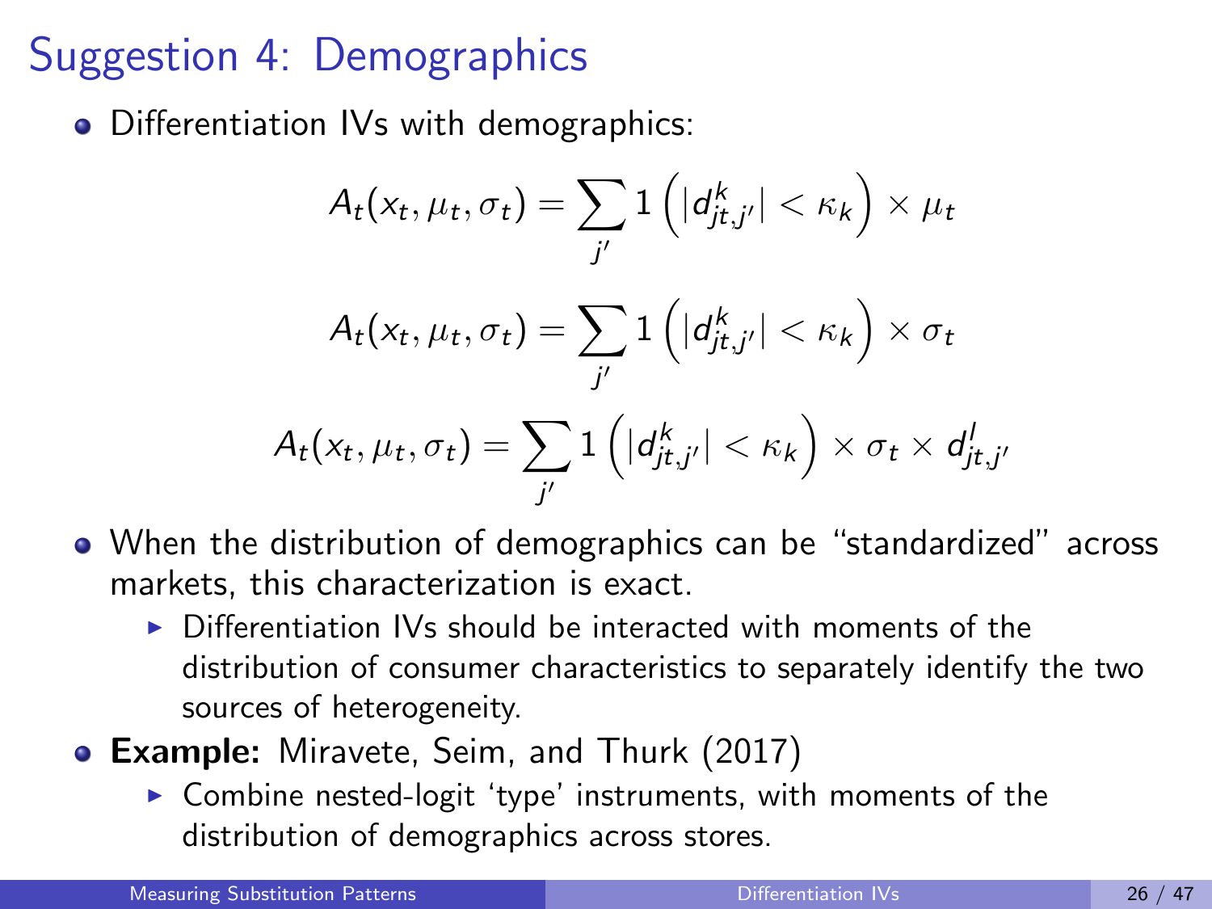# Suggestion 4: Demographics

- Differentiation IVs with demographics:

$$A_t(x_t, \mu_t, \sigma_t) = \sum_{j'} 1\left(|d^k_{jt,j'}| < \kappa_k\right) \times \mu_t$$

$$A_t(x_t, \mu_t, \sigma_t) = \sum_{j'} 1\left(|d^k_{jt,j'}| < \kappa_k\right) \times \sigma_t$$

$$A_t(x_t, \mu_t, \sigma_t) = \sum_{j'} 1\left(|d^k_{jt,j'}| < \kappa_k\right) \times \sigma_t \times d^l_{jt,j'}$$

- When the distribution of demographics can be "standardized" across markets, this characterization is exact.
  - Differentiation IVs should be interacted with moments of the distribution of consumer characteristics to separately identify the two sources of heterogeneity.
- **Example:** Miravete, Seim, and Thurk (2017)
  - Combine nested-logit 'type' instruments, with moments of the distribution of demographics across stores.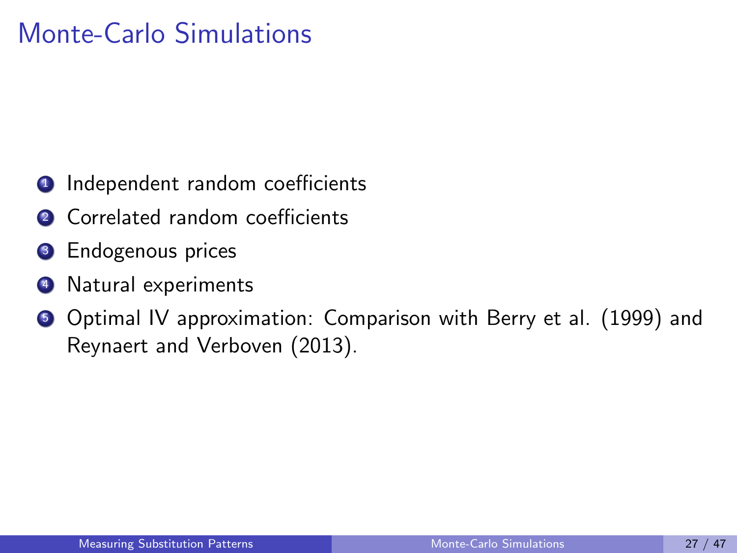# Monte-Carlo Simulations

1. Independent random coefficients
2. Correlated random coefficients
3. Endogenous prices
4. Natural experiments
5. Optimal IV approximation: Comparison with Berry et al. (1999) and Reynaert and Verboven (2013).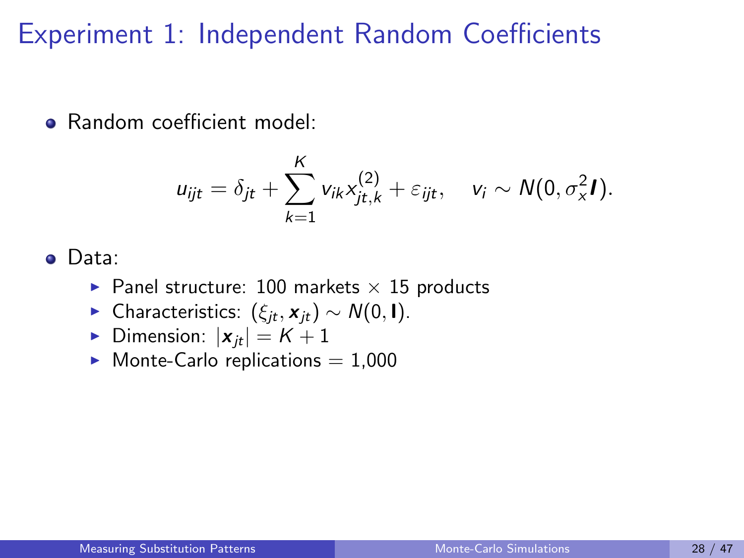# Experiment 1: Independent Random Coefficients

- Random coefficient model:

$$u_{ijt} = \delta_{jt} + \sum_{k=1}^{K} v_{ik} x_{jt,k}^{(2)} + \varepsilon_{ijt}, \quad v_i \sim N(0, \sigma_x^2 \boldsymbol{I}).$$

- Data:
  - Panel structure: 100 markets $\times$ 15 products
  - Characteristics: $(\xi_{jt}, \boldsymbol{x}_{jt}) \sim N(0, \mathbf{I})$.
  - Dimension: $|\boldsymbol{x}_{jt}| = K + 1$
  - Monte-Carlo replications = 1,000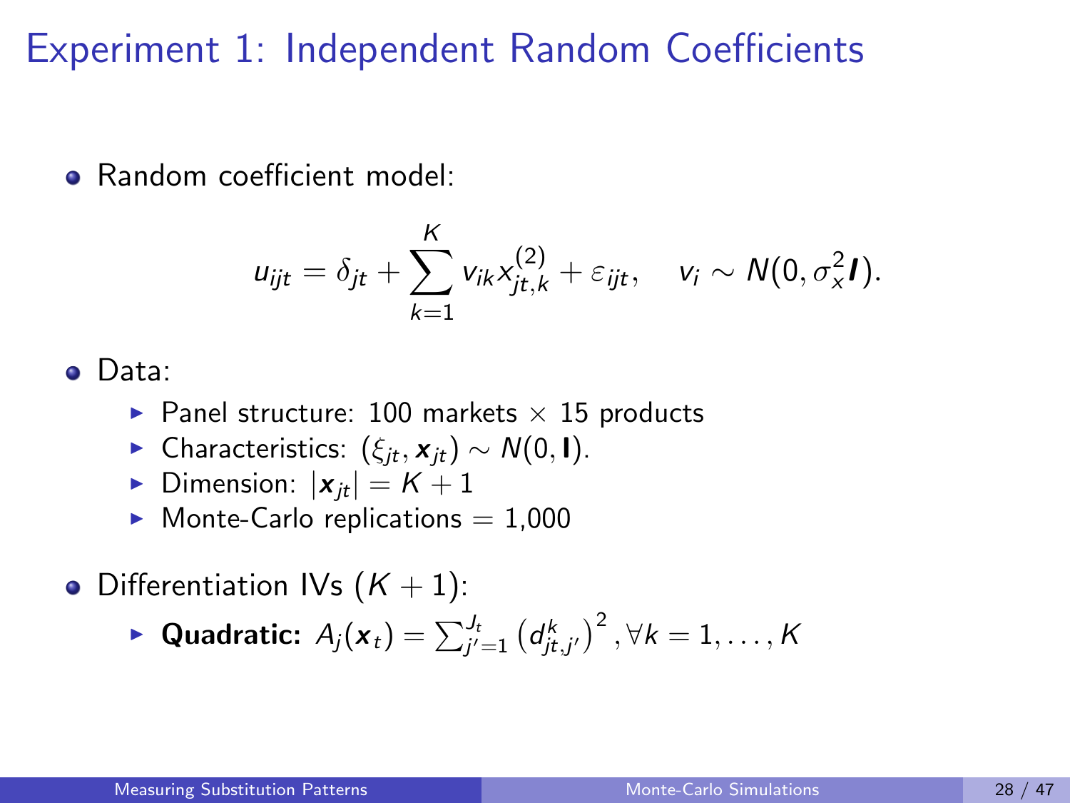# Experiment 1: Independent Random Coefficients

- Random coefficient model:

$$u_{ijt} = \delta_{jt} + \sum_{k=1}^{K} v_{ik} x^{(2)}_{jt,k} + \varepsilon_{ijt}, \quad v_i \sim N(0, \sigma_x^2 \boldsymbol{I}).$$

- Data:
  - Panel structure: 100 markets $\times$ 15 products
  - Characteristics: $(\xi_{jt}, \boldsymbol{x}_{jt}) \sim N(0, \mathbf{I})$.
  - Dimension: $|\boldsymbol{x}_{jt}| = K + 1$
  - Monte-Carlo replications = 1,000

- Differentiation IVs $(K + 1)$:
  - **Quadratic:** $A_j(\boldsymbol{x}_t) = \sum_{j'=1}^{J_t} \left(d^k_{jt,j'}\right)^2, \forall k = 1, \ldots, K$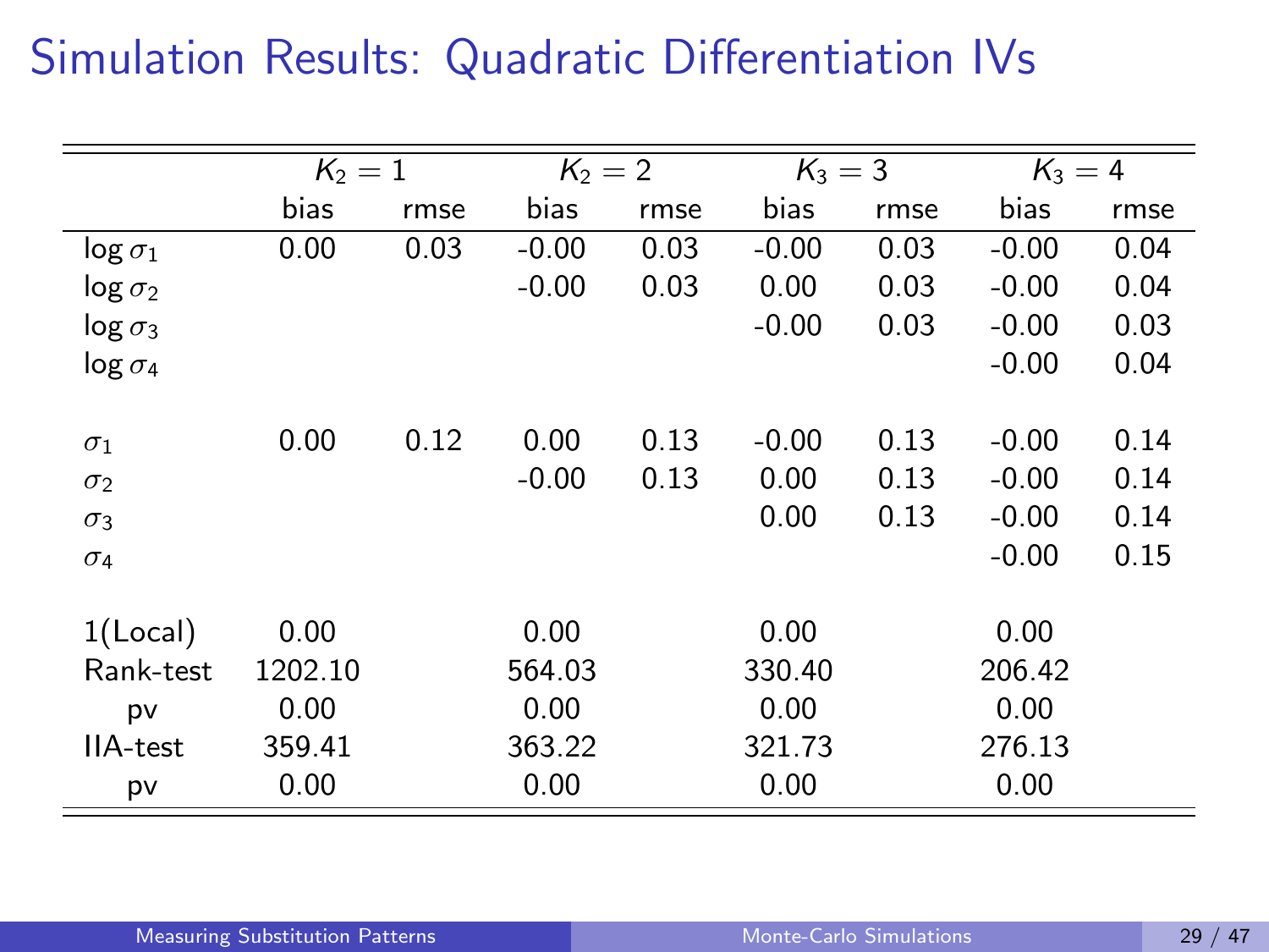# Simulation Results: Quadratic Differentiation IVs

| | $K_2 = 1$ | | $K_2 = 2$ | | $K_3 = 3$ | | $K_3 = 4$ | |
|---|---|---|---|---|---|---|---|---|
| | bias | rmse | bias | rmse | bias | rmse | bias | rmse |
| $\log \sigma_1$ | 0.00 | 0.03 | -0.00 | 0.03 | -0.00 | 0.03 | -0.00 | 0.04 |
| $\log \sigma_2$ | | | -0.00 | 0.03 | 0.00 | 0.03 | -0.00 | 0.04 |
| $\log \sigma_3$ | | | | | -0.00 | 0.03 | -0.00 | 0.03 |
| $\log \sigma_4$ | | | | | | | -0.00 | 0.04 |
| | | | | | | | | |
| $\sigma_1$ | 0.00 | 0.12 | 0.00 | 0.13 | -0.00 | 0.13 | -0.00 | 0.14 |
| $\sigma_2$ | | | -0.00 | 0.13 | 0.00 | 0.13 | -0.00 | 0.14 |
| $\sigma_3$ | | | | | 0.00 | 0.13 | -0.00 | 0.14 |
| $\sigma_4$ | | | | | | | -0.00 | 0.15 |
| | | | | | | | | |
| 1(Local) | 0.00 | | 0.00 | | 0.00 | | 0.00 | |
| Rank-test | 1202.10 | | 564.03 | | 330.40 | | 206.42 | |
| pv | 0.00 | | 0.00 | | 0.00 | | 0.00 | |
| IIA-test | 359.41 | | 363.22 | | 321.73 | | 276.13 | |
| pv | 0.00 | | 0.00 | | 0.00 | | 0.00 | |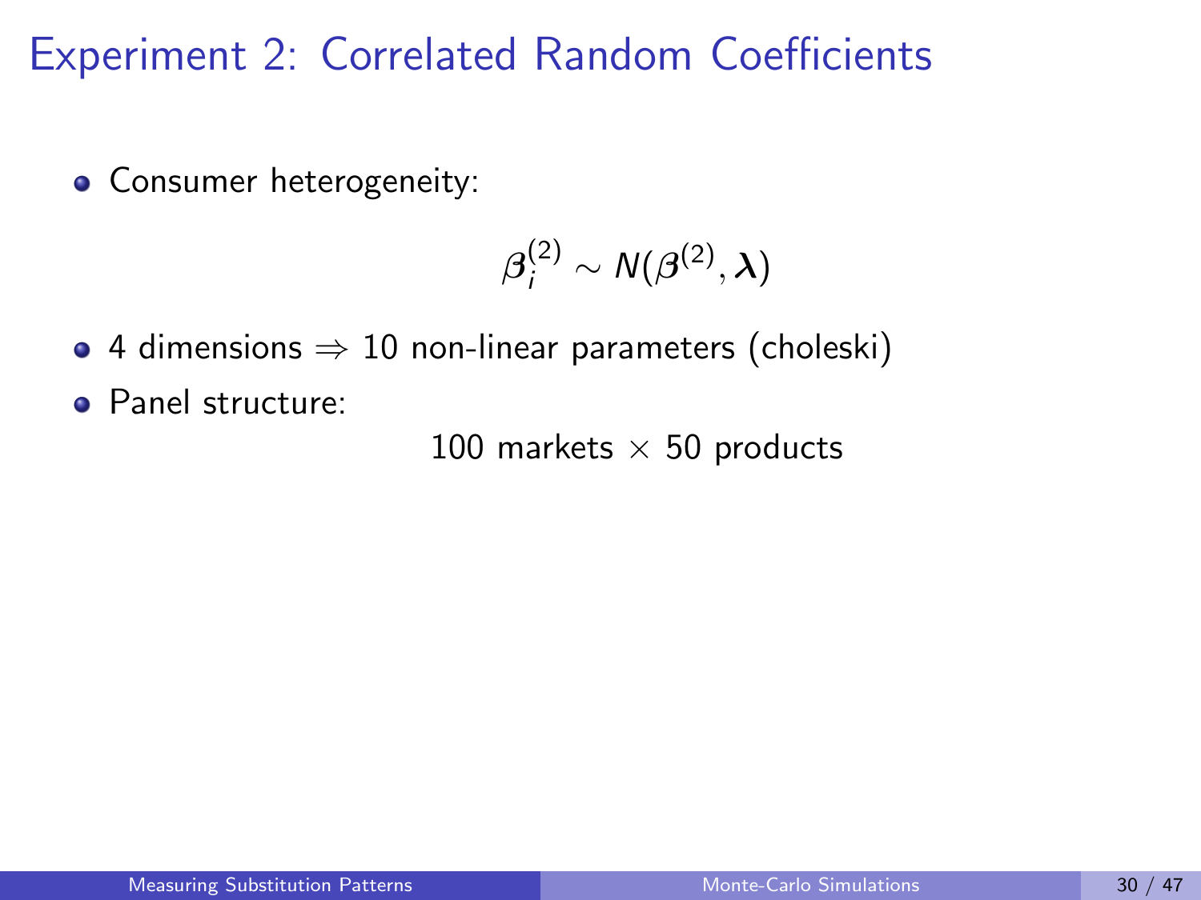# Experiment 2: Correlated Random Coefficients

- Consumer heterogeneity:

$$\boldsymbol{\beta}_i^{(2)} \sim N(\boldsymbol{\beta}^{(2)}, \boldsymbol{\lambda})$$

- 4 dimensions $\Rightarrow$ 10 non-linear parameters (choleski)
- Panel structure:

100 markets $\times$ 50 products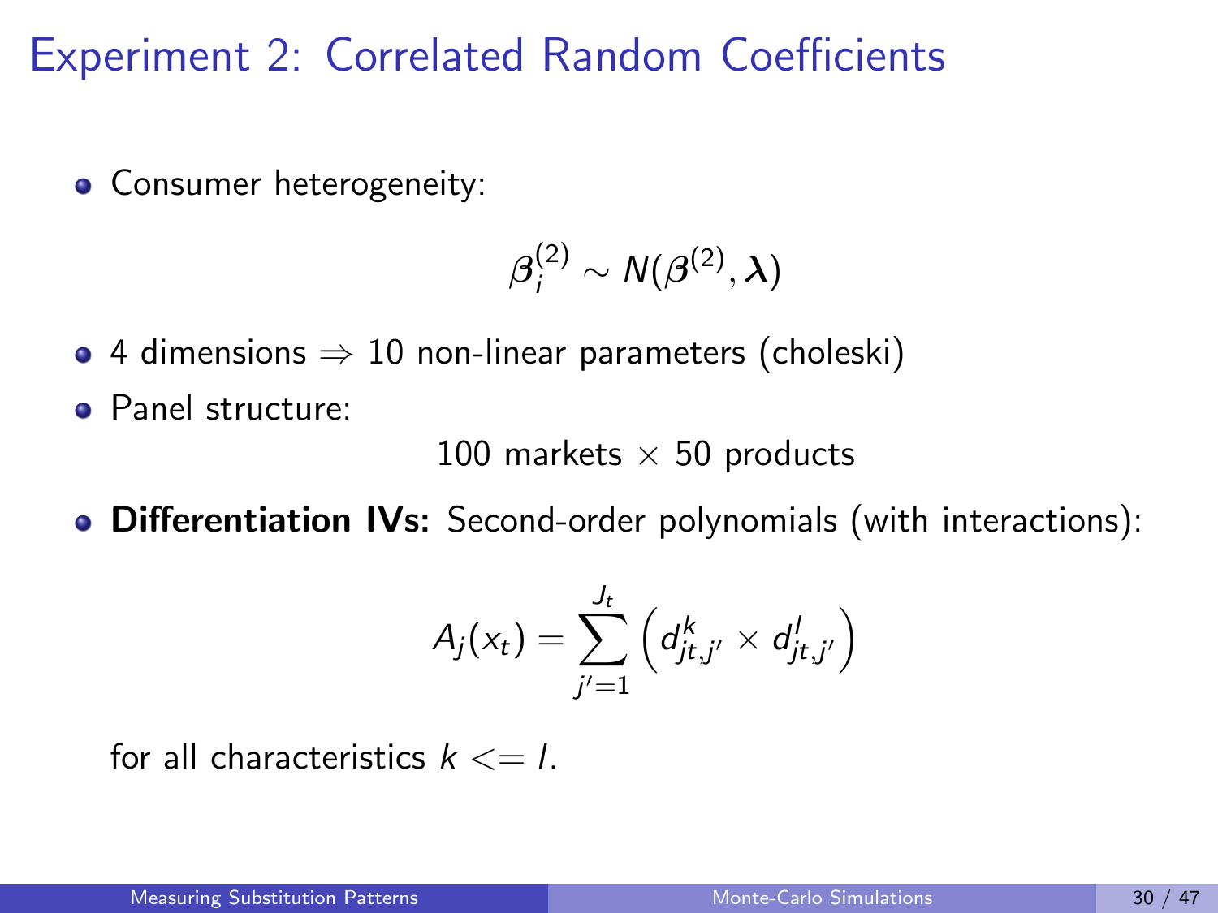# Experiment 2: Correlated Random Coefficients

- Consumer heterogeneity:

$$\boldsymbol{\beta}_i^{(2)} \sim N(\boldsymbol{\beta}^{(2)}, \boldsymbol{\lambda})$$

- 4 dimensions $\Rightarrow$ 10 non-linear parameters (choleski)
- Panel structure:

  100 markets $\times$ 50 products

- **Differentiation IVs:** Second-order polynomials (with interactions):

$$A_j(x_t) = \sum_{j'=1}^{J_t} \left( d_{jt,j'}^k \times d_{jt,j'}^l \right)$$

  for all characteristics $k <= l$.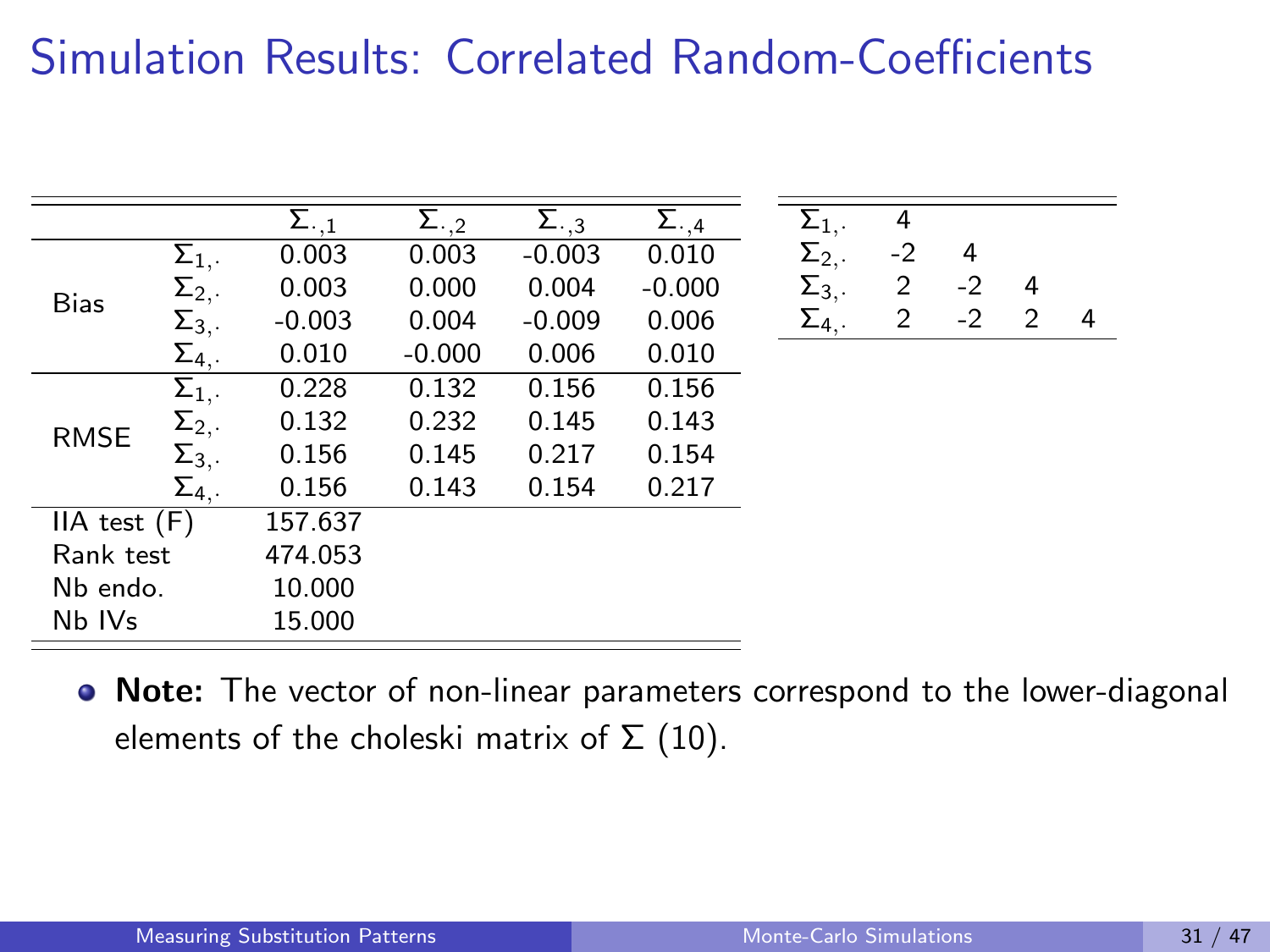# Simulation Results: Correlated Random-Coefficients

| | | $\Sigma_{\cdot,1}$ | $\Sigma_{\cdot,2}$ | $\Sigma_{\cdot,3}$ | $\Sigma_{\cdot,4}$ |
|---|---|---|---|---|---|
| Bias | $\Sigma_{1,\cdot}$ | 0.003 | 0.003 | -0.003 | 0.010 |
| | $\Sigma_{2,\cdot}$ | 0.003 | 0.000 | 0.004 | -0.000 |
| | $\Sigma_{3,\cdot}$ | -0.003 | 0.004 | -0.009 | 0.006 |
| | $\Sigma_{4,\cdot}$ | 0.010 | -0.000 | 0.006 | 0.010 |
| RMSE | $\Sigma_{1,\cdot}$ | 0.228 | 0.132 | 0.156 | 0.156 |
| | $\Sigma_{2,\cdot}$ | 0.132 | 0.232 | 0.145 | 0.143 |
| | $\Sigma_{3,\cdot}$ | 0.156 | 0.145 | 0.217 | 0.154 |
| | $\Sigma_{4,\cdot}$ | 0.156 | 0.143 | 0.154 | 0.217 |
| IIA test (F) | | 157.637 | | | |
| Rank test | | 474.053 | | | |
| Nb endo. | | 10.000 | | | |
| Nb IVs | | 15.000 | | | |

| | | | | |
|---|---|---|---|---|
| $\Sigma_{1,\cdot}$ | 4 | | | |
| $\Sigma_{2,\cdot}$ | -2 | 4 | | |
| $\Sigma_{3,\cdot}$ | 2 | -2 | 4 | |
| $\Sigma_{4,\cdot}$ | 2 | -2 | 2 | 4 |

- **Note:** The vector of non-linear parameters correspond to the lower-diagonal elements of the choleski matrix of $\Sigma$ (10).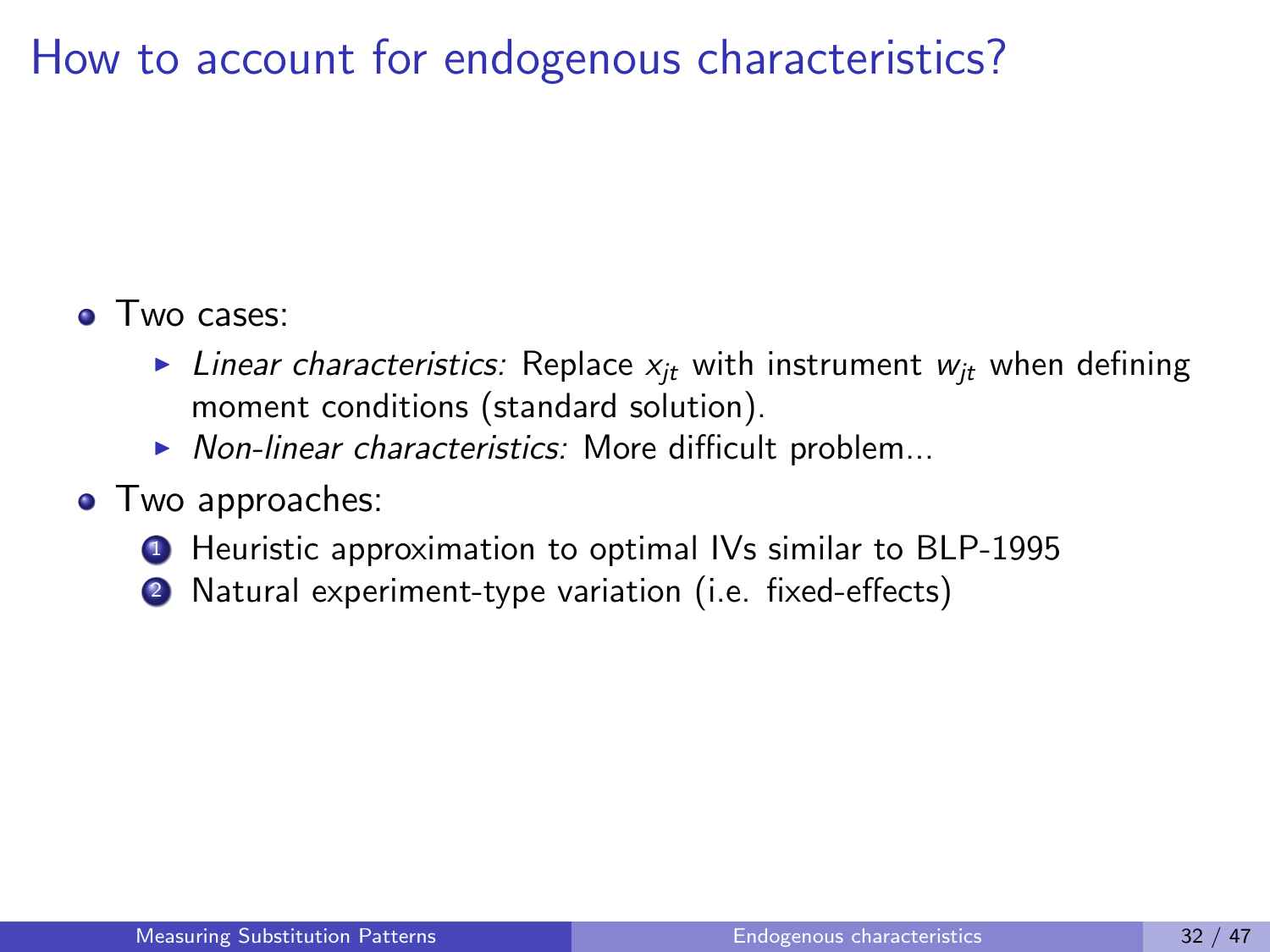# How to account for endogenous characteristics?

- Two cases:
  - *Linear characteristics:* Replace $x_{jt}$ with instrument $w_{jt}$ when defining moment conditions (standard solution).
  - *Non-linear characteristics:* More difficult problem...
- Two approaches:
  1. Heuristic approximation to optimal IVs similar to BLP-1995
  2. Natural experiment-type variation (i.e. fixed-effects)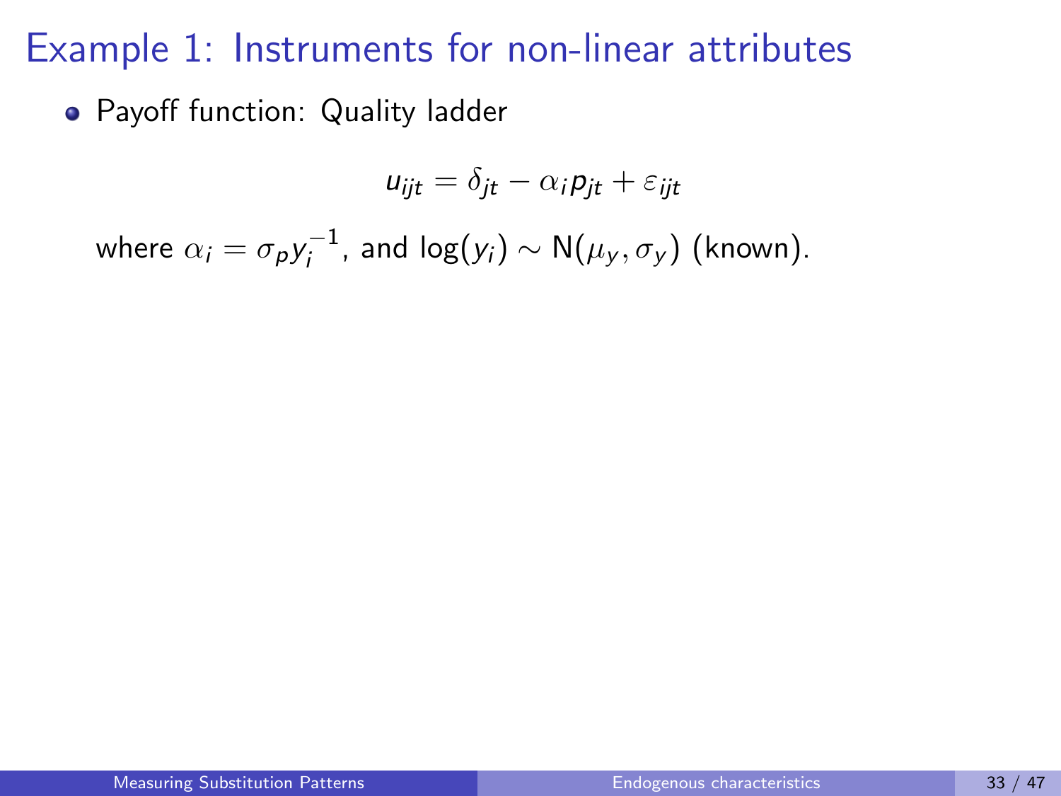# Example 1: Instruments for non-linear attributes

- Payoff function: Quality ladder

$$u_{ijt} = \delta_{jt} - \alpha_i p_{jt} + \varepsilon_{ijt}$$

where $\alpha_i = \sigma_p y_i^{-1}$, and $\log(y_i) \sim \mathrm{N}(\mu_y, \sigma_y)$ (known).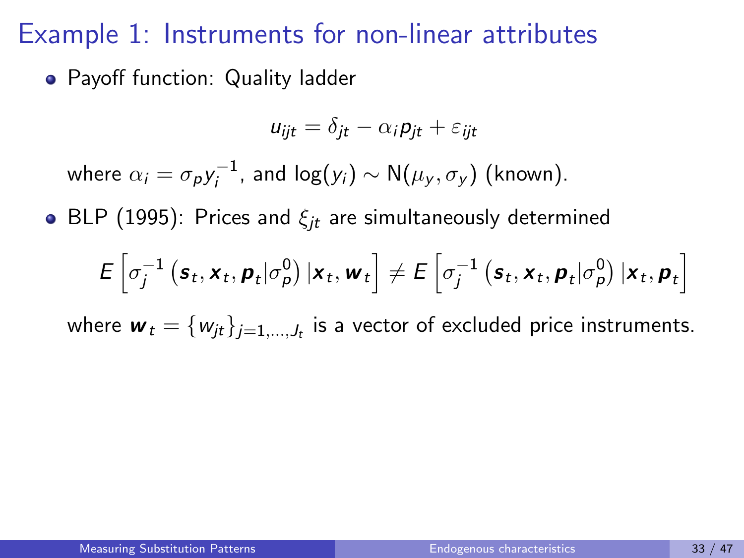# Example 1: Instruments for non-linear attributes

- Payoff function: Quality ladder

$$u_{ijt} = \delta_{jt} - \alpha_i p_{jt} + \varepsilon_{ijt}$$

where $\alpha_i = \sigma_p y_i^{-1}$, and $\log(y_i) \sim \mathrm{N}(\mu_y, \sigma_y)$ (known).

- BLP (1995): Prices and $\xi_{jt}$ are simultaneously determined

$$E\left[\sigma_j^{-1}\left(\boldsymbol{s}_t, \boldsymbol{x}_t, \boldsymbol{p}_t | \sigma_p^0\right) | \boldsymbol{x}_t, \boldsymbol{w}_t\right] \neq E\left[\sigma_j^{-1}\left(\boldsymbol{s}_t, \boldsymbol{x}_t, \boldsymbol{p}_t | \sigma_p^0\right) | \boldsymbol{x}_t, \boldsymbol{p}_t\right]$$

where $\boldsymbol{w}_t = \{w_{jt}\}_{j=1,\ldots,J_t}$ is a vector of excluded price instruments.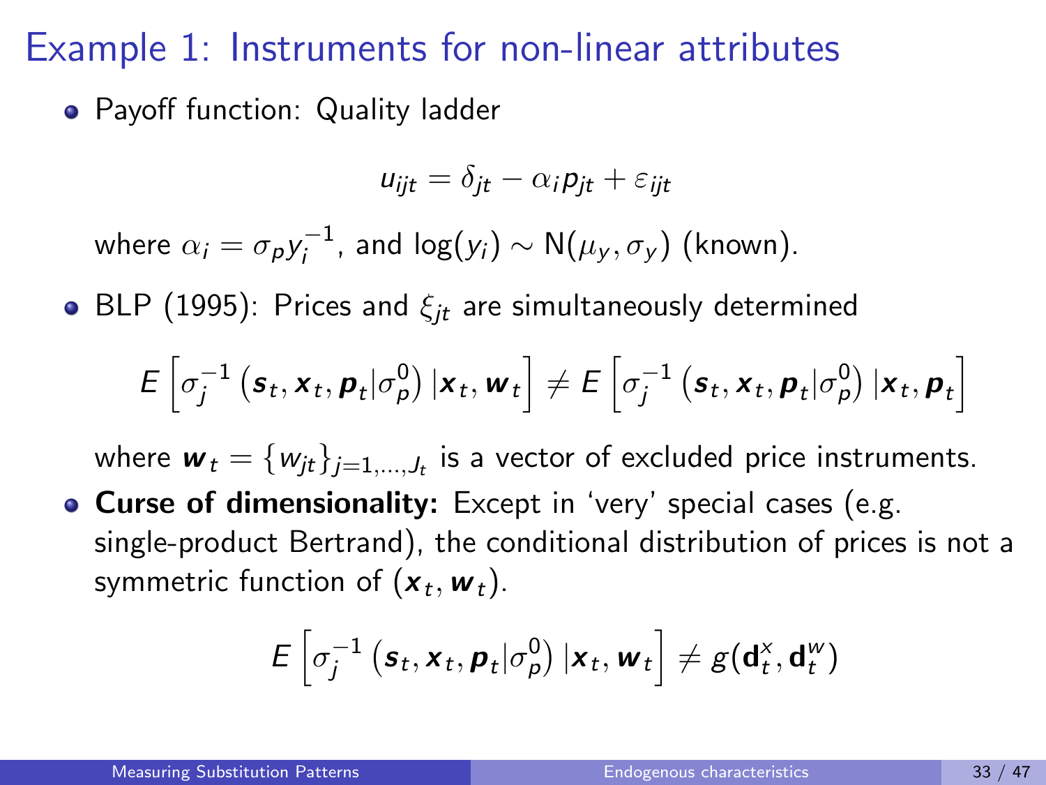# Example 1: Instruments for non-linear attributes

- Payoff function: Quality ladder

$$u_{ijt} = \delta_{jt} - \alpha_i p_{jt} + \varepsilon_{ijt}$$

where $\alpha_i = \sigma_p y_i^{-1}$, and $\log(y_i) \sim \mathrm{N}(\mu_y, \sigma_y)$ (known).

- BLP (1995): Prices and $\xi_{jt}$ are simultaneously determined

$$E\left[\sigma_j^{-1}\left(\boldsymbol{s}_t, \boldsymbol{x}_t, \boldsymbol{p}_t | \sigma_p^0\right) | \boldsymbol{x}_t, \boldsymbol{w}_t\right] \neq E\left[\sigma_j^{-1}\left(\boldsymbol{s}_t, \boldsymbol{x}_t, \boldsymbol{p}_t | \sigma_p^0\right) | \boldsymbol{x}_t, \boldsymbol{p}_t\right]$$

where $\boldsymbol{w}_t = \{w_{jt}\}_{j=1,\dots,J_t}$ is a vector of excluded price instruments.

- **Curse of dimensionality:** Except in 'very' special cases (e.g. single-product Bertrand), the conditional distribution of prices is not a symmetric function of $(\boldsymbol{x}_t, \boldsymbol{w}_t)$.

$$E\left[\sigma_j^{-1}\left(\boldsymbol{s}_t, \boldsymbol{x}_t, \boldsymbol{p}_t | \sigma_p^0\right) | \boldsymbol{x}_t, \boldsymbol{w}_t\right] \neq g(\mathbf{d}_t^x, \mathbf{d}_t^w)$$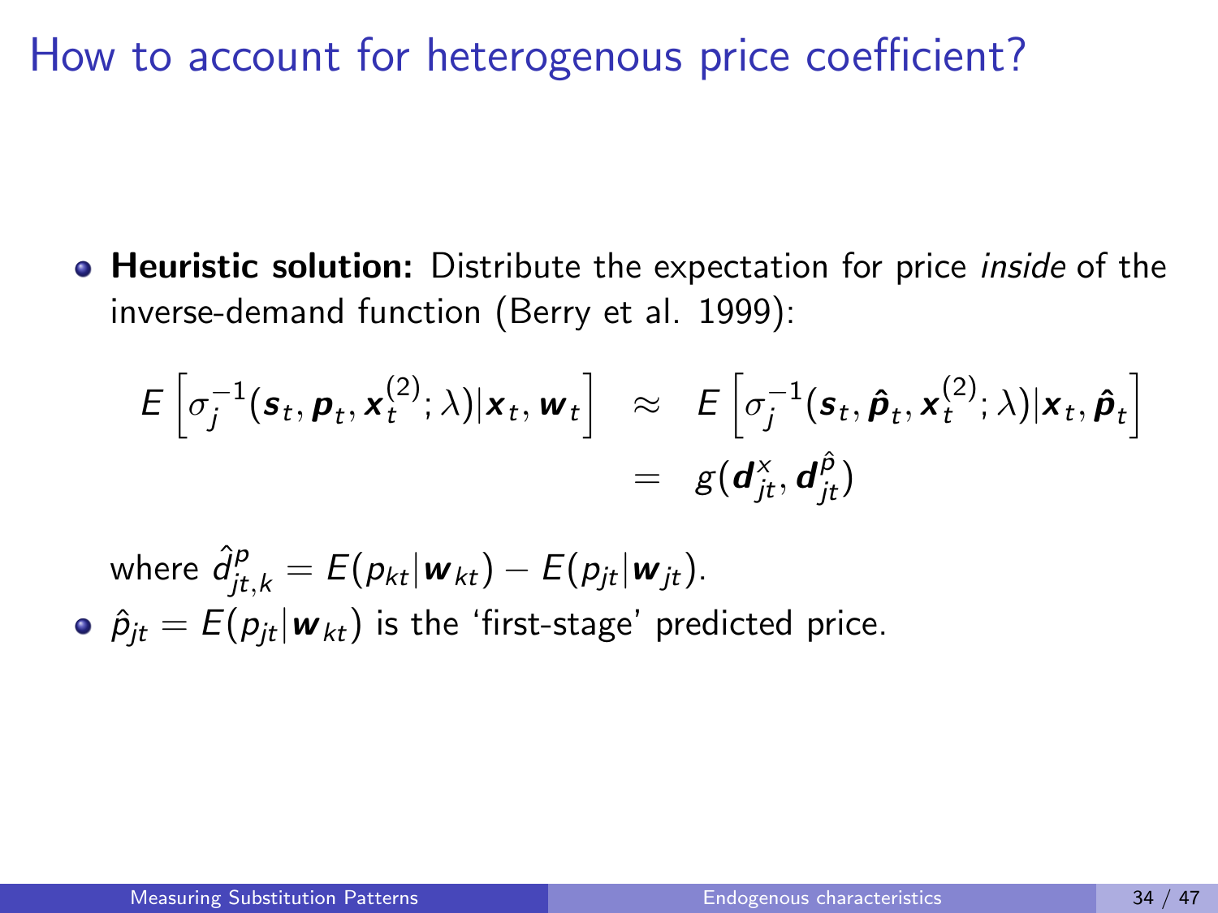# How to account for heterogenous price coefficient?

- **Heuristic solution:** Distribute the expectation for price *inside* of the inverse-demand function (Berry et al. 1999):

$$
\begin{aligned}
E\left[\sigma_j^{-1}(\boldsymbol{s}_t, \boldsymbol{p}_t, \boldsymbol{x}_t^{(2)}; \lambda) | \boldsymbol{x}_t, \boldsymbol{w}_t\right] &\approx E\left[\sigma_j^{-1}(\boldsymbol{s}_t, \hat{\boldsymbol{p}}_t, \boldsymbol{x}_t^{(2)}; \lambda) | \boldsymbol{x}_t, \hat{\boldsymbol{p}}_t\right] \\
&= g(\boldsymbol{d}_{jt}^{x}, \boldsymbol{d}_{jt}^{\hat{p}})
\end{aligned}
$$

  where $\hat{d}_{jt,k}^{p} = E(p_{kt}|\boldsymbol{w}_{kt}) - E(p_{jt}|\boldsymbol{w}_{jt})$.

- $\hat{p}_{jt} = E(p_{jt}|\boldsymbol{w}_{kt})$ is the 'first-stage' predicted price.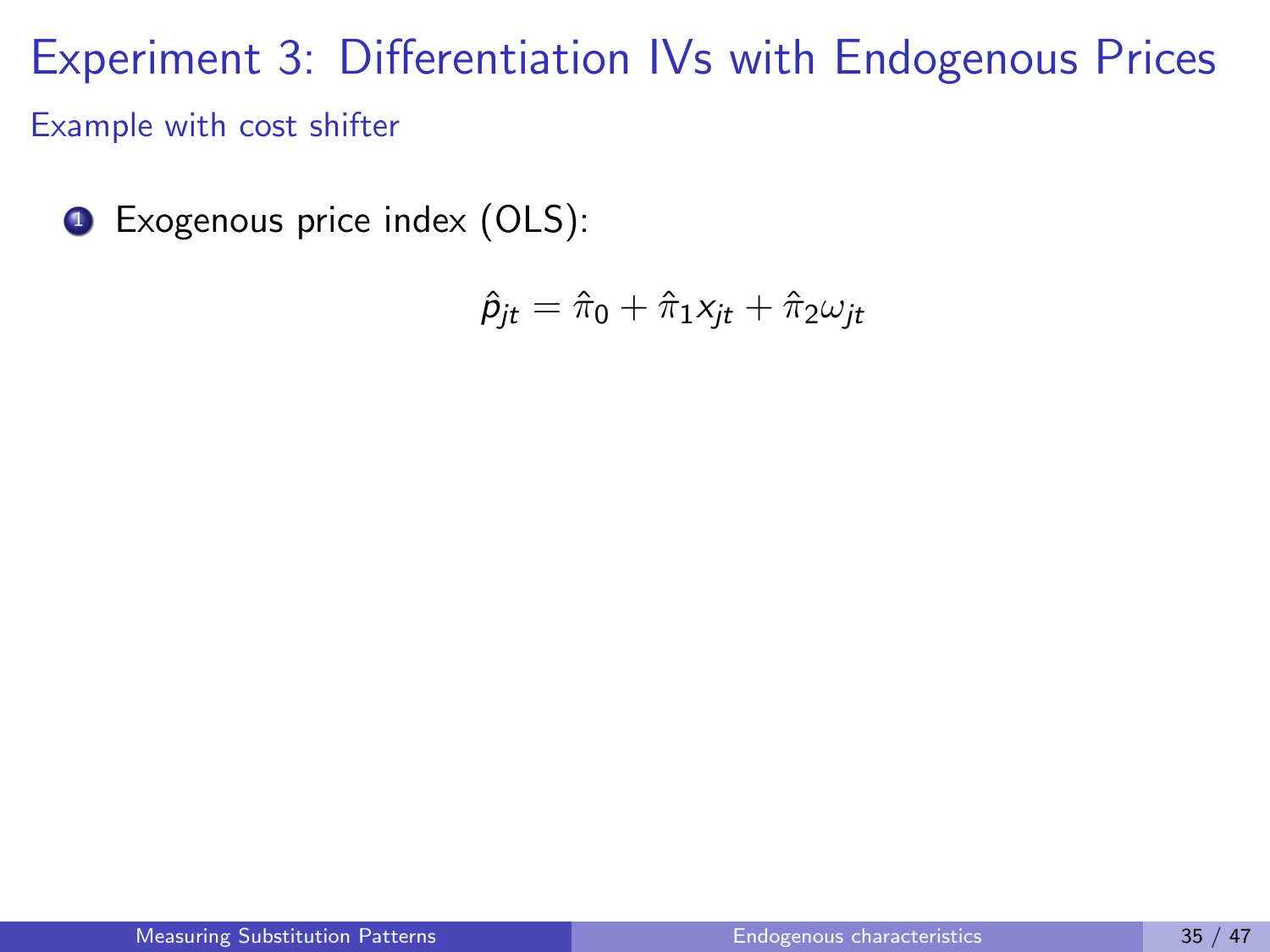# Experiment 3: Differentiation IVs with Endogenous Prices

## Example with cost shifter

1. Exogenous price index (OLS):

$$\hat{p}_{jt} = \hat{\pi}_0 + \hat{\pi}_1 x_{jt} + \hat{\pi}_2 \omega_{jt}$$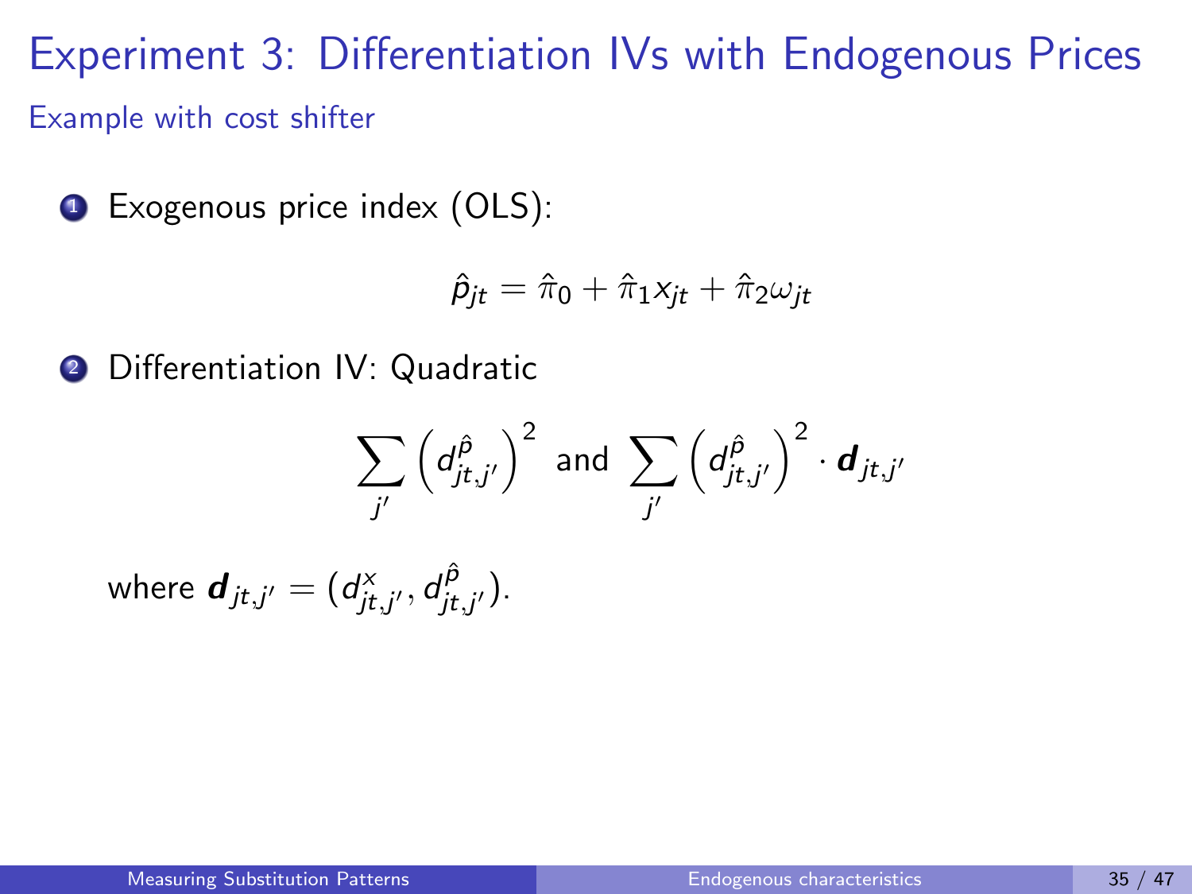# Experiment 3: Differentiation IVs with Endogenous Prices

## Example with cost shifter

1. Exogenous price index (OLS):

$$\hat{p}_{jt} = \hat{\pi}_0 + \hat{\pi}_1 x_{jt} + \hat{\pi}_2 \omega_{jt}$$

2. Differentiation IV: Quadratic

$$\sum_{j'} \left( d^{\hat{p}}_{jt,j'} \right)^2 \text{ and } \sum_{j'} \left( d^{\hat{p}}_{jt,j'} \right)^2 \cdot \boldsymbol{d}_{jt,j'}$$

where $\boldsymbol{d}_{jt,j'} = (d^{x}_{jt,j'}, d^{\hat{p}}_{jt,j'})$.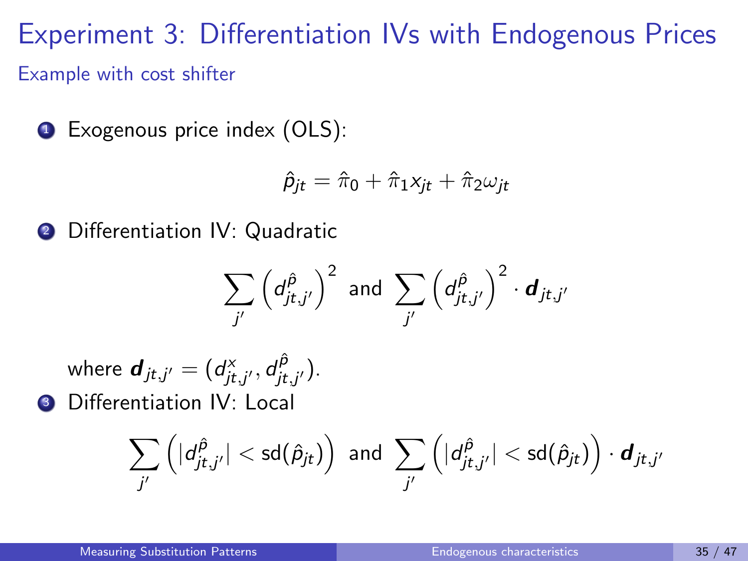# Experiment 3: Differentiation IVs with Endogenous Prices

## Example with cost shifter

1. Exogenous price index (OLS):

$$\hat{p}_{jt} = \hat{\pi}_0 + \hat{\pi}_1 x_{jt} + \hat{\pi}_2 \omega_{jt}$$

2. Differentiation IV: Quadratic

$$\sum_{j'} \left(d^{\hat{p}}_{jt,j'}\right)^2 \text{ and } \sum_{j'} \left(d^{\hat{p}}_{jt,j'}\right)^2 \cdot \boldsymbol{d}_{jt,j'}$$

where $\boldsymbol{d}_{jt,j'} = (d^{x}_{jt,j'}, d^{\hat{p}}_{jt,j'})$.

3. Differentiation IV: Local

$$\sum_{j'} \left(|d^{\hat{p}}_{jt,j'}| < \text{sd}(\hat{p}_{jt})\right) \text{ and } \sum_{j'} \left(|d^{\hat{p}}_{jt,j'}| < \text{sd}(\hat{p}_{jt})\right) \cdot \boldsymbol{d}_{jt,j'}$$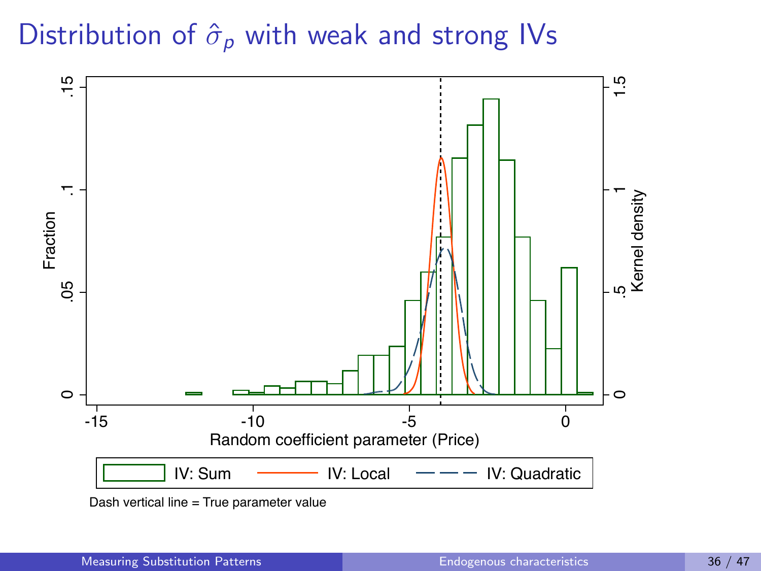# Distribution of $\hat{\sigma}_p$ with weak and strong IVs

Fraction

Kernel density

Random coefficient parameter (Price)

IV: Sum — IV: Local — IV: Quadratic

Dash vertical line = True parameter value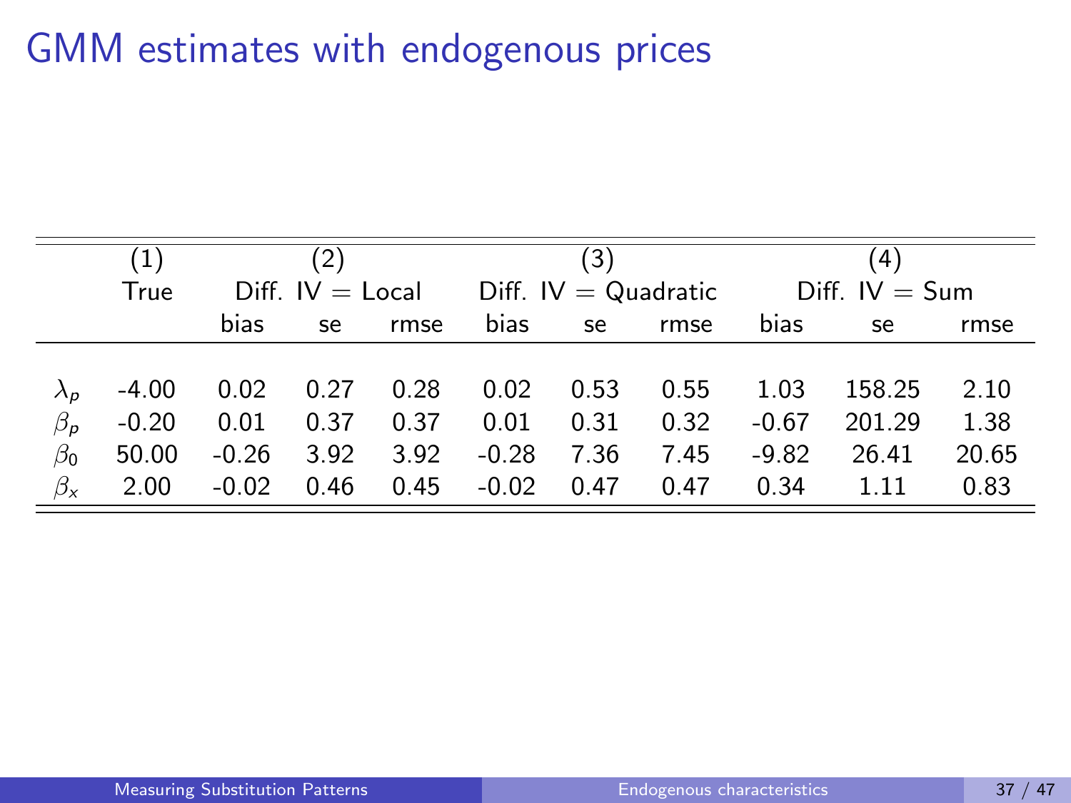# GMM estimates with endogenous prices

| | (1) | (2) | | | (3) | | | (4) | | |
|---|---|---|---|---|---|---|---|---|---|---|
| | True | Diff. IV = Local | | | Diff. IV = Quadratic | | | Diff. IV = Sum | | |
| | | bias | se | rmse | bias | se | rmse | bias | se | rmse |
| $\lambda_p$ | -4.00 | 0.02 | 0.27 | 0.28 | 0.02 | 0.53 | 0.55 | 1.03 | 158.25 | 2.10 |
| $\beta_p$ | -0.20 | 0.01 | 0.37 | 0.37 | 0.01 | 0.31 | 0.32 | -0.67 | 201.29 | 1.38 |
| $\beta_0$ | 50.00 | -0.26 | 3.92 | 3.92 | -0.28 | 7.36 | 7.45 | -9.82 | 26.41 | 20.65 |
| $\beta_x$ | 2.00 | -0.02 | 0.46 | 0.45 | -0.02 | 0.47 | 0.47 | 0.34 | 1.11 | 0.83 |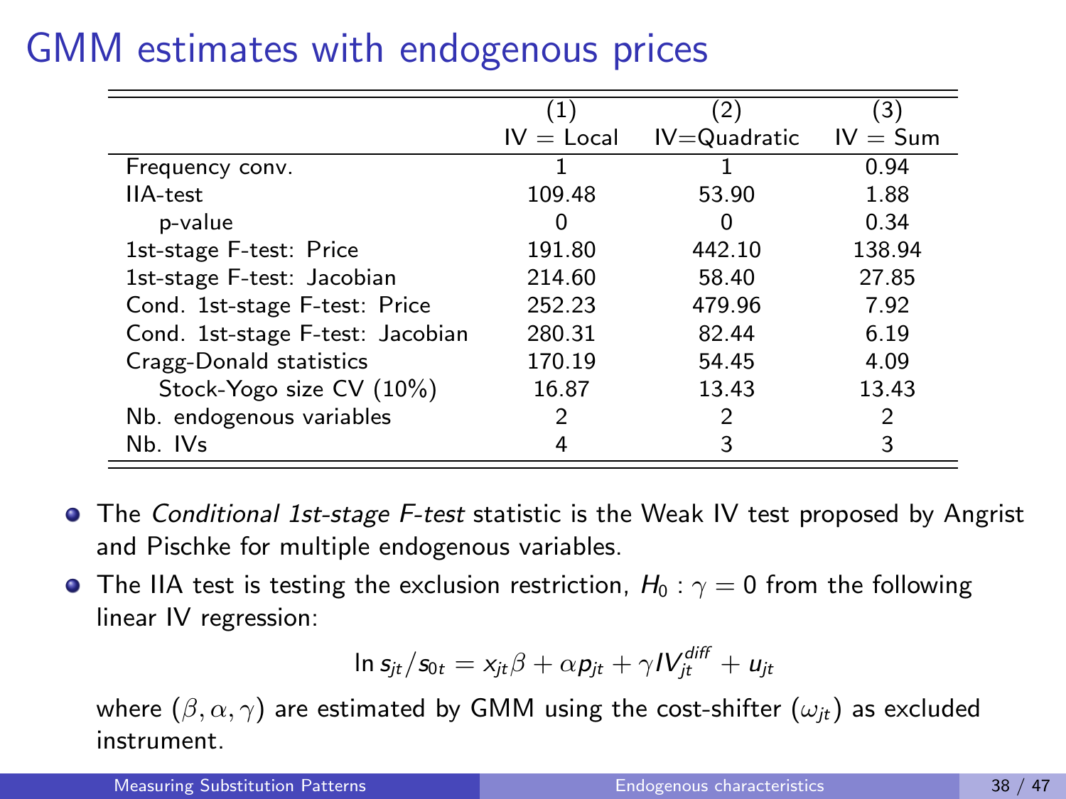# GMM estimates with endogenous prices

| | (1) IV = Local | (2) IV=Quadratic | (3) IV = Sum |
|---|---|---|---|
| Frequency conv. | 1 | 1 | 0.94 |
| IIA-test | 109.48 | 53.90 | 1.88 |
| p-value | 0 | 0 | 0.34 |
| 1st-stage F-test: Price | 191.80 | 442.10 | 138.94 |
| 1st-stage F-test: Jacobian | 214.60 | 58.40 | 27.85 |
| Cond. 1st-stage F-test: Price | 252.23 | 479.96 | 7.92 |
| Cond. 1st-stage F-test: Jacobian | 280.31 | 82.44 | 6.19 |
| Cragg-Donald statistics | 170.19 | 54.45 | 4.09 |
| Stock-Yogo size CV (10%) | 16.87 | 13.43 | 13.43 |
| Nb. endogenous variables | 2 | 2 | 2 |
| Nb. IVs | 4 | 3 | 3 |

- The *Conditional 1st-stage F-test* statistic is the Weak IV test proposed by Angrist and Pischke for multiple endogenous variables.
- The IIA test is testing the exclusion restriction, $H_0 : \gamma = 0$ from the following linear IV regression:

$$\ln s_{jt}/s_{0t} = x_{jt}\beta + \alpha p_{jt} + \gamma IV_{jt}^{diff} + u_{jt}$$

  where $(\beta, \alpha, \gamma)$ are estimated by GMM using the cost-shifter $(\omega_{jt})$ as excluded instrument.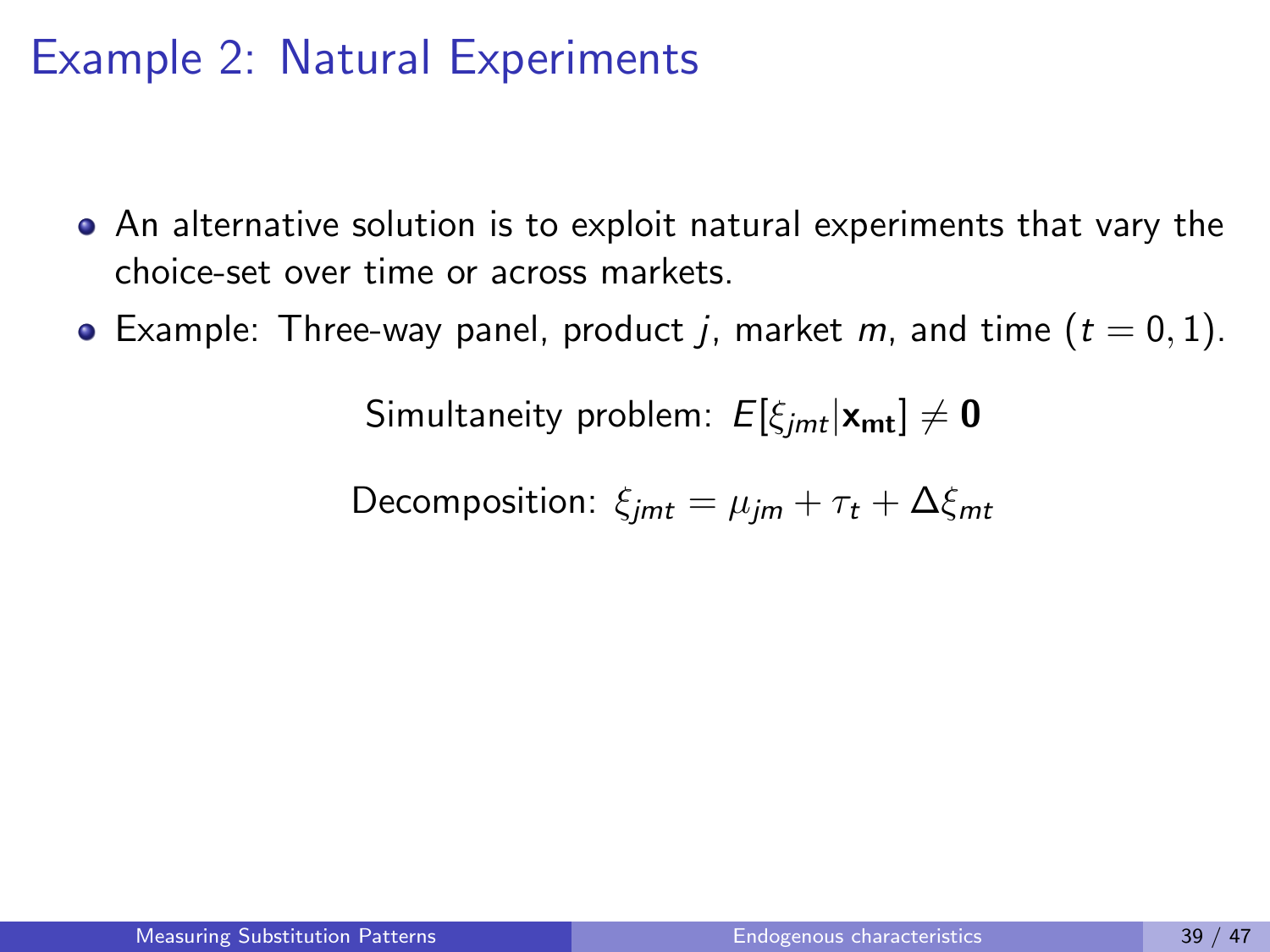# Example 2: Natural Experiments

- An alternative solution is to exploit natural experiments that vary the choice-set over time or across markets.
- Example: Three-way panel, product $j$, market $m$, and time ($t = 0, 1$).

$$\text{Simultaneity problem: } E[\xi_{jmt}|\mathbf{x}_{\mathbf{mt}}] \neq \mathbf{0}$$

$$\text{Decomposition: } \xi_{jmt} = \mu_{jm} + \tau_t + \Delta\xi_{mt}$$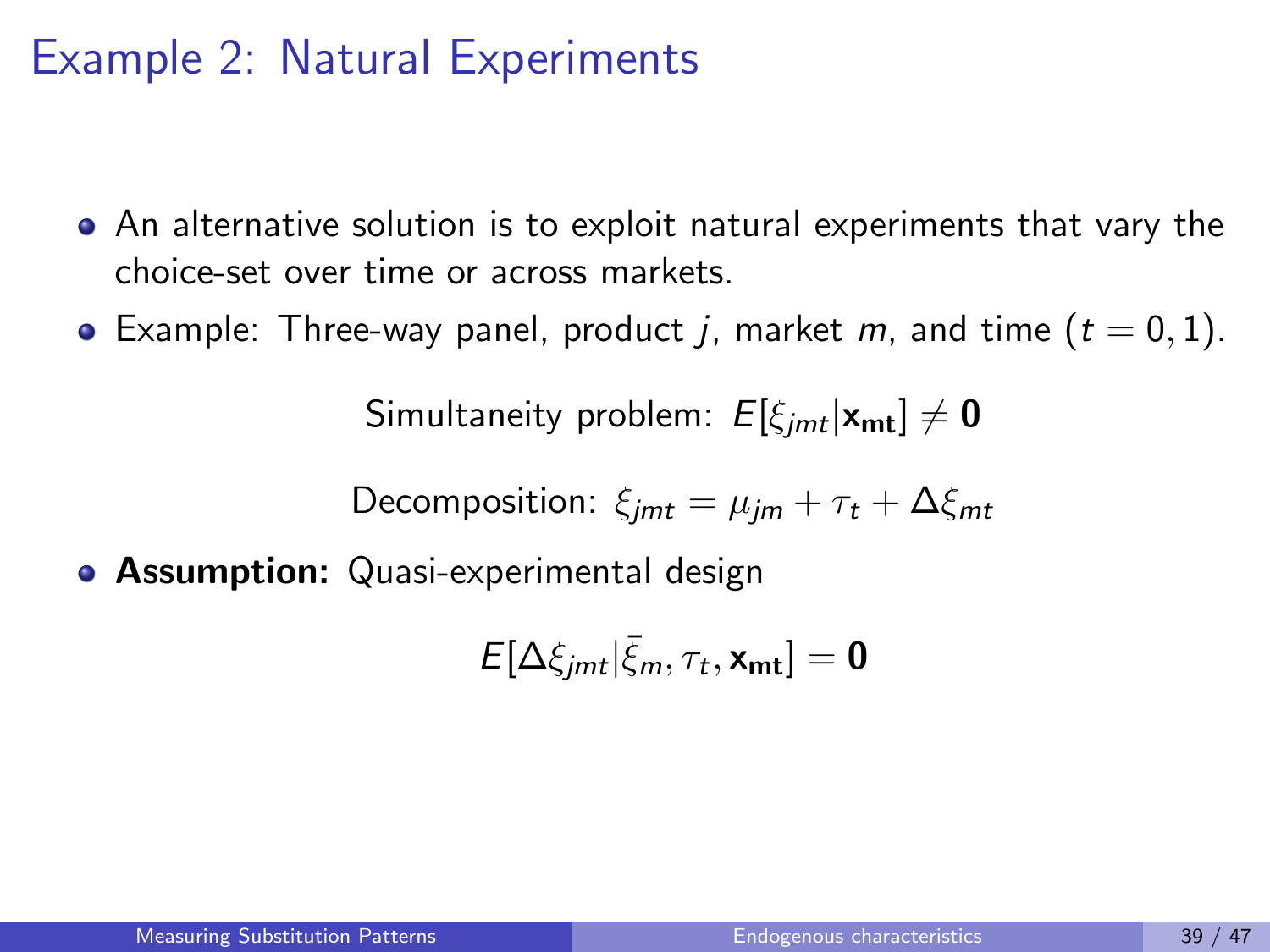# Example 2: Natural Experiments

- An alternative solution is to exploit natural experiments that vary the choice-set over time or across markets.
- Example: Three-way panel, product $j$, market $m$, and time ($t = 0, 1$).

$$\text{Simultaneity problem: } E[\xi_{jmt} | \mathbf{x_{mt}}] \neq \mathbf{0}$$

$$\text{Decomposition: } \xi_{jmt} = \mu_{jm} + \tau_t + \Delta\xi_{mt}$$

- **Assumption:** Quasi-experimental design

$$E[\Delta\xi_{jmt} | \bar{\xi}_m, \tau_t, \mathbf{x_{mt}}] = \mathbf{0}$$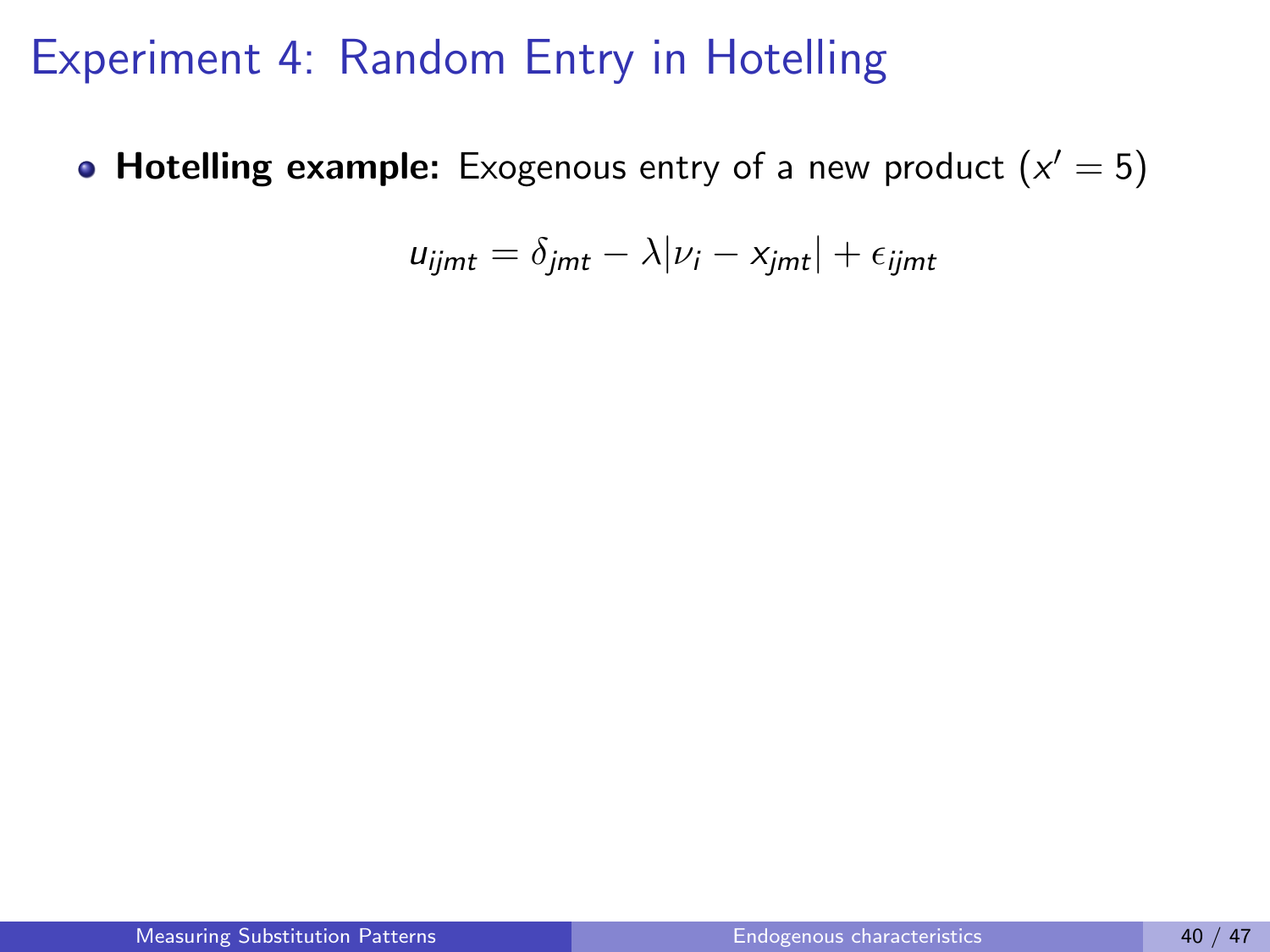# Experiment 4: Random Entry in Hotelling

- **Hotelling example:** Exogenous entry of a new product ($x' = 5$)

$$u_{ijmt} = \delta_{jmt} - \lambda|\nu_i - x_{jmt}| + \epsilon_{ijmt}$$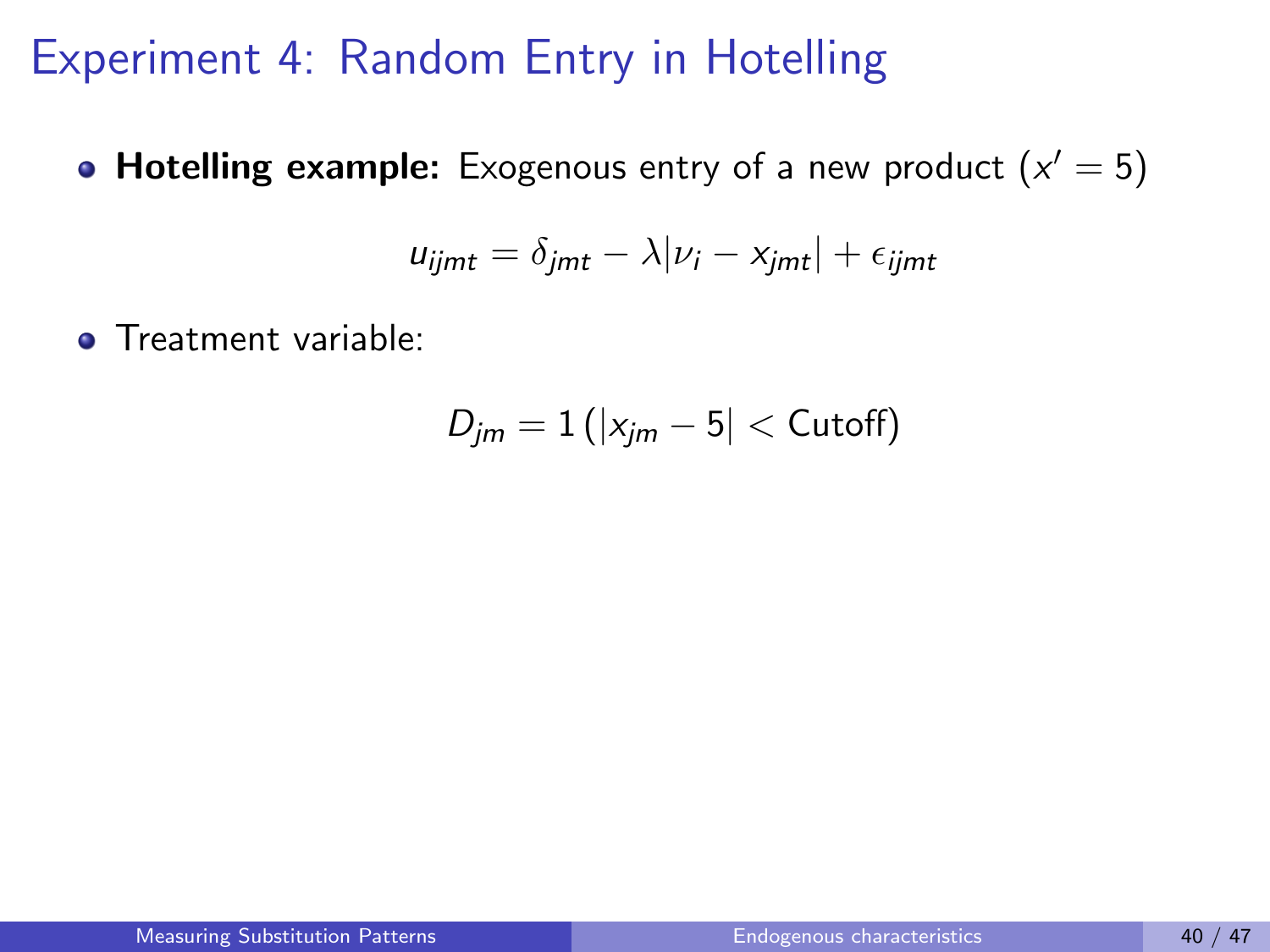# Experiment 4: Random Entry in Hotelling

- **Hotelling example:** Exogenous entry of a new product ($x' = 5$)

$$u_{ijmt} = \delta_{jmt} - \lambda |\nu_i - x_{jmt}| + \epsilon_{ijmt}$$

- Treatment variable:

$$D_{jm} = 1\left(|x_{jm} - 5| < \text{Cutoff}\right)$$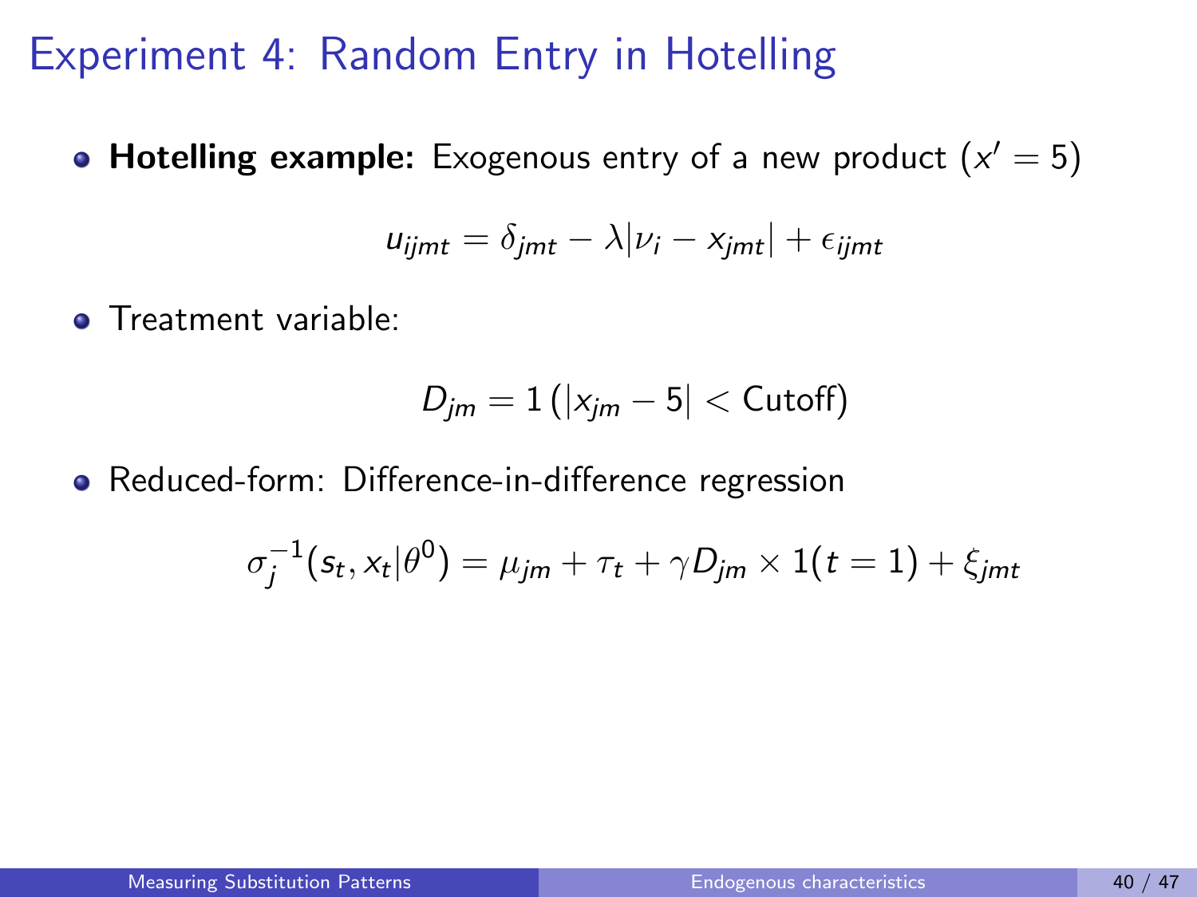# Experiment 4: Random Entry in Hotelling

- **Hotelling example:** Exogenous entry of a new product ($x' = 5$)

$$u_{ijmt} = \delta_{jmt} - \lambda|\nu_i - x_{jmt}| + \epsilon_{ijmt}$$

- Treatment variable:

$$D_{jm} = 1\left(|x_{jm} - 5| < \text{Cutoff}\right)$$

- Reduced-form: Difference-in-difference regression

$$\sigma_j^{-1}(s_t, x_t|\theta^0) = \mu_{jm} + \tau_t + \gamma D_{jm} \times 1(t=1) + \xi_{jmt}$$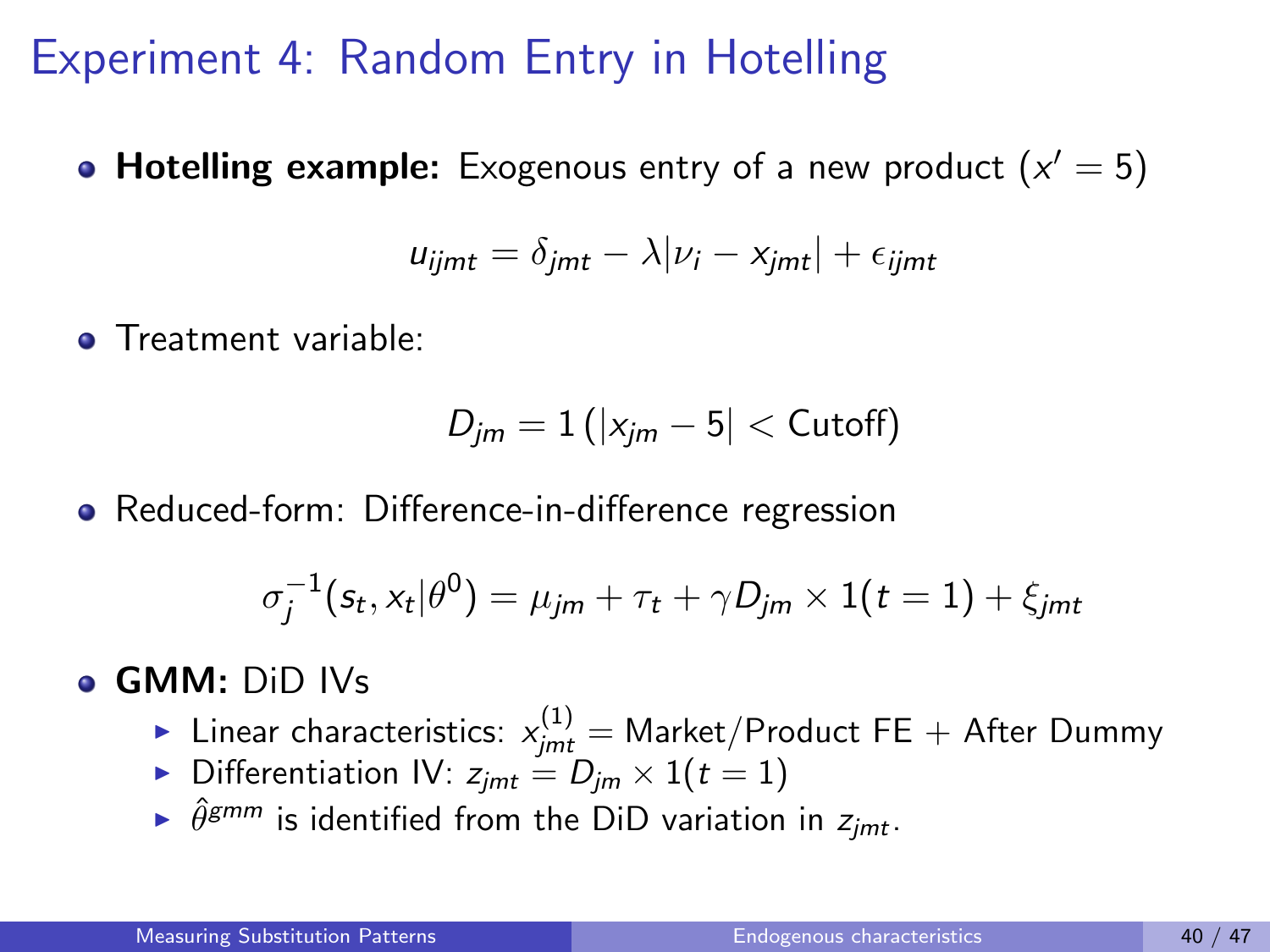# Experiment 4: Random Entry in Hotelling

- **Hotelling example:** Exogenous entry of a new product ($x' = 5$)

$$u_{ijmt} = \delta_{jmt} - \lambda |\nu_i - x_{jmt}| + \epsilon_{ijmt}$$

- Treatment variable:

$$D_{jm} = 1\left(|x_{jm} - 5| < \text{Cutoff}\right)$$

- Reduced-form: Difference-in-difference regression

$$\sigma_j^{-1}(s_t, x_t | \theta^0) = \mu_{jm} + \tau_t + \gamma D_{jm} \times 1(t = 1) + \xi_{jmt}$$

- **GMM:** DiD IVs
  - Linear characteristics: $x^{(1)}_{jmt}$ = Market/Product FE + After Dummy
  - Differentiation IV: $z_{jmt} = D_{jm} \times 1(t = 1)$
  - $\hat{\theta}^{gmm}$ is identified from the DiD variation in $z_{jmt}$.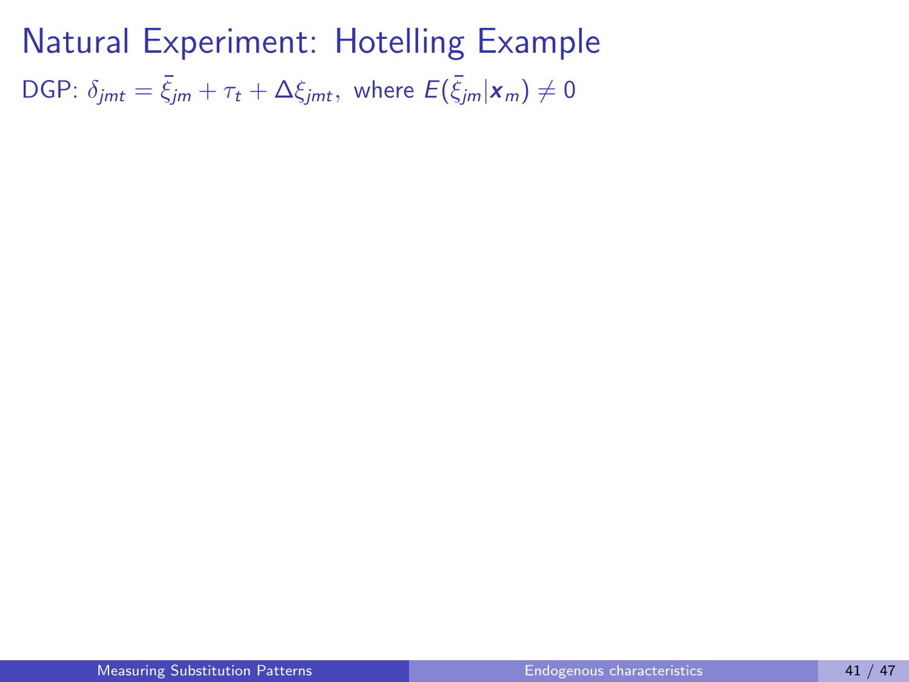# Natural Experiment: Hotelling Example

DGP: $\delta_{jmt} = \bar{\xi}_{jm} + \tau_t + \Delta\xi_{jmt},$ where $E(\bar{\xi}_{jm}|\boldsymbol{x}_m) \neq 0$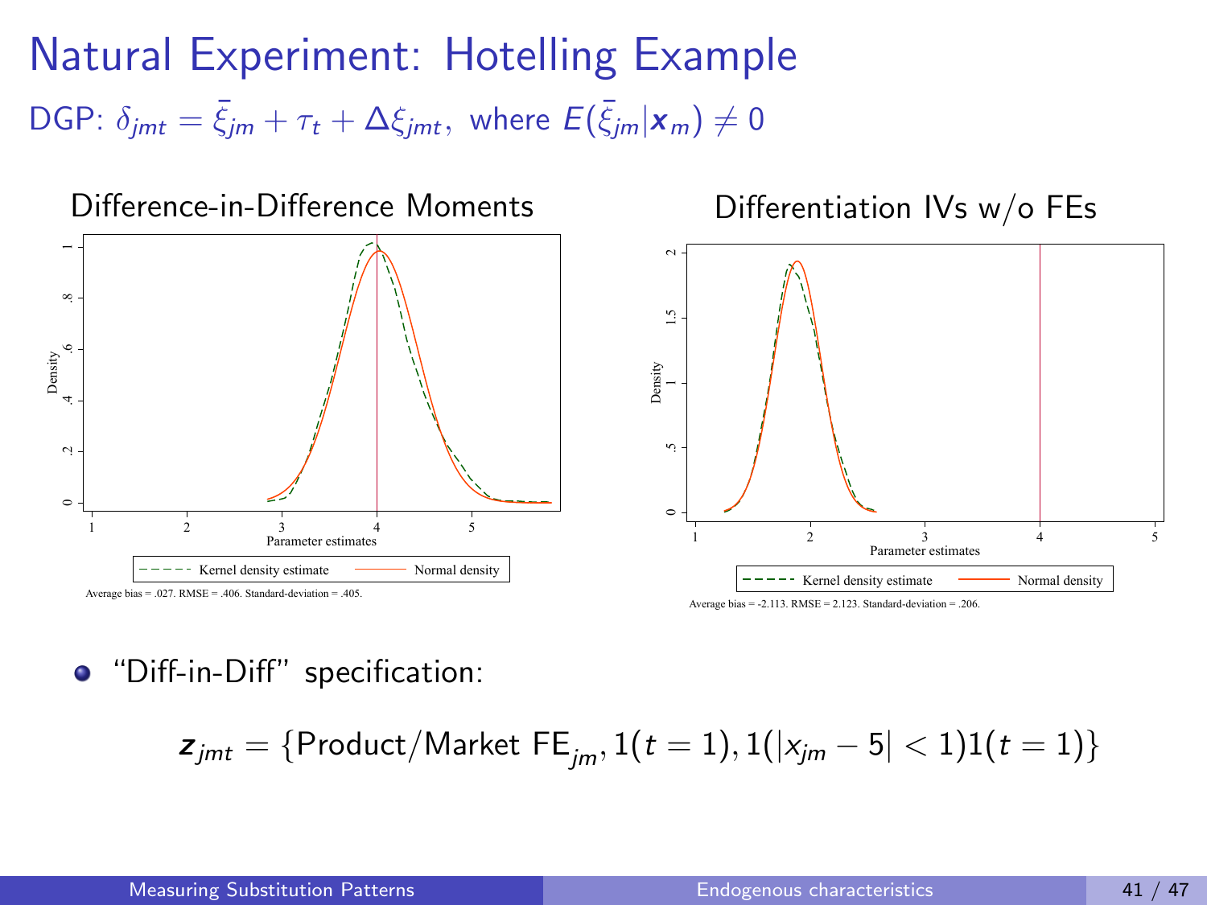# Natural Experiment: Hotelling Example

DGP: $\delta_{jmt} = \bar{\xi}_{jm} + \tau_t + \Delta\xi_{jmt}$, where $E(\bar{\xi}_{jm}|\boldsymbol{x}_m) \neq 0$

**Difference-in-Difference Moments**

Average bias = .027. RMSE = .406. Standard-deviation = .405.

**Differentiation IVs w/o FEs**

Average bias = -2.113. RMSE = 2.123. Standard-deviation = .206.

- "Diff-in-Diff" specification:

$$\boldsymbol{z}_{jmt} = \{\text{Product/Market FE}_{jm}, 1(t=1), 1(|x_{jm} - 5| < 1)1(t=1)\}$$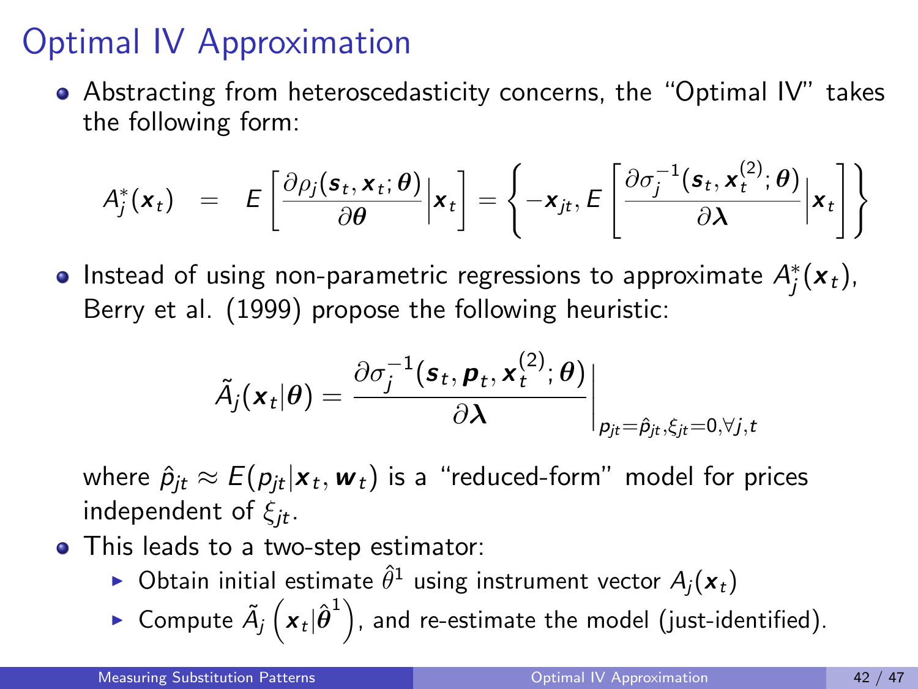# Optimal IV Approximation

- Abstracting from heteroscedasticity concerns, the "Optimal IV" takes the following form:

$$A_j^*(\boldsymbol{x}_t) \;=\; E\left[\frac{\partial \rho_j(\boldsymbol{s}_t, \boldsymbol{x}_t; \boldsymbol{\theta})}{\partial \boldsymbol{\theta}} \Big| \boldsymbol{x}_t\right] = \left\{-\boldsymbol{x}_{jt}, E\left[\frac{\partial \sigma_j^{-1}(\boldsymbol{s}_t, \boldsymbol{x}_t^{(2)}; \boldsymbol{\theta})}{\partial \boldsymbol{\lambda}} \Big| \boldsymbol{x}_t\right]\right\}$$

- Instead of using non-parametric regressions to approximate $A_j^*(\boldsymbol{x}_t)$, Berry et al. (1999) propose the following heuristic:

$$\tilde{A}_j(\boldsymbol{x}_t|\boldsymbol{\theta}) = \frac{\partial \sigma_j^{-1}(\boldsymbol{s}_t, \boldsymbol{p}_t, \boldsymbol{x}_t^{(2)}; \boldsymbol{\theta})}{\partial \boldsymbol{\lambda}}\Bigg|_{p_{jt}=\hat{p}_{jt}, \xi_{jt}=0, \forall j,t}$$

  where $\hat{p}_{jt} \approx E(p_{jt}|\boldsymbol{x}_t, \boldsymbol{w}_t)$ is a "reduced-form" model for prices independent of $\xi_{jt}$.

- This leads to a two-step estimator:
  - Obtain initial estimate $\hat{\theta}^1$ using instrument vector $A_j(\boldsymbol{x}_t)$
  - Compute $\tilde{A}_j\left(\boldsymbol{x}_t|\hat{\boldsymbol{\theta}}^1\right)$, and re-estimate the model (just-identified).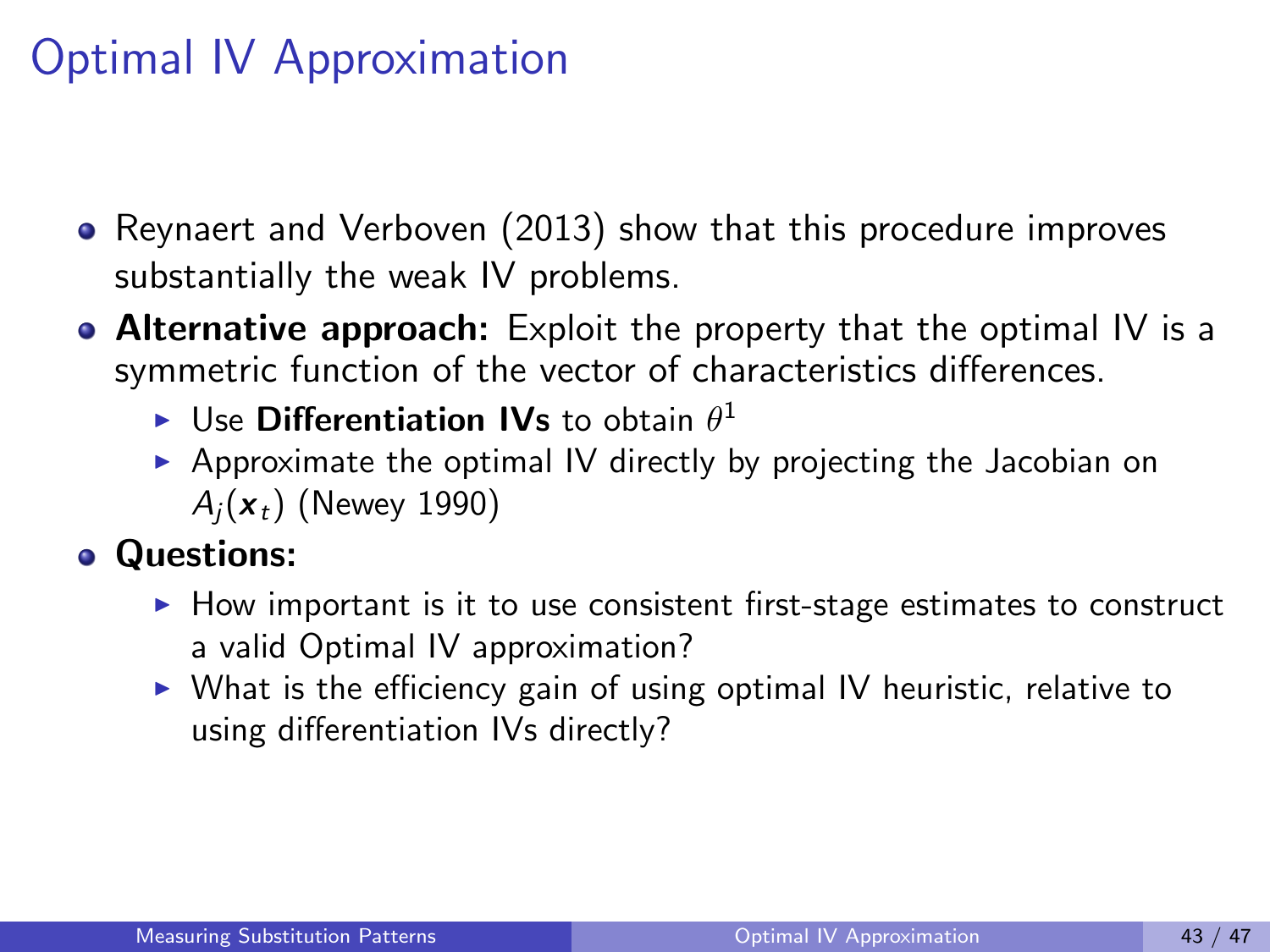# Optimal IV Approximation

- Reynaert and Verboven (2013) show that this procedure improves substantially the weak IV problems.
- **Alternative approach:** Exploit the property that the optimal IV is a symmetric function of the vector of characteristics differences.
  - Use **Differentiation IVs** to obtain $\theta^1$
  - Approximate the optimal IV directly by projecting the Jacobian on $A_j(\boldsymbol{x}_t)$ (Newey 1990)
- **Questions:**
  - How important is it to use consistent first-stage estimates to construct a valid Optimal IV approximation?
  - What is the efficiency gain of using optimal IV heuristic, relative to using differentiation IVs directly?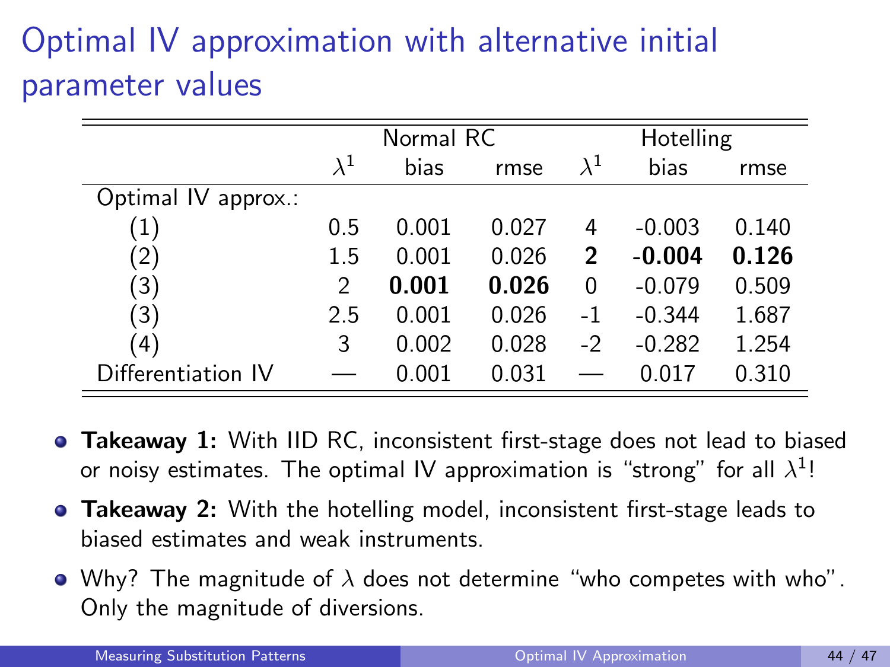# Optimal IV approximation with alternative initial parameter values

| | Normal RC | | | Hotelling | | |
|---|---|---|---|---|---|---|
| | $\lambda^1$ | bias | rmse | $\lambda^1$ | bias | rmse |
| Optimal IV approx.: | | | | | | |
| (1) | 0.5 | 0.001 | 0.027 | 4 | -0.003 | 0.140 |
| (2) | 1.5 | 0.001 | 0.026 | **2** | **-0.004** | **0.126** |
| (3) | 2 | **0.001** | **0.026** | 0 | -0.079 | 0.509 |
| (3) | 2.5 | 0.001 | 0.026 | -1 | -0.344 | 1.687 |
| (4) | 3 | 0.002 | 0.028 | -2 | -0.282 | 1.254 |
| Differentiation IV | — | 0.001 | 0.031 | — | 0.017 | 0.310 |

- **Takeaway 1:** With IID RC, inconsistent first-stage does not lead to biased or noisy estimates. The optimal IV approximation is "strong" for all $\lambda^1$!
- **Takeaway 2:** With the hotelling model, inconsistent first-stage leads to biased estimates and weak instruments.
- Why? The magnitude of $\lambda$ does not determine "who competes with who". Only the magnitude of diversions.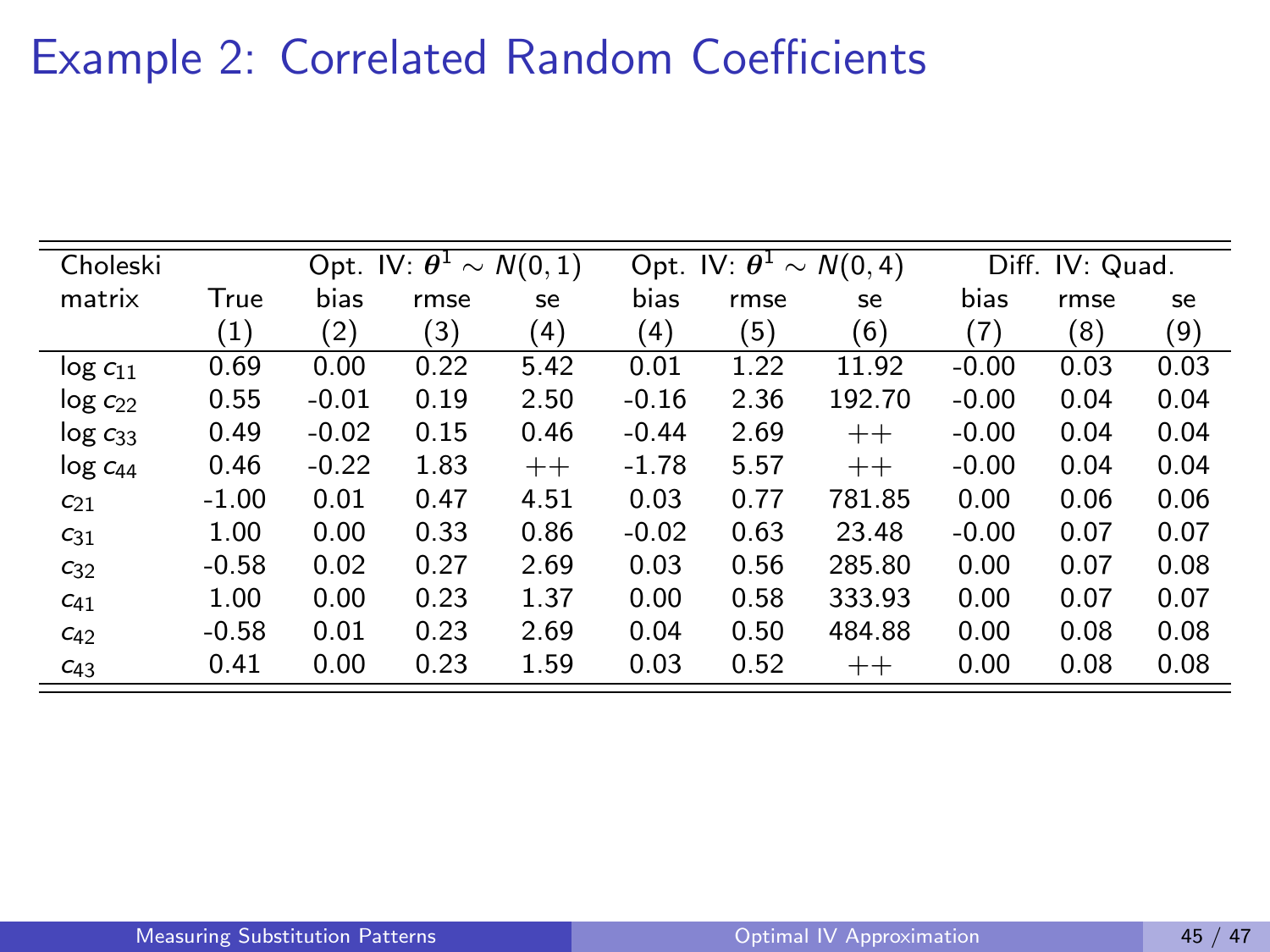# Example 2: Correlated Random Coefficients

| Choleski | | Opt. IV: $\boldsymbol{\theta}^1 \sim N(0,1)$ | | | Opt. IV: $\boldsymbol{\theta}^1 \sim N(0,4)$ | | | Diff. IV: Quad. | | |
|---|---|---|---|---|---|---|---|---|---|---|
| matrix | True | bias | rmse | se | bias | rmse | se | bias | rmse | se |
| | (1) | (2) | (3) | (4) | (4) | (5) | (6) | (7) | (8) | (9) |
| $\log c_{11}$ | 0.69 | 0.00 | 0.22 | 5.42 | 0.01 | 1.22 | 11.92 | -0.00 | 0.03 | 0.03 |
| $\log c_{22}$ | 0.55 | -0.01 | 0.19 | 2.50 | -0.16 | 2.36 | 192.70 | -0.00 | 0.04 | 0.04 |
| $\log c_{33}$ | 0.49 | -0.02 | 0.15 | 0.46 | -0.44 | 2.69 | $++$ | -0.00 | 0.04 | 0.04 |
| $\log c_{44}$ | 0.46 | -0.22 | 1.83 | $++$ | -1.78 | 5.57 | $++$ | -0.00 | 0.04 | 0.04 |
| $c_{21}$ | -1.00 | 0.01 | 0.47 | 4.51 | 0.03 | 0.77 | 781.85 | 0.00 | 0.06 | 0.06 |
| $c_{31}$ | 1.00 | 0.00 | 0.33 | 0.86 | -0.02 | 0.63 | 23.48 | -0.00 | 0.07 | 0.07 |
| $c_{32}$ | -0.58 | 0.02 | 0.27 | 2.69 | 0.03 | 0.56 | 285.80 | 0.00 | 0.07 | 0.08 |
| $c_{41}$ | 1.00 | 0.00 | 0.23 | 1.37 | 0.00 | 0.58 | 333.93 | 0.00 | 0.07 | 0.07 |
| $c_{42}$ | -0.58 | 0.01 | 0.23 | 2.69 | 0.04 | 0.50 | 484.88 | 0.00 | 0.08 | 0.08 |
| $c_{43}$ | 0.41 | 0.00 | 0.23 | 1.59 | 0.03 | 0.52 | $++$ | 0.00 | 0.08 | 0.08 |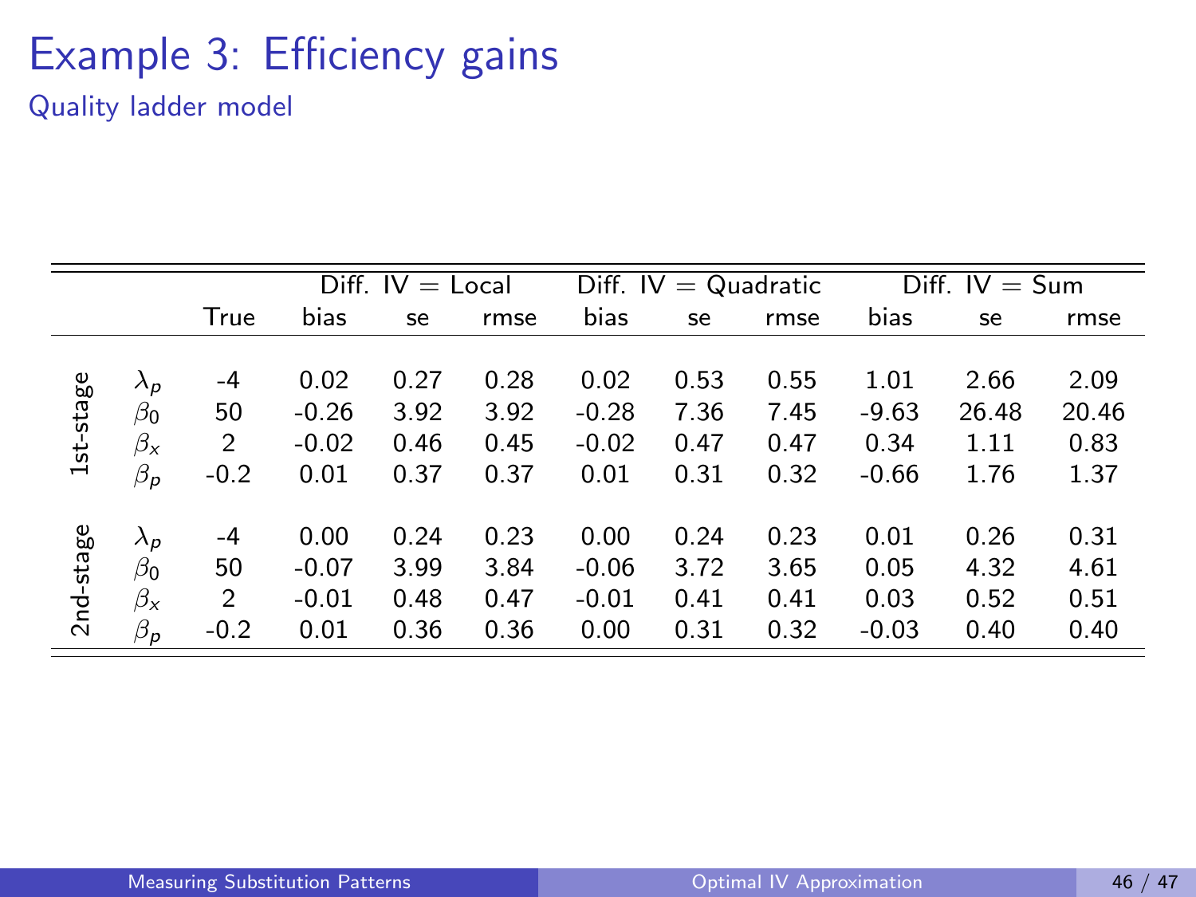# Example 3: Efficiency gains

## Quality ladder model

| | | True | Diff. IV = Local | | | Diff. IV = Quadratic | | | Diff. IV = Sum | | |
|---|---|---|---|---|---|---|---|---|---|---|---|
| | | | bias | se | rmse | bias | se | rmse | bias | se | rmse |
| 1st-stage | $\lambda_p$ | -4 | 0.02 | 0.27 | 0.28 | 0.02 | 0.53 | 0.55 | 1.01 | 2.66 | 2.09 |
| | $\beta_0$ | 50 | -0.26 | 3.92 | 3.92 | -0.28 | 7.36 | 7.45 | -9.63 | 26.48 | 20.46 |
| | $\beta_x$ | 2 | -0.02 | 0.46 | 0.45 | -0.02 | 0.47 | 0.47 | 0.34 | 1.11 | 0.83 |
| | $\beta_p$ | -0.2 | 0.01 | 0.37 | 0.37 | 0.01 | 0.31 | 0.32 | -0.66 | 1.76 | 1.37 |
| 2nd-stage | $\lambda_p$ | -4 | 0.00 | 0.24 | 0.23 | 0.00 | 0.24 | 0.23 | 0.01 | 0.26 | 0.31 |
| | $\beta_0$ | 50 | -0.07 | 3.99 | 3.84 | -0.06 | 3.72 | 3.65 | 0.05 | 4.32 | 4.61 |
| | $\beta_x$ | 2 | -0.01 | 0.48 | 0.47 | -0.01 | 0.41 | 0.41 | 0.03 | 0.52 | 0.51 |
| | $\beta_p$ | -0.2 | 0.01 | 0.36 | 0.36 | 0.00 | 0.31 | 0.32 | -0.03 | 0.40 | 0.40 |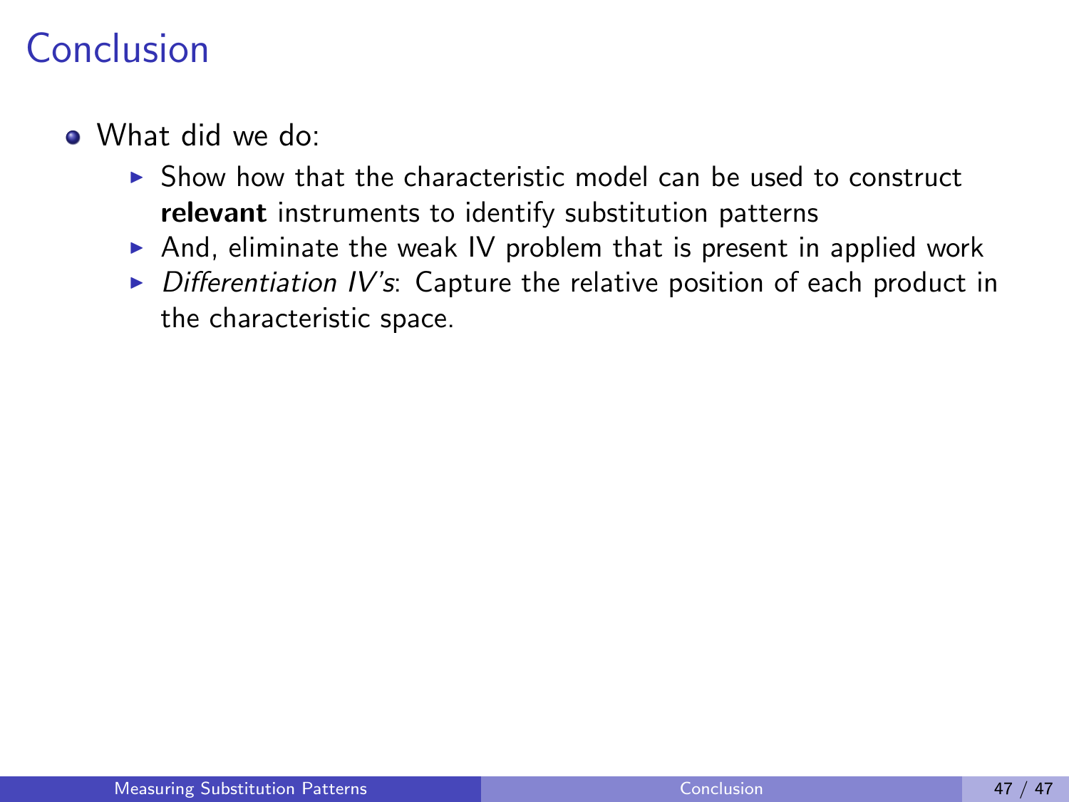# Conclusion

- What did we do:
  - Show how that the characteristic model can be used to construct **relevant** instruments to identify substitution patterns
  - And, eliminate the weak IV problem that is present in applied work
  - *Differentiation IV's*: Capture the relative position of each product in the characteristic space.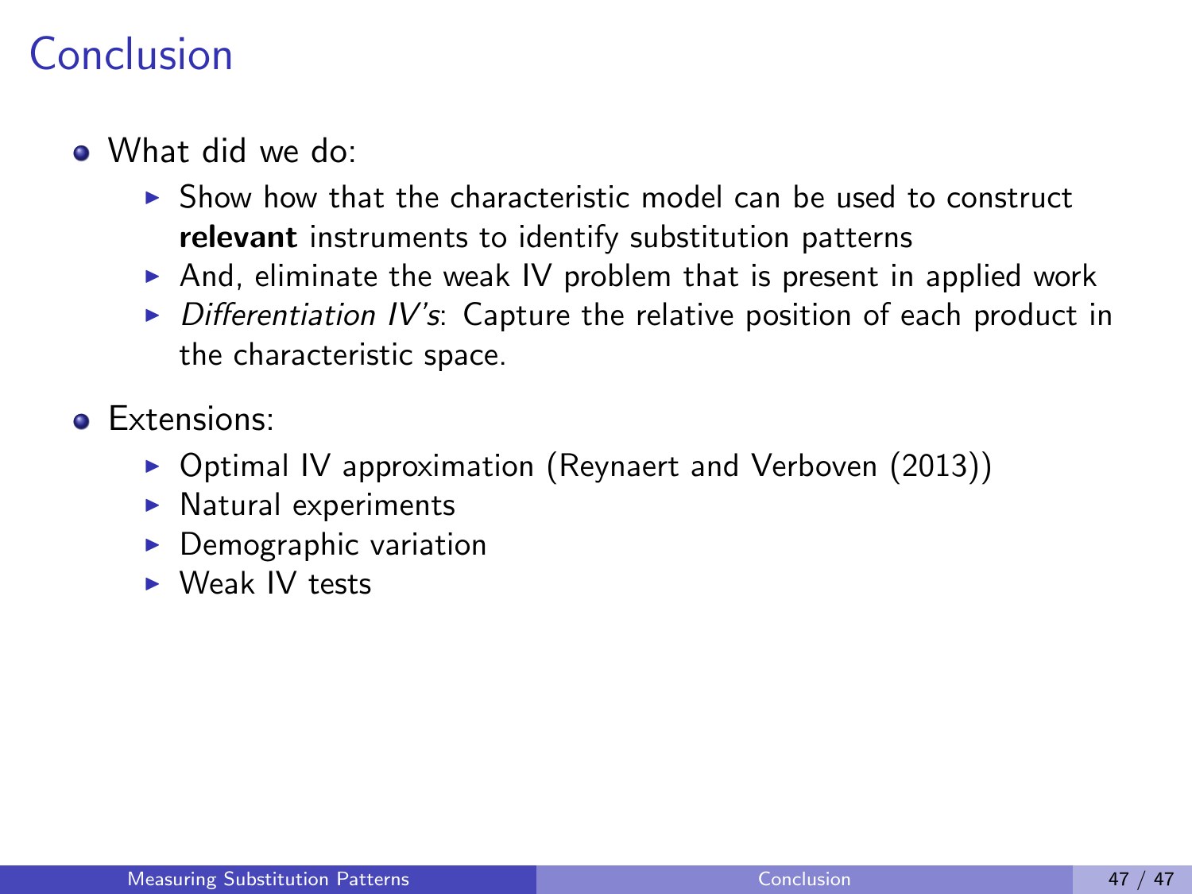# Conclusion

- What did we do:
  - Show how that the characteristic model can be used to construct **relevant** instruments to identify substitution patterns
  - And, eliminate the weak IV problem that is present in applied work
  - *Differentiation IV's*: Capture the relative position of each product in the characteristic space.
- Extensions:
  - Optimal IV approximation (Reynaert and Verboven (2013))
  - Natural experiments
  - Demographic variation
  - Weak IV tests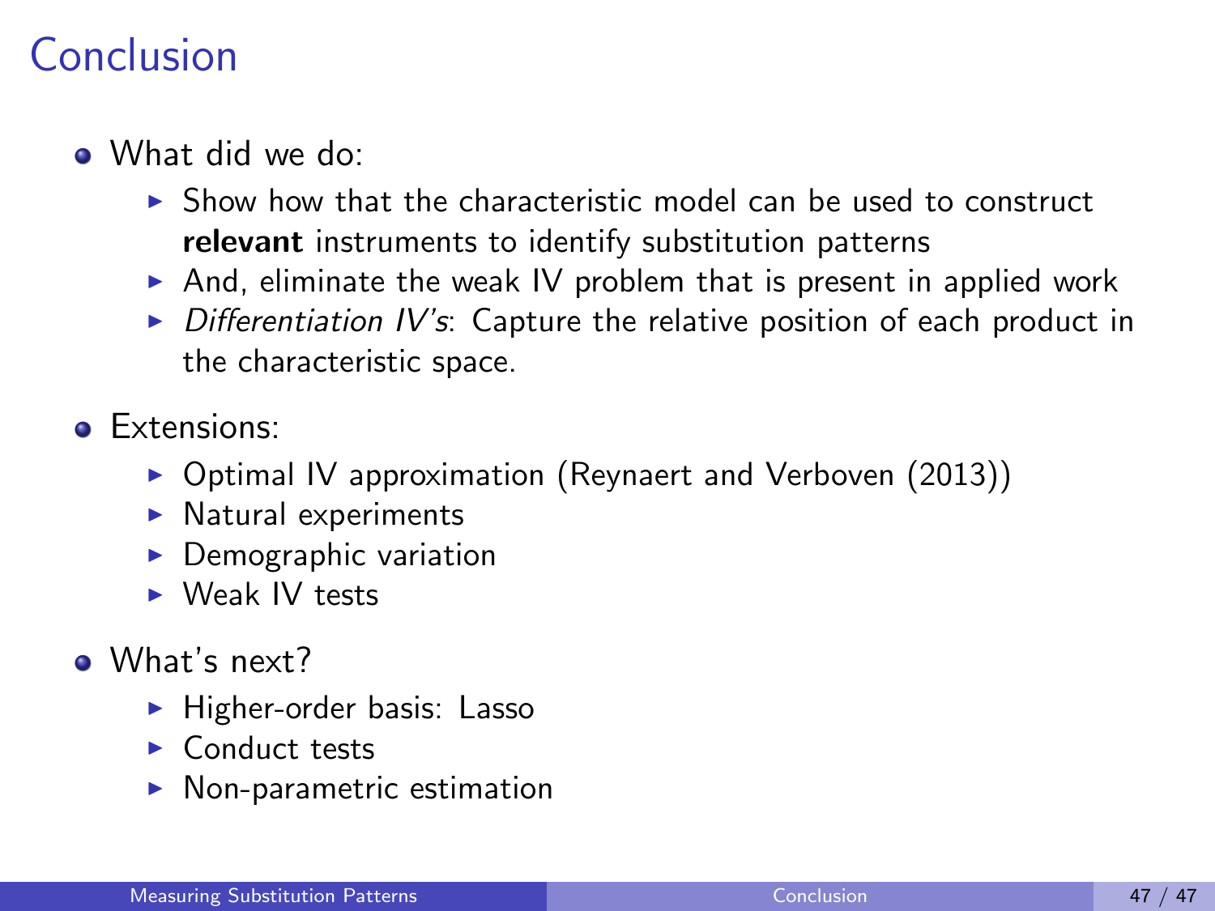# Conclusion

- What did we do:
  - Show how that the characteristic model can be used to construct **relevant** instruments to identify substitution patterns
  - And, eliminate the weak IV problem that is present in applied work
  - *Differentiation IV's*: Capture the relative position of each product in the characteristic space.
- Extensions:
  - Optimal IV approximation (Reynaert and Verboven (2013))
  - Natural experiments
  - Demographic variation
  - Weak IV tests
- What's next?
  - Higher-order basis: Lasso
  - Conduct tests
  - Non-parametric estimation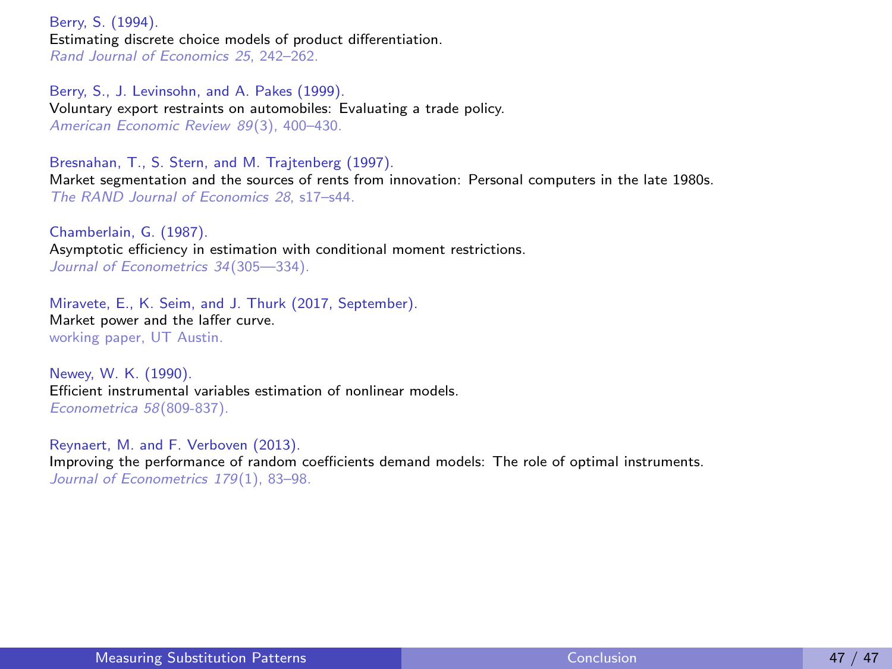Berry, S. (1994).
Estimating discrete choice models of product differentiation.
*Rand Journal of Economics 25*, 242–262.

Berry, S., J. Levinsohn, and A. Pakes (1999).
Voluntary export restraints on automobiles: Evaluating a trade policy.
*American Economic Review 89*(3), 400–430.

Bresnahan, T., S. Stern, and M. Trajtenberg (1997).
Market segmentation and the sources of rents from innovation: Personal computers in the late 1980s.
*The RAND Journal of Economics 28*, s17–s44.

Chamberlain, G. (1987).
Asymptotic efficiency in estimation with conditional moment restrictions.
*Journal of Econometrics 34*(305—334).

Miravete, E., K. Seim, and J. Thurk (2017, September).
Market power and the laffer curve.
working paper, UT Austin.

Newey, W. K. (1990).
Efficient instrumental variables estimation of nonlinear models.
*Econometrica 58*(809-837).

Reynaert, M. and F. Verboven (2013).
Improving the performance of random coefficients demand models: The role of optimal instruments.
*Journal of Econometrics 179*(1), 83–98.